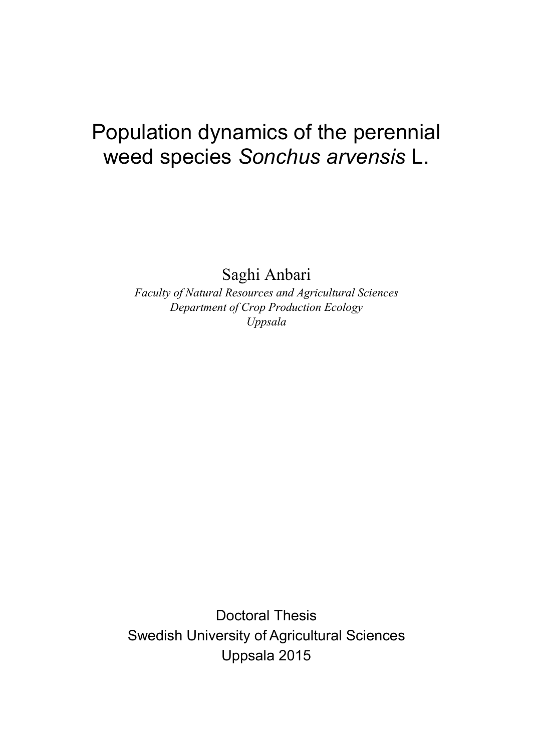# Population dynamics of the perennial weed species *Sonchus arvensis* L.

Saghi Anbari

*Faculty of Natural Resources and Agricultural Sciences*
*Department of Crop Production Ecology*
*Uppsala*

Doctoral Thesis
Swedish University of Agricultural Sciences
Uppsala 2015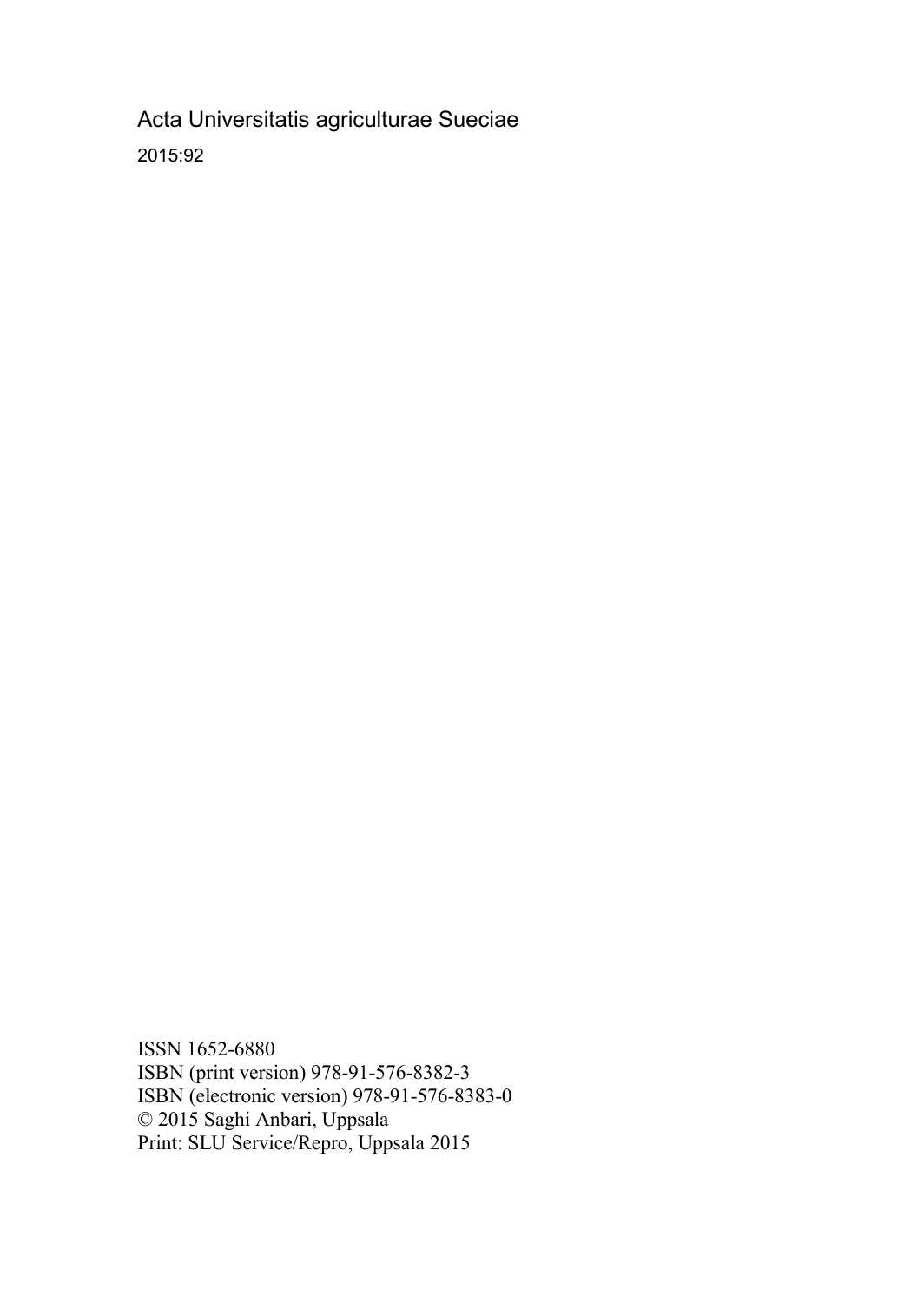Acta Universitatis agriculturae Sueciae

2015:92

ISSN 1652-6880
ISBN (print version) 978-91-576-8382-3
ISBN (electronic version) 978-91-576-8383-0
© 2015 Saghi Anbari, Uppsala
Print: SLU Service/Repro, Uppsala 2015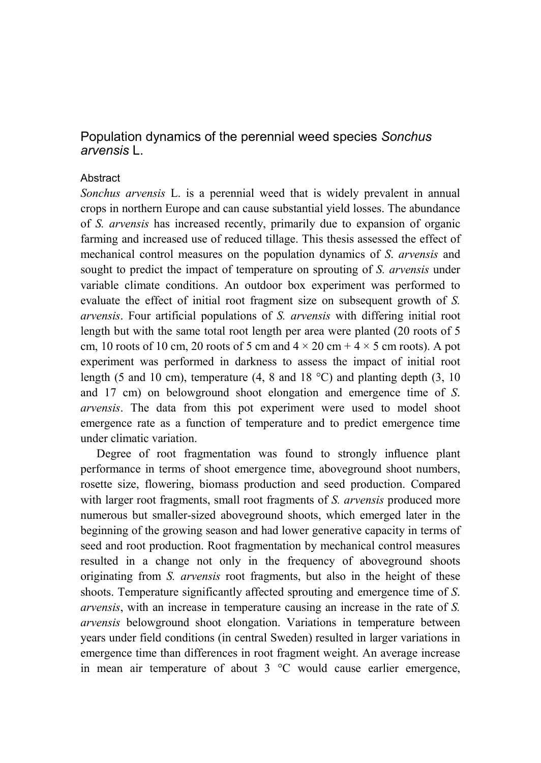# Population dynamics of the perennial weed species *Sonchus arvensis* L.

## Abstract

*Sonchus arvensis* L. is a perennial weed that is widely prevalent in annual crops in northern Europe and can cause substantial yield losses. The abundance of *S. arvensis* has increased recently, primarily due to expansion of organic farming and increased use of reduced tillage. This thesis assessed the effect of mechanical control measures on the population dynamics of *S. arvensis* and sought to predict the impact of temperature on sprouting of *S. arvensis* under variable climate conditions. An outdoor box experiment was performed to evaluate the effect of initial root fragment size on subsequent growth of *S. arvensis*. Four artificial populations of *S. arvensis* with differing initial root length but with the same total root length per area were planted (20 roots of 5 cm, 10 roots of 10 cm, 20 roots of 5 cm and 4 × 20 cm + 4 × 5 cm roots). A pot experiment was performed in darkness to assess the impact of initial root length (5 and 10 cm), temperature (4, 8 and 18 °C) and planting depth (3, 10 and 17 cm) on belowground shoot elongation and emergence time of *S. arvensis*. The data from this pot experiment were used to model shoot emergence rate as a function of temperature and to predict emergence time under climatic variation.

Degree of root fragmentation was found to strongly influence plant performance in terms of shoot emergence time, aboveground shoot numbers, rosette size, flowering, biomass production and seed production. Compared with larger root fragments, small root fragments of *S. arvensis* produced more numerous but smaller-sized aboveground shoots, which emerged later in the beginning of the growing season and had lower generative capacity in terms of seed and root production. Root fragmentation by mechanical control measures resulted in a change not only in the frequency of aboveground shoots originating from *S. arvensis* root fragments, but also in the height of these shoots. Temperature significantly affected sprouting and emergence time of *S. arvensis*, with an increase in temperature causing an increase in the rate of *S. arvensis* belowground shoot elongation. Variations in temperature between years under field conditions (in central Sweden) resulted in larger variations in emergence time than differences in root fragment weight. An average increase in mean air temperature of about 3 °C would cause earlier emergence,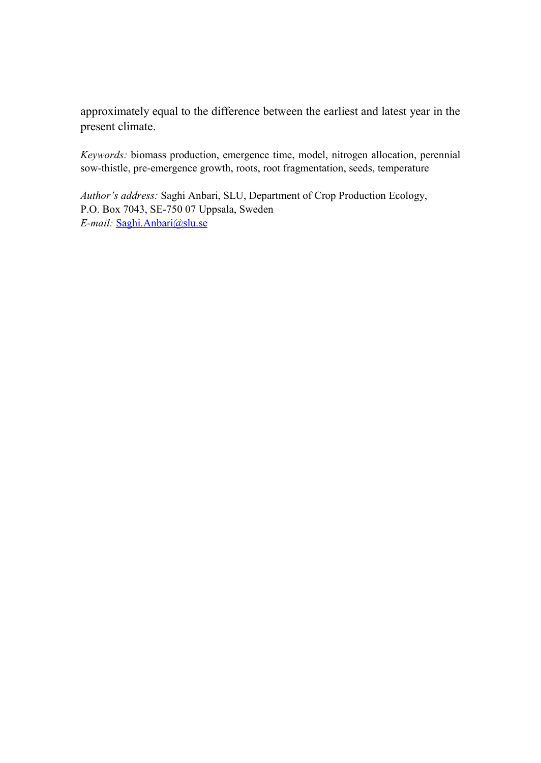approximately equal to the difference between the earliest and latest year in the present climate.

*Keywords:* biomass production, emergence time, model, nitrogen allocation, perennial sow-thistle, pre-emergence growth, roots, root fragmentation, seeds, temperature

*Author's address:* Saghi Anbari, SLU, Department of Crop Production Ecology, P.O. Box 7043, SE-750 07 Uppsala, Sweden
*E-mail:* Saghi.Anbari@slu.se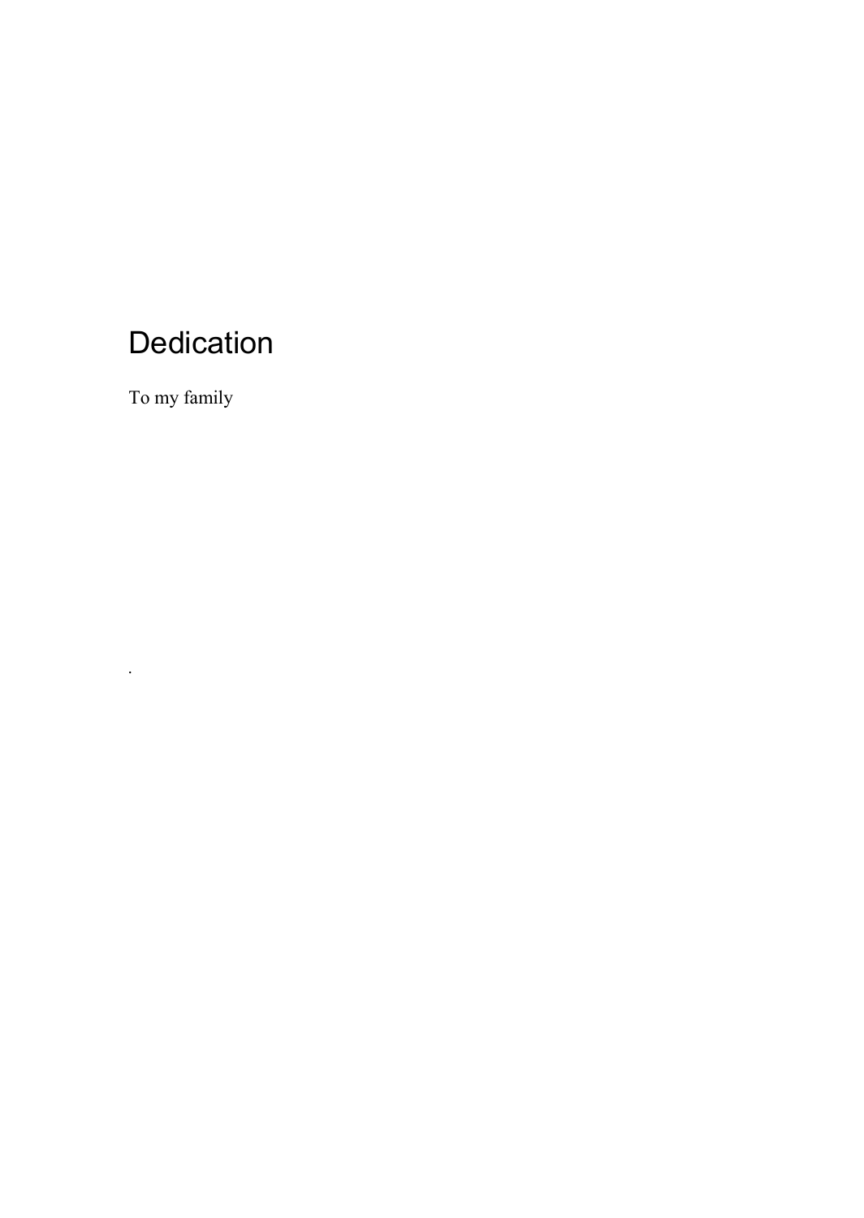# Dedication

To my family

.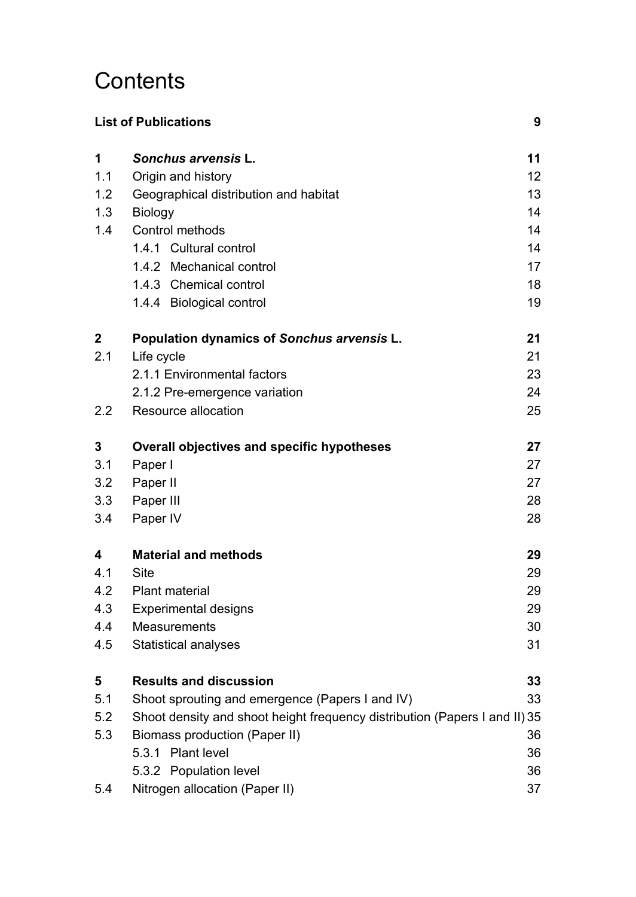# Contents

**List of Publications** **9**

**1** ***Sonchus arvensis* L.** **11**

1.1 Origin and history 12

1.2 Geographical distribution and habitat 13

1.3 Biology 14

1.4 Control methods 14

- 1.4.1 Cultural control 14
- 1.4.2 Mechanical control 17
- 1.4.3 Chemical control 18
- 1.4.4 Biological control 19

**2** **Population dynamics of *Sonchus arvensis* L.** **21**

2.1 Life cycle 21

- 2.1.1 Environmental factors 23
- 2.1.2 Pre-emergence variation 24

2.2 Resource allocation 25

**3** **Overall objectives and specific hypotheses** **27**

3.1 Paper I 27

3.2 Paper II 27

3.3 Paper III 28

3.4 Paper IV 28

**4** **Material and methods** **29**

4.1 Site 29

4.2 Plant material 29

4.3 Experimental designs 29

4.4 Measurements 30

4.5 Statistical analyses 31

**5** **Results and discussion** **33**

5.1 Shoot sprouting and emergence (Papers I and IV) 33

5.2 Shoot density and shoot height frequency distribution (Papers I and II) 35

5.3 Biomass production (Paper II) 36

- 5.3.1 Plant level 36
- 5.3.2 Population level 36

5.4 Nitrogen allocation (Paper II) 37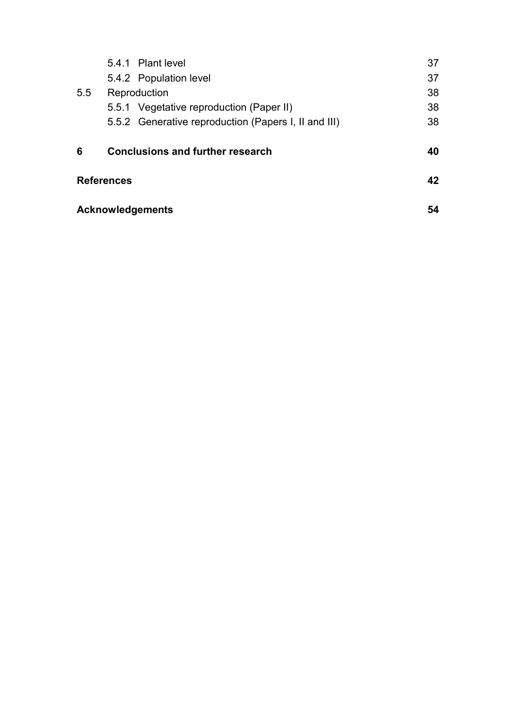5.4.1 Plant level 37

5.4.2 Population level 37

5.5 Reproduction 38

5.5.1 Vegetative reproduction (Paper II) 38

5.5.2 Generative reproduction (Papers I, II and III) 38

**6 Conclusions and further research 40**

**References 42**

**Acknowledgements 54**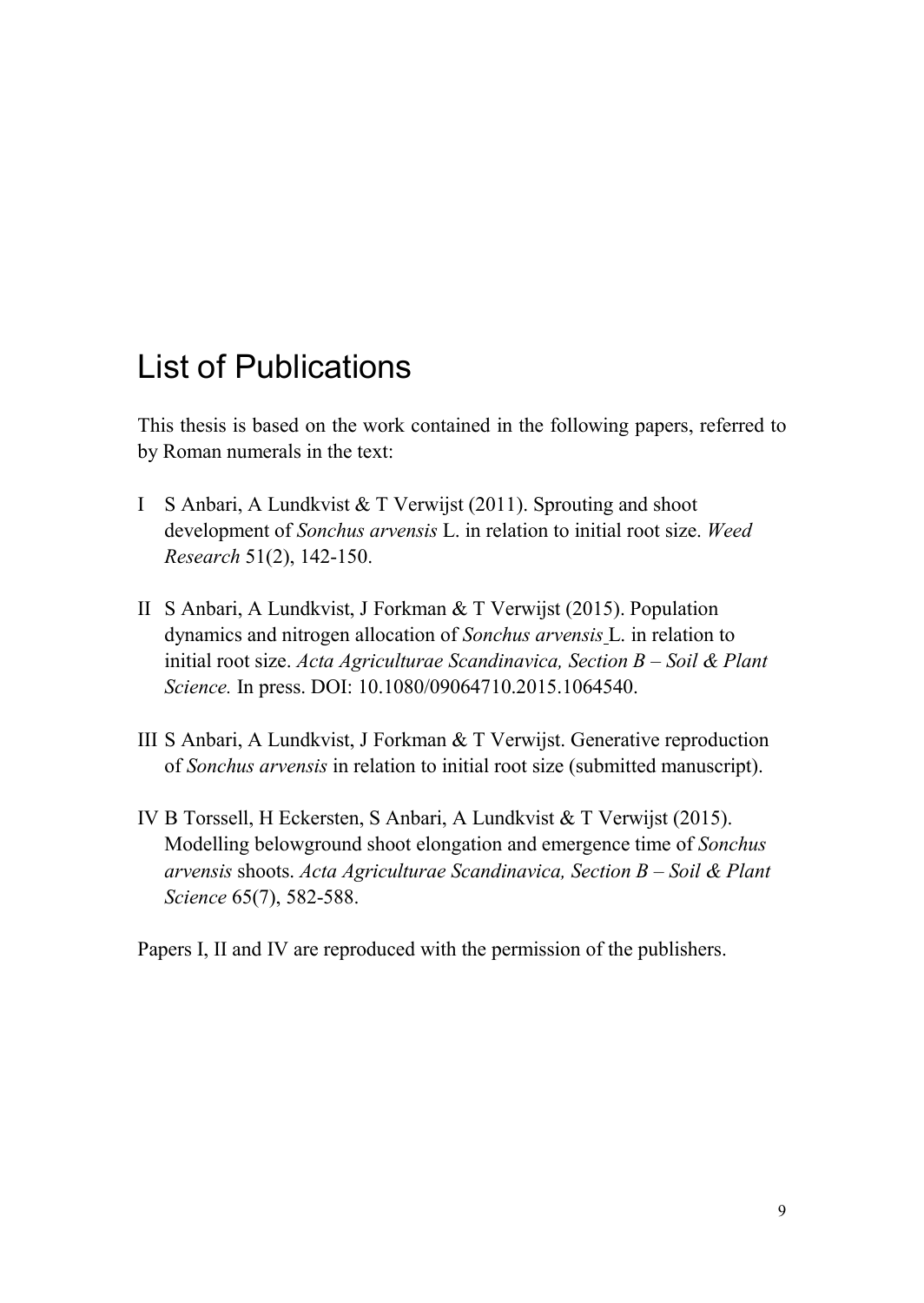# List of Publications

This thesis is based on the work contained in the following papers, referred to by Roman numerals in the text:

I S Anbari, A Lundkvist & T Verwijst (2011). Sprouting and shoot development of *Sonchus arvensis* L. in relation to initial root size. *Weed Research* 51(2), 142-150.

II S Anbari, A Lundkvist, J Forkman & T Verwijst (2015). Population dynamics and nitrogen allocation of *Sonchus arvensis* L. in relation to initial root size. *Acta Agriculturae Scandinavica, Section B – Soil & Plant Science.* In press. DOI: 10.1080/09064710.2015.1064540.

III S Anbari, A Lundkvist, J Forkman & T Verwijst. Generative reproduction of *Sonchus arvensis* in relation to initial root size (submitted manuscript).

IV B Torssell, H Eckersten, S Anbari, A Lundkvist & T Verwijst (2015). Modelling belowground shoot elongation and emergence time of *Sonchus arvensis* shoots. *Acta Agriculturae Scandinavica, Section B – Soil & Plant Science* 65(7), 582-588.

Papers I, II and IV are reproduced with the permission of the publishers.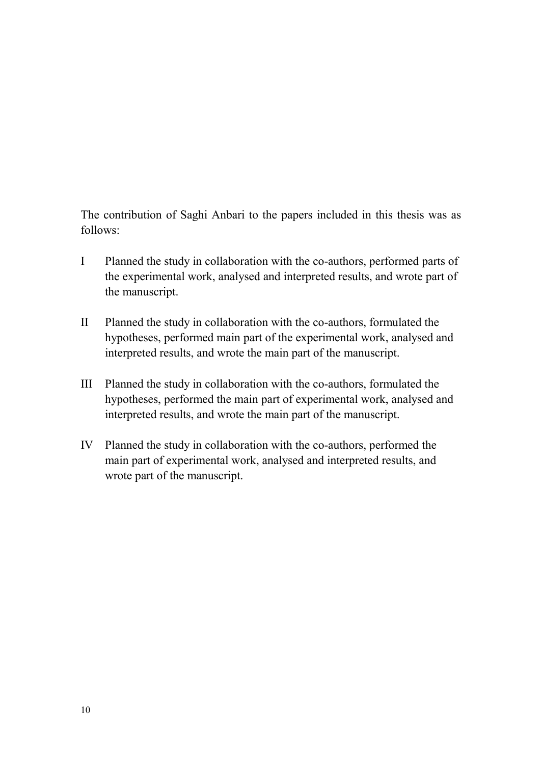The contribution of Saghi Anbari to the papers included in this thesis was as follows:

I Planned the study in collaboration with the co-authors, performed parts of the experimental work, analysed and interpreted results, and wrote part of the manuscript.

II Planned the study in collaboration with the co-authors, formulated the hypotheses, performed main part of the experimental work, analysed and interpreted results, and wrote the main part of the manuscript.

III Planned the study in collaboration with the co-authors, formulated the hypotheses, performed the main part of experimental work, analysed and interpreted results, and wrote the main part of the manuscript.

IV Planned the study in collaboration with the co-authors, performed the main part of experimental work, analysed and interpreted results, and wrote part of the manuscript.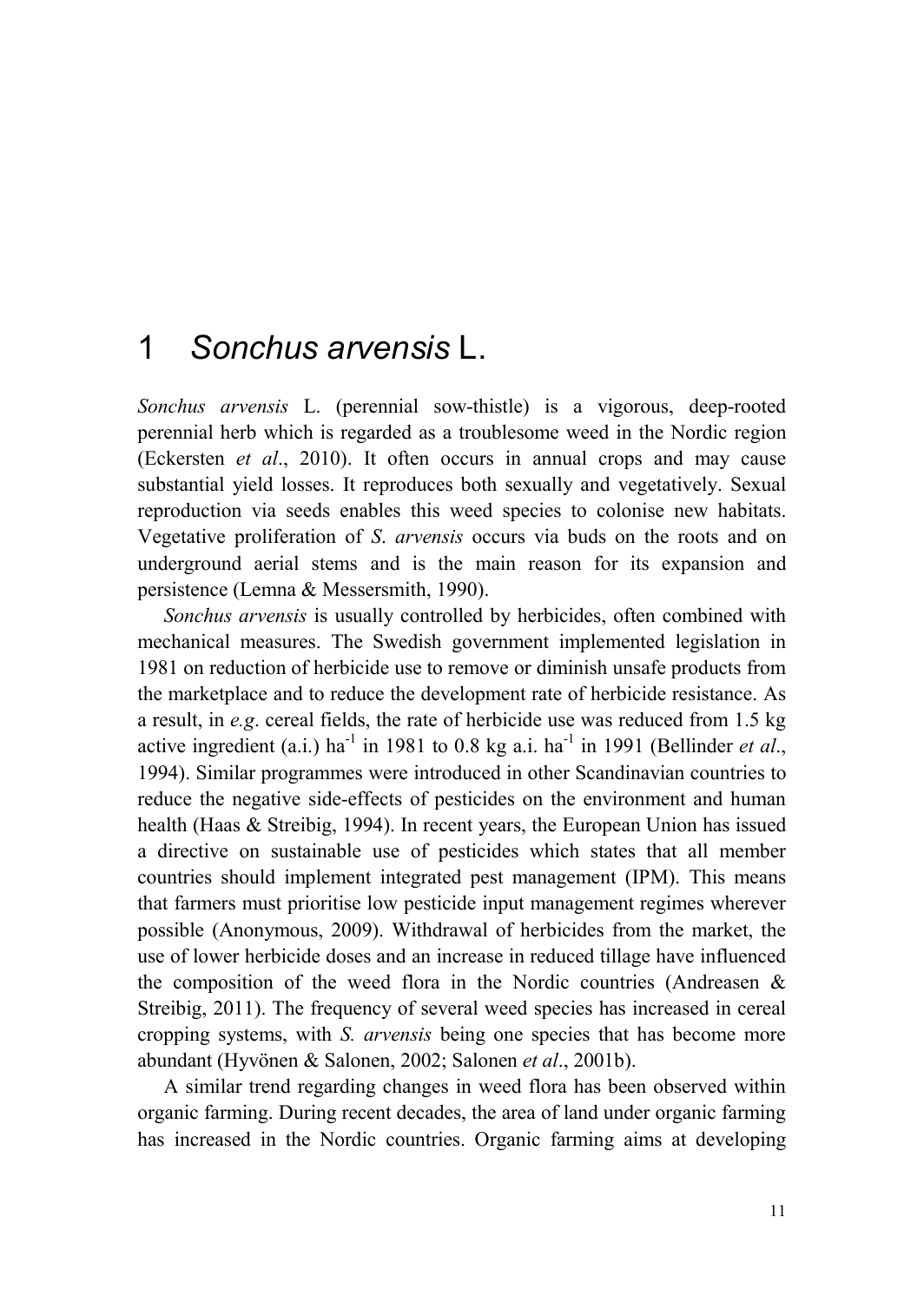# 1 *Sonchus arvensis* L.

*Sonchus arvensis* L. (perennial sow-thistle) is a vigorous, deep-rooted perennial herb which is regarded as a troublesome weed in the Nordic region (Eckersten *et al*., 2010). It often occurs in annual crops and may cause substantial yield losses. It reproduces both sexually and vegetatively. Sexual reproduction via seeds enables this weed species to colonise new habitats. Vegetative proliferation of *S. arvensis* occurs via buds on the roots and on underground aerial stems and is the main reason for its expansion and persistence (Lemna & Messersmith, 1990).

*Sonchus arvensis* is usually controlled by herbicides, often combined with mechanical measures. The Swedish government implemented legislation in 1981 on reduction of herbicide use to remove or diminish unsafe products from the marketplace and to reduce the development rate of herbicide resistance. As a result, in *e.g*. cereal fields, the rate of herbicide use was reduced from 1.5 kg active ingredient (a.i.) $ha^{-1}$ in 1981 to 0.8 kg a.i. $ha^{-1}$ in 1991 (Bellinder *et al*., 1994). Similar programmes were introduced in other Scandinavian countries to reduce the negative side-effects of pesticides on the environment and human health (Haas & Streibig, 1994). In recent years, the European Union has issued a directive on sustainable use of pesticides which states that all member countries should implement integrated pest management (IPM). This means that farmers must prioritise low pesticide input management regimes wherever possible (Anonymous, 2009). Withdrawal of herbicides from the market, the use of lower herbicide doses and an increase in reduced tillage have influenced the composition of the weed flora in the Nordic countries (Andreasen & Streibig, 2011). The frequency of several weed species has increased in cereal cropping systems, with *S. arvensis* being one species that has become more abundant (Hyvönen & Salonen, 2002; Salonen *et al*., 2001b).

A similar trend regarding changes in weed flora has been observed within organic farming. During recent decades, the area of land under organic farming has increased in the Nordic countries. Organic farming aims at developing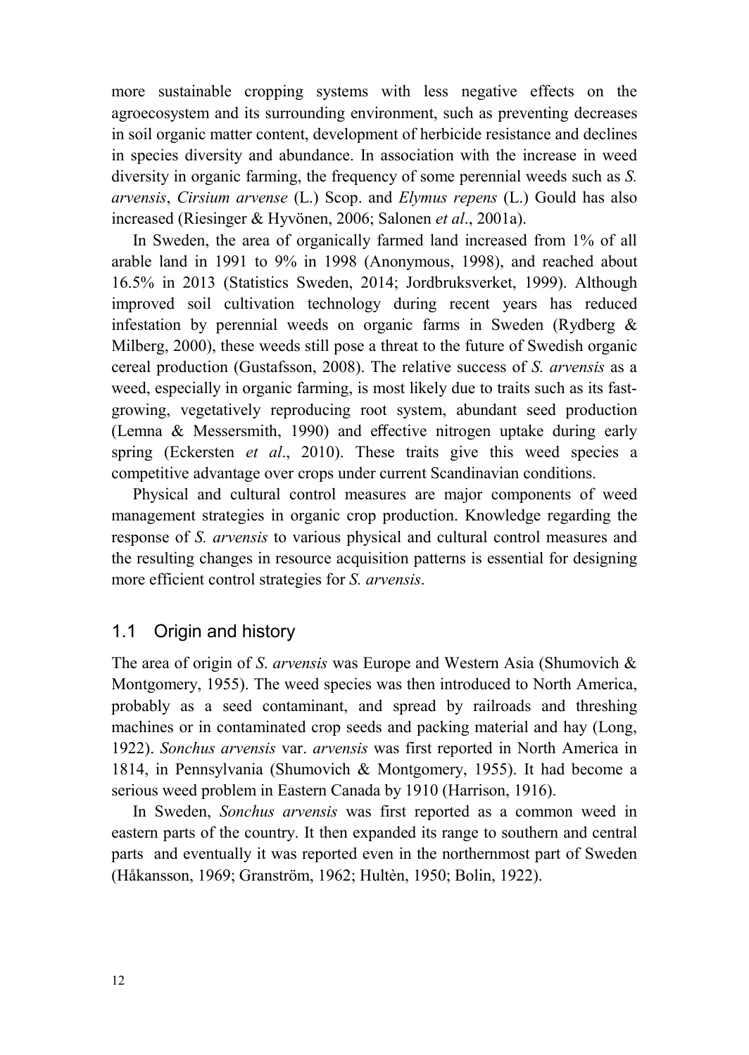more sustainable cropping systems with less negative effects on the agroecosystem and its surrounding environment, such as preventing decreases in soil organic matter content, development of herbicide resistance and declines in species diversity and abundance. In association with the increase in weed diversity in organic farming, the frequency of some perennial weeds such as *S. arvensis*, *Cirsium arvense* (L.) Scop. and *Elymus repens* (L.) Gould has also increased (Riesinger & Hyvönen, 2006; Salonen *et al*., 2001a).

In Sweden, the area of organically farmed land increased from 1% of all arable land in 1991 to 9% in 1998 (Anonymous, 1998), and reached about 16.5% in 2013 (Statistics Sweden, 2014; Jordbruksverket, 1999). Although improved soil cultivation technology during recent years has reduced infestation by perennial weeds on organic farms in Sweden (Rydberg & Milberg, 2000), these weeds still pose a threat to the future of Swedish organic cereal production (Gustafsson, 2008). The relative success of *S. arvensis* as a weed, especially in organic farming, is most likely due to traits such as its fast-growing, vegetatively reproducing root system, abundant seed production (Lemna & Messersmith, 1990) and effective nitrogen uptake during early spring (Eckersten *et al*., 2010). These traits give this weed species a competitive advantage over crops under current Scandinavian conditions.

Physical and cultural control measures are major components of weed management strategies in organic crop production. Knowledge regarding the response of *S. arvensis* to various physical and cultural control measures and the resulting changes in resource acquisition patterns is essential for designing more efficient control strategies for *S. arvensis*.

## 1.1 Origin and history

The area of origin of *S. arvensis* was Europe and Western Asia (Shumovich & Montgomery, 1955). The weed species was then introduced to North America, probably as a seed contaminant, and spread by railroads and threshing machines or in contaminated crop seeds and packing material and hay (Long, 1922). *Sonchus arvensis* var. *arvensis* was first reported in North America in 1814, in Pennsylvania (Shumovich & Montgomery, 1955). It had become a serious weed problem in Eastern Canada by 1910 (Harrison, 1916).

In Sweden, *Sonchus arvensis* was first reported as a common weed in eastern parts of the country. It then expanded its range to southern and central parts and eventually it was reported even in the northernmost part of Sweden (Håkansson, 1969; Granström, 1962; Hultèn, 1950; Bolin, 1922).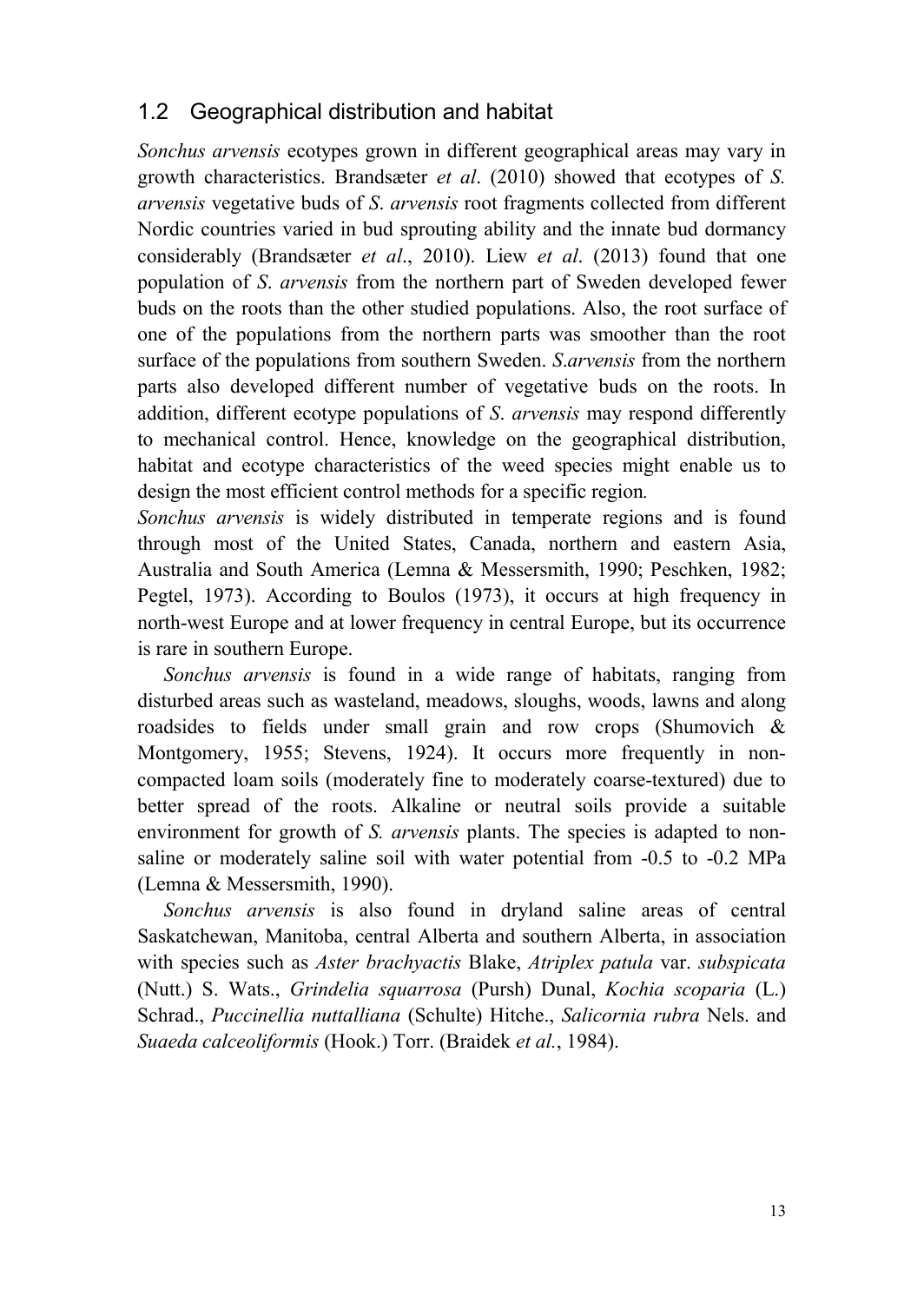## 1.2 Geographical distribution and habitat

*Sonchus arvensis* ecotypes grown in different geographical areas may vary in growth characteristics. Brandsæter *et al*. (2010) showed that ecotypes of *S. arvensis* vegetative buds of *S. arvensis* root fragments collected from different Nordic countries varied in bud sprouting ability and the innate bud dormancy considerably (Brandsæter *et al*., 2010). Liew *et al*. (2013) found that one population of *S. arvensis* from the northern part of Sweden developed fewer buds on the roots than the other studied populations. Also, the root surface of one of the populations from the northern parts was smoother than the root surface of the populations from southern Sweden. *S.arvensis* from the northern parts also developed different number of vegetative buds on the roots. In addition, different ecotype populations of *S. arvensis* may respond differently to mechanical control. Hence, knowledge on the geographical distribution, habitat and ecotype characteristics of the weed species might enable us to design the most efficient control methods for a specific region.

*Sonchus arvensis* is widely distributed in temperate regions and is found through most of the United States, Canada, northern and eastern Asia, Australia and South America (Lemna & Messersmith, 1990; Peschken, 1982; Pegtel, 1973). According to Boulos (1973), it occurs at high frequency in north-west Europe and at lower frequency in central Europe, but its occurrence is rare in southern Europe.

*Sonchus arvensis* is found in a wide range of habitats, ranging from disturbed areas such as wasteland, meadows, sloughs, woods, lawns and along roadsides to fields under small grain and row crops (Shumovich & Montgomery, 1955; Stevens, 1924). It occurs more frequently in non-compacted loam soils (moderately fine to moderately coarse-textured) due to better spread of the roots. Alkaline or neutral soils provide a suitable environment for growth of *S. arvensis* plants. The species is adapted to non-saline or moderately saline soil with water potential from -0.5 to -0.2 MPa (Lemna & Messersmith, 1990).

*Sonchus arvensis* is also found in dryland saline areas of central Saskatchewan, Manitoba, central Alberta and southern Alberta, in association with species such as *Aster brachyactis* Blake, *Atriplex patula* var. *subspicata* (Nutt.) S. Wats., *Grindelia squarrosa* (Pursh) Dunal, *Kochia scoparia* (L.) Schrad., *Puccinellia nuttalliana* (Schulte) Hitche., *Salicornia rubra* Nels. and *Suaeda calceoliformis* (Hook.) Torr. (Braidek *et al*., 1984).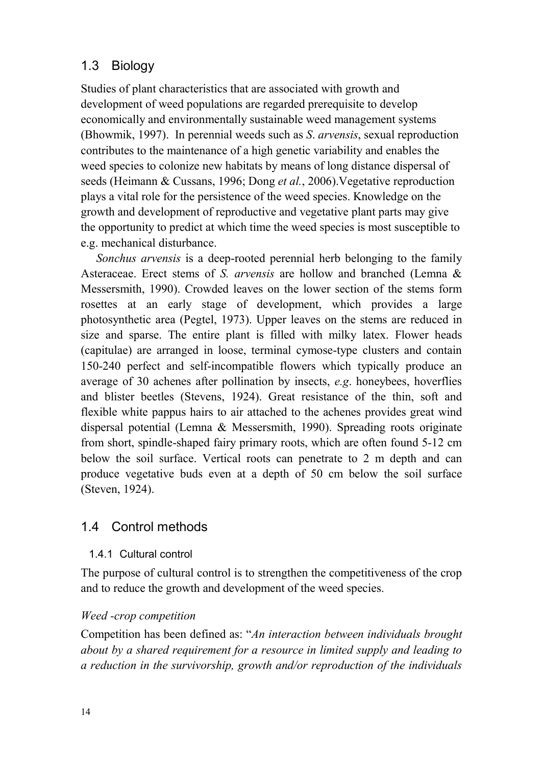## 1.3 Biology

Studies of plant characteristics that are associated with growth and development of weed populations are regarded prerequisite to develop economically and environmentally sustainable weed management systems (Bhowmik, 1997). In perennial weeds such as *S. arvensis*, sexual reproduction contributes to the maintenance of a high genetic variability and enables the weed species to colonize new habitats by means of long distance dispersal of seeds (Heimann & Cussans, 1996; Dong *et al.*, 2006).Vegetative reproduction plays a vital role for the persistence of the weed species. Knowledge on the growth and development of reproductive and vegetative plant parts may give the opportunity to predict at which time the weed species is most susceptible to e.g. mechanical disturbance.

*Sonchus arvensis* is a deep-rooted perennial herb belonging to the family Asteraceae. Erect stems of *S. arvensis* are hollow and branched (Lemna & Messersmith, 1990). Crowded leaves on the lower section of the stems form rosettes at an early stage of development, which provides a large photosynthetic area (Pegtel, 1973). Upper leaves on the stems are reduced in size and sparse. The entire plant is filled with milky latex. Flower heads (capitulae) are arranged in loose, terminal cymose-type clusters and contain 150-240 perfect and self-incompatible flowers which typically produce an average of 30 achenes after pollination by insects, *e.g*. honeybees, hoverflies and blister beetles (Stevens, 1924). Great resistance of the thin, soft and flexible white pappus hairs to air attached to the achenes provides great wind dispersal potential (Lemna & Messersmith, 1990). Spreading roots originate from short, spindle-shaped fairy primary roots, which are often found 5-12 cm below the soil surface. Vertical roots can penetrate to 2 m depth and can produce vegetative buds even at a depth of 50 cm below the soil surface (Steven, 1924).

## 1.4 Control methods

### 1.4.1 Cultural control

The purpose of cultural control is to strengthen the competitiveness of the crop and to reduce the growth and development of the weed species.

*Weed -crop competition*

Competition has been defined as: "*An interaction between individuals brought about by a shared requirement for a resource in limited supply and leading to a reduction in the survivorship, growth and/or reproduction of the individuals*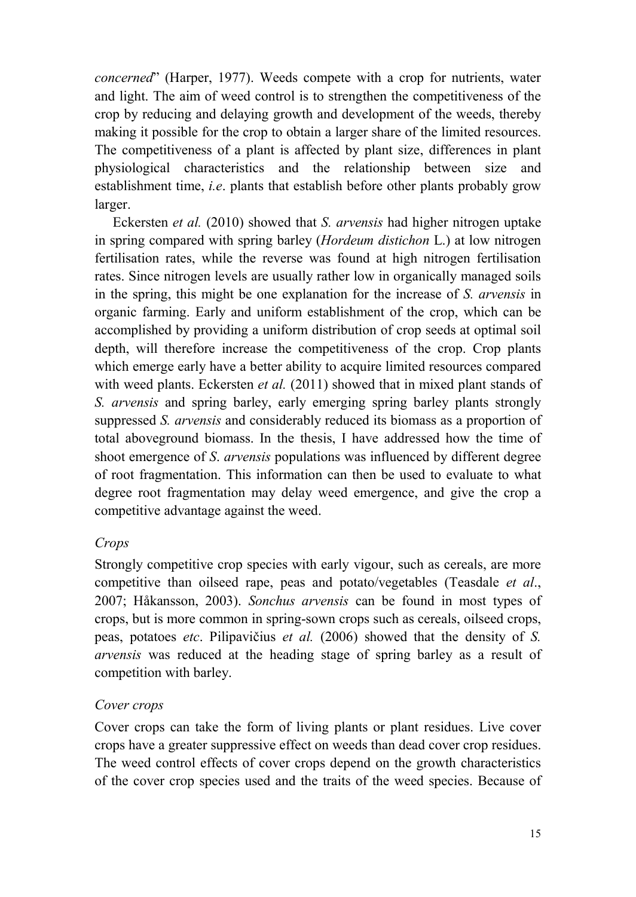*concerned*" (Harper, 1977). Weeds compete with a crop for nutrients, water and light. The aim of weed control is to strengthen the competitiveness of the crop by reducing and delaying growth and development of the weeds, thereby making it possible for the crop to obtain a larger share of the limited resources. The competitiveness of a plant is affected by plant size, differences in plant physiological characteristics and the relationship between size and establishment time, *i.e*. plants that establish before other plants probably grow larger.

Eckersten *et al.* (2010) showed that *S. arvensis* had higher nitrogen uptake in spring compared with spring barley (*Hordeum distichon* L.) at low nitrogen fertilisation rates, while the reverse was found at high nitrogen fertilisation rates. Since nitrogen levels are usually rather low in organically managed soils in the spring, this might be one explanation for the increase of *S. arvensis* in organic farming. Early and uniform establishment of the crop, which can be accomplished by providing a uniform distribution of crop seeds at optimal soil depth, will therefore increase the competitiveness of the crop. Crop plants which emerge early have a better ability to acquire limited resources compared with weed plants. Eckersten *et al.* (2011) showed that in mixed plant stands of *S. arvensis* and spring barley, early emerging spring barley plants strongly suppressed *S. arvensis* and considerably reduced its biomass as a proportion of total aboveground biomass. In the thesis, I have addressed how the time of shoot emergence of *S. arvensis* populations was influenced by different degree of root fragmentation. This information can then be used to evaluate to what degree root fragmentation may delay weed emergence, and give the crop a competitive advantage against the weed.

*Crops*

Strongly competitive crop species with early vigour, such as cereals, are more competitive than oilseed rape, peas and potato/vegetables (Teasdale *et al*., 2007; Håkansson, 2003). *Sonchus arvensis* can be found in most types of crops, but is more common in spring-sown crops such as cereals, oilseed crops, peas, potatoes *etc*. Pilipavičius *et al.* (2006) showed that the density of *S. arvensis* was reduced at the heading stage of spring barley as a result of competition with barley.

*Cover crops*

Cover crops can take the form of living plants or plant residues. Live cover crops have a greater suppressive effect on weeds than dead cover crop residues. The weed control effects of cover crops depend on the growth characteristics of the cover crop species used and the traits of the weed species. Because of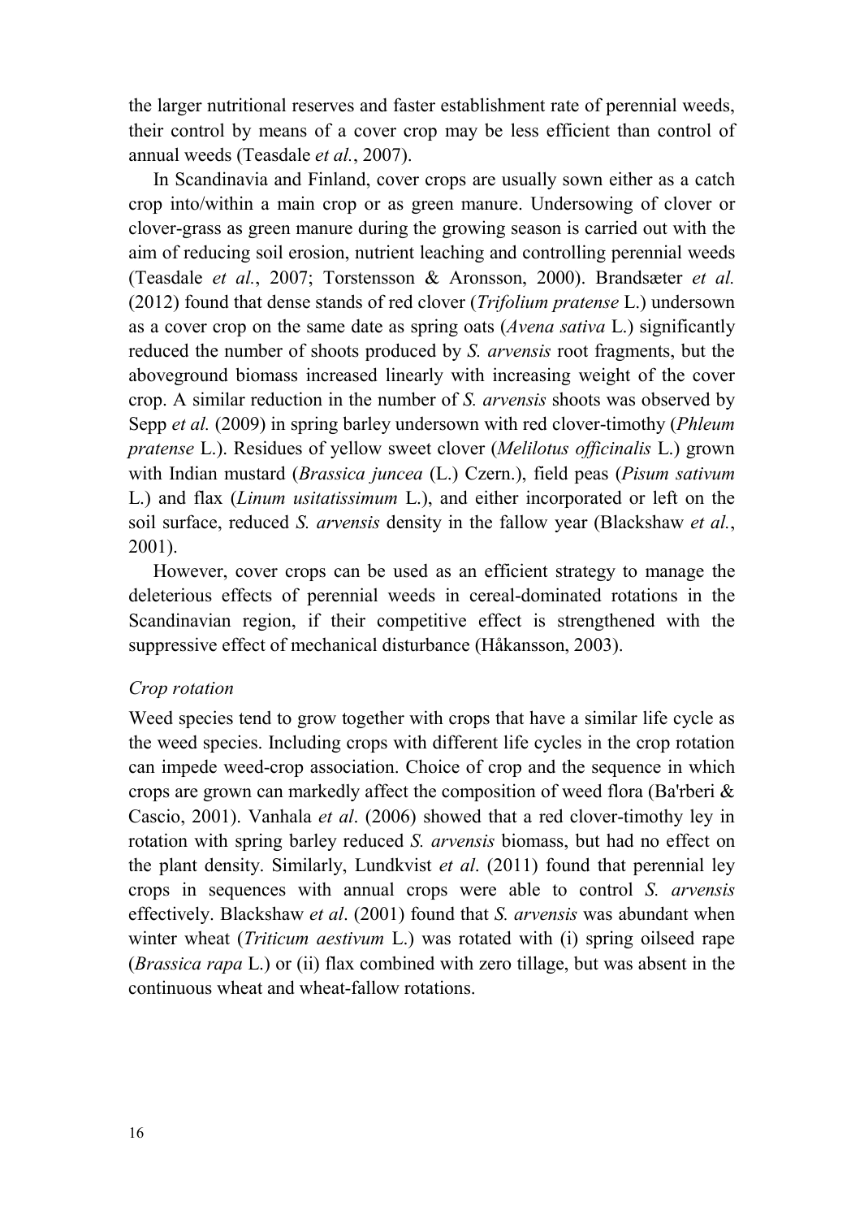the larger nutritional reserves and faster establishment rate of perennial weeds, their control by means of a cover crop may be less efficient than control of annual weeds (Teasdale *et al.*, 2007).

In Scandinavia and Finland, cover crops are usually sown either as a catch crop into/within a main crop or as green manure. Undersowing of clover or clover-grass as green manure during the growing season is carried out with the aim of reducing soil erosion, nutrient leaching and controlling perennial weeds (Teasdale *et al.*, 2007; Torstensson & Aronsson, 2000). Brandsæter *et al.* (2012) found that dense stands of red clover (*Trifolium pratense* L.) undersown as a cover crop on the same date as spring oats (*Avena sativa* L.) significantly reduced the number of shoots produced by *S. arvensis* root fragments, but the aboveground biomass increased linearly with increasing weight of the cover crop. A similar reduction in the number of *S. arvensis* shoots was observed by Sepp *et al.* (2009) in spring barley undersown with red clover-timothy (*Phleum pratense* L.). Residues of yellow sweet clover (*Melilotus officinalis* L.) grown with Indian mustard (*Brassica juncea* (L.) Czern.), field peas (*Pisum sativum* L.) and flax (*Linum usitatissimum* L.), and either incorporated or left on the soil surface, reduced *S. arvensis* density in the fallow year (Blackshaw *et al.*, 2001).

However, cover crops can be used as an efficient strategy to manage the deleterious effects of perennial weeds in cereal-dominated rotations in the Scandinavian region, if their competitive effect is strengthened with the suppressive effect of mechanical disturbance (Håkansson, 2003).

*Crop rotation*

Weed species tend to grow together with crops that have a similar life cycle as the weed species. Including crops with different life cycles in the crop rotation can impede weed-crop association. Choice of crop and the sequence in which crops are grown can markedly affect the composition of weed flora (Ba'rberi & Cascio, 2001). Vanhala *et al*. (2006) showed that a red clover-timothy ley in rotation with spring barley reduced *S. arvensis* biomass, but had no effect on the plant density. Similarly, Lundkvist *et al*. (2011) found that perennial ley crops in sequences with annual crops were able to control *S. arvensis* effectively. Blackshaw *et al*. (2001) found that *S. arvensis* was abundant when winter wheat (*Triticum aestivum* L.) was rotated with (i) spring oilseed rape (*Brassica rapa* L.) or (ii) flax combined with zero tillage, but was absent in the continuous wheat and wheat-fallow rotations.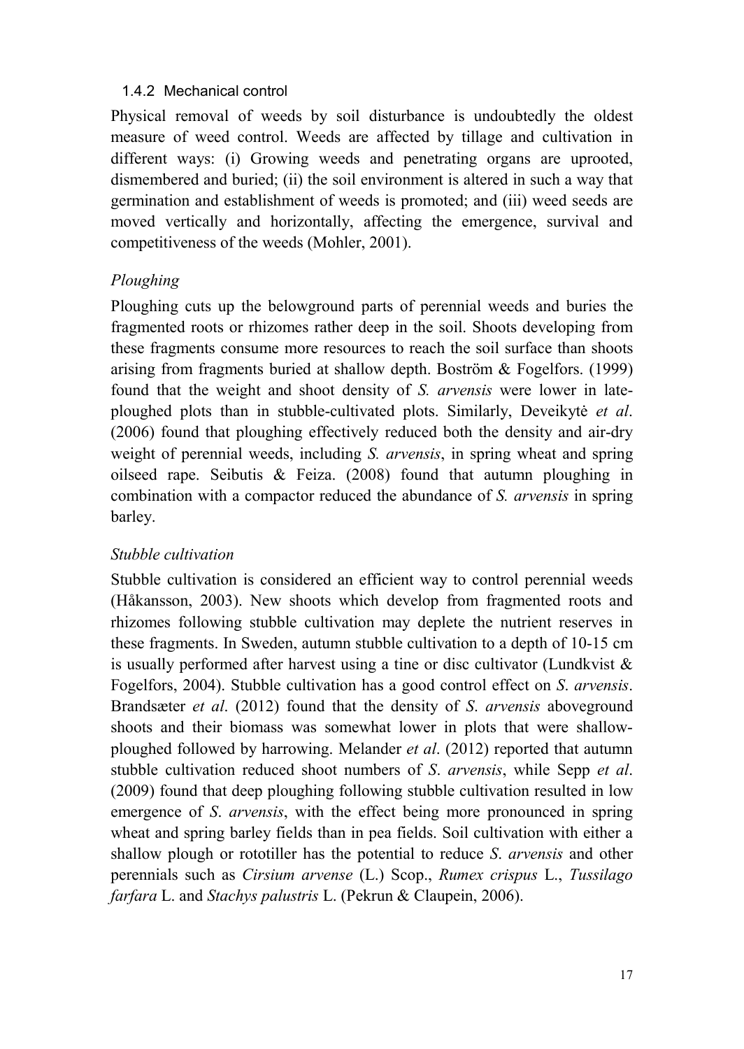### 1.4.2 Mechanical control

Physical removal of weeds by soil disturbance is undoubtedly the oldest measure of weed control. Weeds are affected by tillage and cultivation in different ways: (i) Growing weeds and penetrating organs are uprooted, dismembered and buried; (ii) the soil environment is altered in such a way that germination and establishment of weeds is promoted; and (iii) weed seeds are moved vertically and horizontally, affecting the emergence, survival and competitiveness of the weeds (Mohler, 2001).

*Ploughing*

Ploughing cuts up the belowground parts of perennial weeds and buries the fragmented roots or rhizomes rather deep in the soil. Shoots developing from these fragments consume more resources to reach the soil surface than shoots arising from fragments buried at shallow depth. Boström & Fogelfors. (1999) found that the weight and shoot density of *S. arvensis* were lower in late-ploughed plots than in stubble-cultivated plots. Similarly, Deveikytė *et al*. (2006) found that ploughing effectively reduced both the density and air-dry weight of perennial weeds, including *S. arvensis*, in spring wheat and spring oilseed rape. Seibutis & Feiza. (2008) found that autumn ploughing in combination with a compactor reduced the abundance of *S. arvensis* in spring barley.

*Stubble cultivation*

Stubble cultivation is considered an efficient way to control perennial weeds (Håkansson, 2003). New shoots which develop from fragmented roots and rhizomes following stubble cultivation may deplete the nutrient reserves in these fragments. In Sweden, autumn stubble cultivation to a depth of 10-15 cm is usually performed after harvest using a tine or disc cultivator (Lundkvist & Fogelfors, 2004). Stubble cultivation has a good control effect on *S*. *arvensis*. Brandsæter *et al*. (2012) found that the density of *S*. *arvensis* aboveground shoots and their biomass was somewhat lower in plots that were shallow-ploughed followed by harrowing. Melander *et al*. (2012) reported that autumn stubble cultivation reduced shoot numbers of *S*. *arvensis*, while Sepp *et al*. (2009) found that deep ploughing following stubble cultivation resulted in low emergence of *S*. *arvensis*, with the effect being more pronounced in spring wheat and spring barley fields than in pea fields. Soil cultivation with either a shallow plough or rototiller has the potential to reduce *S*. *arvensis* and other perennials such as *Cirsium arvense* (L.) Scop., *Rumex crispus* L., *Tussilago farfara* L. and *Stachys palustris* L. (Pekrun & Claupein, 2006).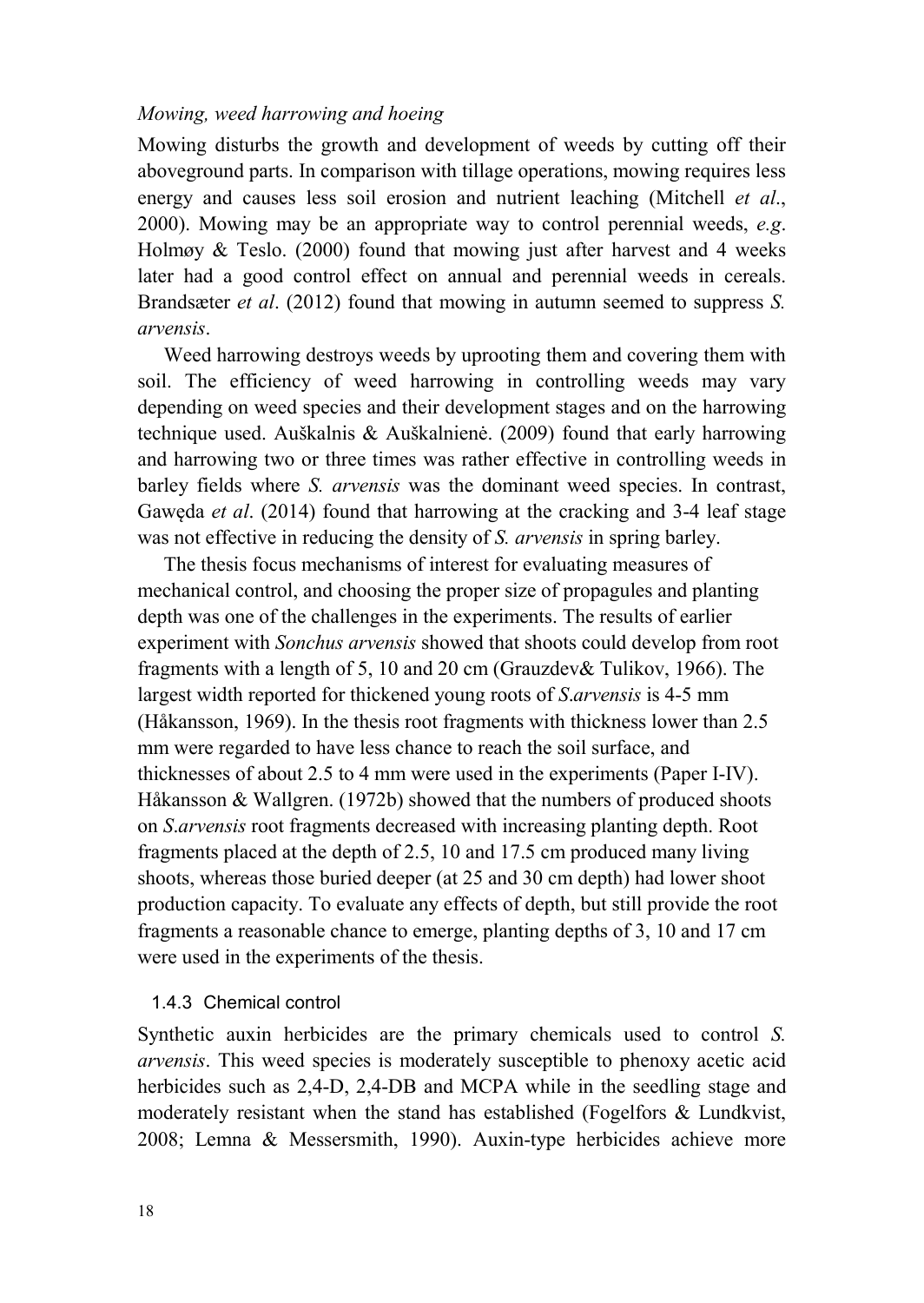*Mowing, weed harrowing and hoeing*

Mowing disturbs the growth and development of weeds by cutting off their aboveground parts. In comparison with tillage operations, mowing requires less energy and causes less soil erosion and nutrient leaching (Mitchell *et al*., 2000). Mowing may be an appropriate way to control perennial weeds, *e.g*. Holmøy & Teslo. (2000) found that mowing just after harvest and 4 weeks later had a good control effect on annual and perennial weeds in cereals. Brandsæter *et al*. (2012) found that mowing in autumn seemed to suppress *S. arvensis*.

Weed harrowing destroys weeds by uprooting them and covering them with soil. The efficiency of weed harrowing in controlling weeds may vary depending on weed species and their development stages and on the harrowing technique used. Auškalnis & Auškalnienė. (2009) found that early harrowing and harrowing two or three times was rather effective in controlling weeds in barley fields where *S. arvensis* was the dominant weed species. In contrast, Gawęda *et al*. (2014) found that harrowing at the cracking and 3-4 leaf stage was not effective in reducing the density of *S. arvensis* in spring barley.

The thesis focus mechanisms of interest for evaluating measures of mechanical control, and choosing the proper size of propagules and planting depth was one of the challenges in the experiments. The results of earlier experiment with *Sonchus arvensis* showed that shoots could develop from root fragments with a length of 5, 10 and 20 cm (Grauzdev& Tulikov, 1966). The largest width reported for thickened young roots of *S.arvensis* is 4-5 mm (Håkansson, 1969). In the thesis root fragments with thickness lower than 2.5 mm were regarded to have less chance to reach the soil surface, and thicknesses of about 2.5 to 4 mm were used in the experiments (Paper I-IV). Håkansson & Wallgren. (1972b) showed that the numbers of produced shoots on *S.arvensis* root fragments decreased with increasing planting depth. Root fragments placed at the depth of 2.5, 10 and 17.5 cm produced many living shoots, whereas those buried deeper (at 25 and 30 cm depth) had lower shoot production capacity. To evaluate any effects of depth, but still provide the root fragments a reasonable chance to emerge, planting depths of 3, 10 and 17 cm were used in the experiments of the thesis.

### 1.4.3 Chemical control

Synthetic auxin herbicides are the primary chemicals used to control *S. arvensis*. This weed species is moderately susceptible to phenoxy acetic acid herbicides such as 2,4-D, 2,4-DB and MCPA while in the seedling stage and moderately resistant when the stand has established (Fogelfors & Lundkvist, 2008; Lemna & Messersmith, 1990). Auxin-type herbicides achieve more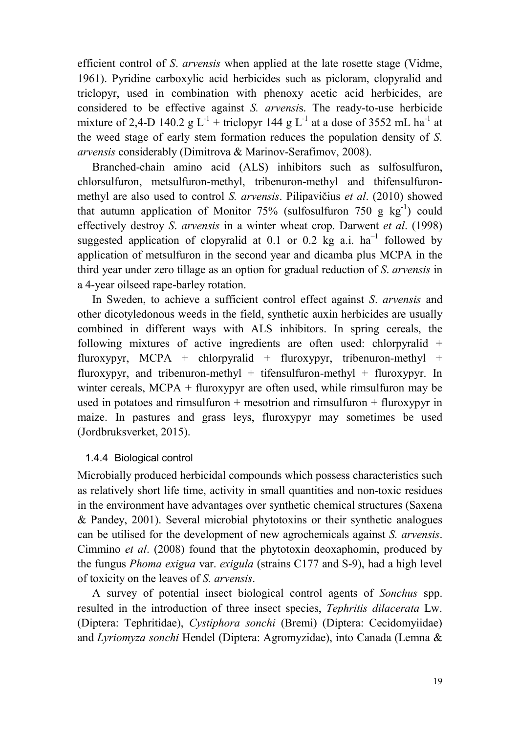efficient control of *S*. *arvensis* when applied at the late rosette stage (Vidme, 1961). Pyridine carboxylic acid herbicides such as picloram, clopyralid and triclopyr, used in combination with phenoxy acetic acid herbicides, are considered to be effective against *S. arvensi*s. The ready-to-use herbicide mixture of 2,4-D 140.2 g $L^{-1}$ + triclopyr 144 g $L^{-1}$ at a dose of 3552 mL $ha^{-1}$ at the weed stage of early stem formation reduces the population density of *S*. *arvensis* considerably (Dimitrova & Marinov-Serafimov, 2008).

Branched-chain amino acid (ALS) inhibitors such as sulfosulfuron, chlorsulfuron, metsulfuron-methyl, tribenuron-methyl and thifensulfuron-methyl are also used to control *S*. *arvensis*. Pilipavičius *et al*. (2010) showed that autumn application of Monitor 75% (sulfosulfuron 750 g $kg^{-1}$) could effectively destroy *S*. *arvensis* in a winter wheat crop. Darwent *et al*. (1998) suggested application of clopyralid at 0.1 or 0.2 kg a.i. $ha^{-1}$ followed by application of metsulfuron in the second year and dicamba plus MCPA in the third year under zero tillage as an option for gradual reduction of *S*. *arvensis* in a 4-year oilseed rape-barley rotation.

In Sweden, to achieve a sufficient control effect against *S*. *arvensis* and other dicotyledonous weeds in the field, synthetic auxin herbicides are usually combined in different ways with ALS inhibitors. In spring cereals, the following mixtures of active ingredients are often used: chlorpyralid + fluroxypyr, MCPA + chlorpyralid + fluroxypyr, tribenuron-methyl + fluroxypyr, and tribenuron-methyl + tifensulfuron-methyl + fluroxypyr. In winter cereals, MCPA + fluroxypyr are often used, while rimsulfuron may be used in potatoes and rimsulfuron + mesotrion and rimsulfuron + fluroxypyr in maize. In pastures and grass leys, fluroxypyr may sometimes be used (Jordbruksverket, 2015).

### 1.4.4 Biological control

Microbially produced herbicidal compounds which possess characteristics such as relatively short life time, activity in small quantities and non-toxic residues in the environment have advantages over synthetic chemical structures (Saxena & Pandey, 2001). Several microbial phytotoxins or their synthetic analogues can be utilised for the development of new agrochemicals against *S. arvensis*. Cimmino *et al*. (2008) found that the phytotoxin deoxaphomin, produced by the fungus *Phoma exigua* var. *exigula* (strains C177 and S-9), had a high level of toxicity on the leaves of *S. arvensis*.

A survey of potential insect biological control agents of *Sonchus* spp. resulted in the introduction of three insect species, *Tephritis dilacerata* Lw. (Diptera: Tephritidae), *Cystiphora sonchi* (Bremi) (Diptera: Cecidomyiidae) and *Lyriomyza sonchi* Hendel (Diptera: Agromyzidae), into Canada (Lemna &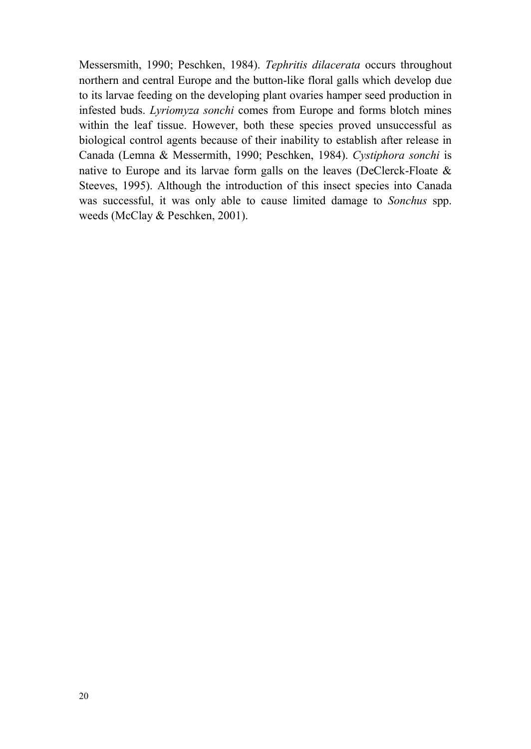Messersmith, 1990; Peschken, 1984). *Tephritis dilacerata* occurs throughout northern and central Europe and the button-like floral galls which develop due to its larvae feeding on the developing plant ovaries hamper seed production in infested buds. *Lyriomyza sonchi* comes from Europe and forms blotch mines within the leaf tissue. However, both these species proved unsuccessful as biological control agents because of their inability to establish after release in Canada (Lemna & Messermith, 1990; Peschken, 1984). *Cystiphora sonchi* is native to Europe and its larvae form galls on the leaves (DeClerck-Floate & Steeves, 1995). Although the introduction of this insect species into Canada was successful, it was only able to cause limited damage to *Sonchus* spp. weeds (McClay & Peschken, 2001).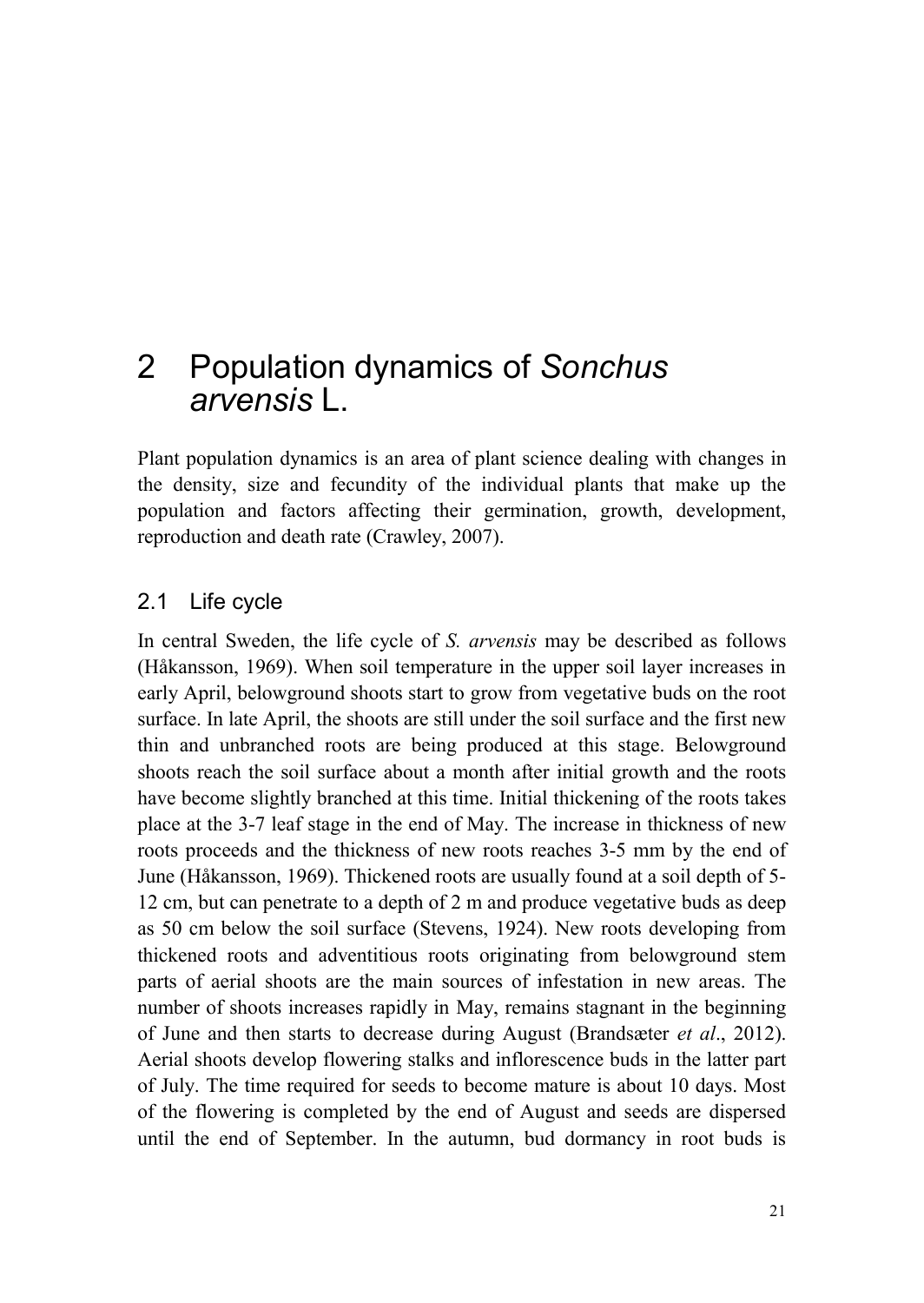# 2 Population dynamics of *Sonchus arvensis* L.

Plant population dynamics is an area of plant science dealing with changes in the density, size and fecundity of the individual plants that make up the population and factors affecting their germination, growth, development, reproduction and death rate (Crawley, 2007).

## 2.1 Life cycle

In central Sweden, the life cycle of *S. arvensis* may be described as follows (Håkansson, 1969). When soil temperature in the upper soil layer increases in early April, belowground shoots start to grow from vegetative buds on the root surface. In late April, the shoots are still under the soil surface and the first new thin and unbranched roots are being produced at this stage. Belowground shoots reach the soil surface about a month after initial growth and the roots have become slightly branched at this time. Initial thickening of the roots takes place at the 3-7 leaf stage in the end of May. The increase in thickness of new roots proceeds and the thickness of new roots reaches 3-5 mm by the end of June (Håkansson, 1969). Thickened roots are usually found at a soil depth of 5-12 cm, but can penetrate to a depth of 2 m and produce vegetative buds as deep as 50 cm below the soil surface (Stevens, 1924). New roots developing from thickened roots and adventitious roots originating from belowground stem parts of aerial shoots are the main sources of infestation in new areas. The number of shoots increases rapidly in May, remains stagnant in the beginning of June and then starts to decrease during August (Brandsæter *et al*., 2012). Aerial shoots develop flowering stalks and inflorescence buds in the latter part of July. The time required for seeds to become mature is about 10 days. Most of the flowering is completed by the end of August and seeds are dispersed until the end of September. In the autumn, bud dormancy in root buds is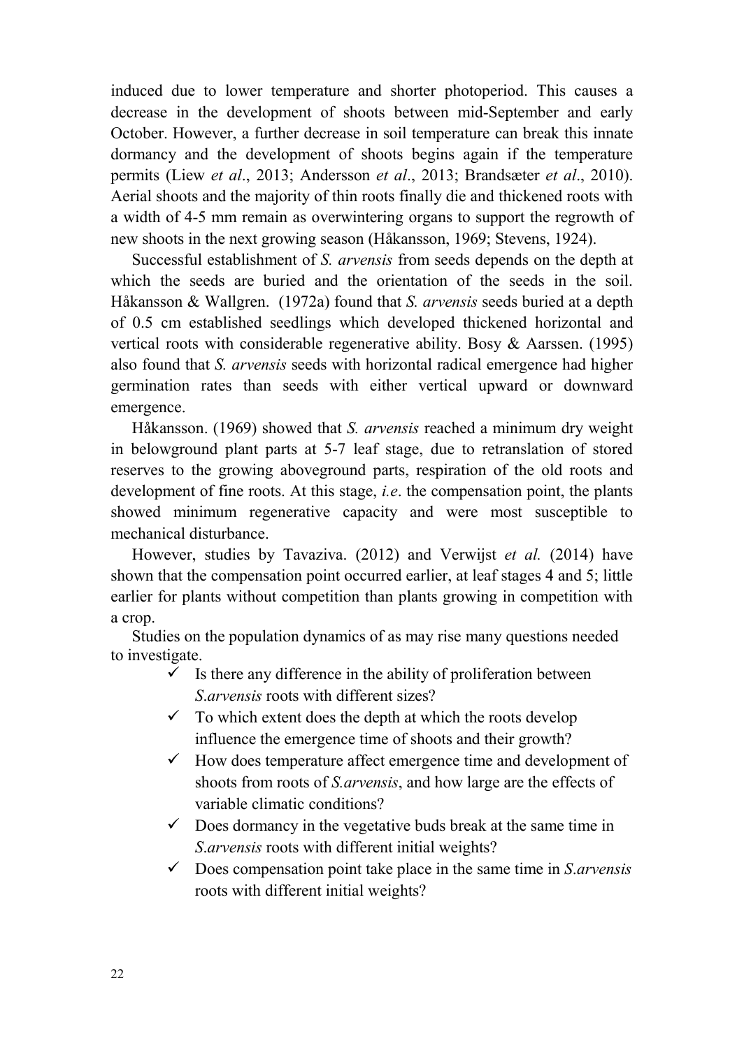induced due to lower temperature and shorter photoperiod. This causes a decrease in the development of shoots between mid-September and early October. However, a further decrease in soil temperature can break this innate dormancy and the development of shoots begins again if the temperature permits (Liew *et al*., 2013; Andersson *et al*., 2013; Brandsæter *et al*., 2010). Aerial shoots and the majority of thin roots finally die and thickened roots with a width of 4-5 mm remain as overwintering organs to support the regrowth of new shoots in the next growing season (Håkansson, 1969; Stevens, 1924).

Successful establishment of *S. arvensis* from seeds depends on the depth at which the seeds are buried and the orientation of the seeds in the soil. Håkansson & Wallgren. (1972a) found that *S. arvensis* seeds buried at a depth of 0.5 cm established seedlings which developed thickened horizontal and vertical roots with considerable regenerative ability. Bosy & Aarssen. (1995) also found that *S. arvensis* seeds with horizontal radical emergence had higher germination rates than seeds with either vertical upward or downward emergence.

Håkansson. (1969) showed that *S. arvensis* reached a minimum dry weight in belowground plant parts at 5-7 leaf stage, due to retranslation of stored reserves to the growing aboveground parts, respiration of the old roots and development of fine roots. At this stage, *i.e*. the compensation point, the plants showed minimum regenerative capacity and were most susceptible to mechanical disturbance.

However, studies by Tavaziva. (2012) and Verwijst *et al.* (2014) have shown that the compensation point occurred earlier, at leaf stages 4 and 5; little earlier for plants without competition than plants growing in competition with a crop.

Studies on the population dynamics of as may rise many questions needed to investigate.

- ✓ Is there any difference in the ability of proliferation between *S.arvensis* roots with different sizes?
- ✓ To which extent does the depth at which the roots develop influence the emergence time of shoots and their growth?
- ✓ How does temperature affect emergence time and development of shoots from roots of *S.arvensis*, and how large are the effects of variable climatic conditions?
- ✓ Does dormancy in the vegetative buds break at the same time in *S.arvensis* roots with different initial weights?
- ✓ Does compensation point take place in the same time in *S.arvensis* roots with different initial weights?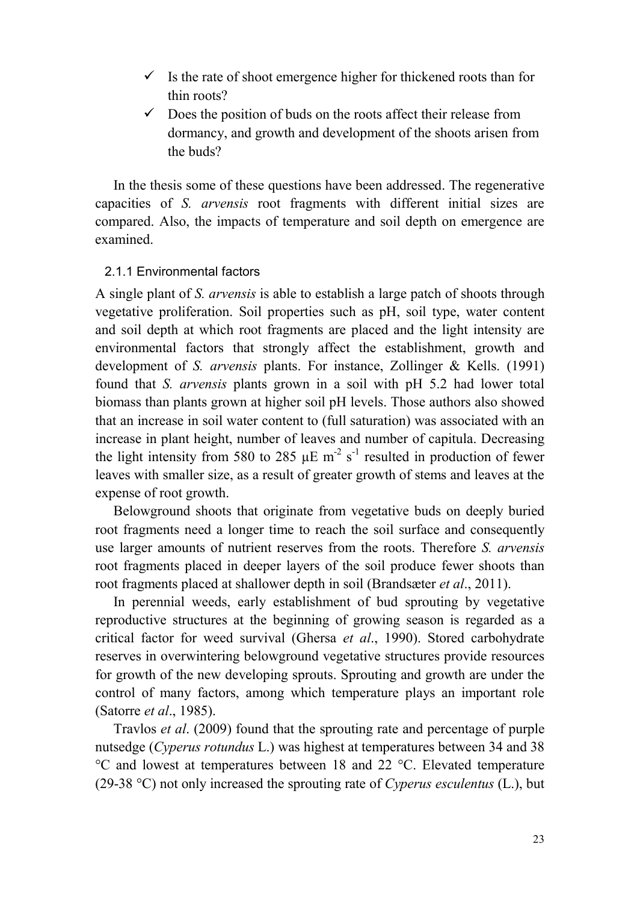- ✓ Is the rate of shoot emergence higher for thickened roots than for thin roots?
- ✓ Does the position of buds on the roots affect their release from dormancy, and growth and development of the shoots arisen from the buds?

In the thesis some of these questions have been addressed. The regenerative capacities of *S. arvensis* root fragments with different initial sizes are compared. Also, the impacts of temperature and soil depth on emergence are examined.

### 2.1.1 Environmental factors

A single plant of *S. arvensis* is able to establish a large patch of shoots through vegetative proliferation. Soil properties such as pH, soil type, water content and soil depth at which root fragments are placed and the light intensity are environmental factors that strongly affect the establishment, growth and development of *S. arvensis* plants. For instance, Zollinger & Kells. (1991) found that *S. arvensis* plants grown in a soil with pH 5.2 had lower total biomass than plants grown at higher soil pH levels. Those authors also showed that an increase in soil water content to (full saturation) was associated with an increase in plant height, number of leaves and number of capitula. Decreasing the light intensity from 580 to 285 $\mu E\ m^{-2}\ s^{-1}$ resulted in production of fewer leaves with smaller size, as a result of greater growth of stems and leaves at the expense of root growth.

Belowground shoots that originate from vegetative buds on deeply buried root fragments need a longer time to reach the soil surface and consequently use larger amounts of nutrient reserves from the roots. Therefore *S. arvensis* root fragments placed in deeper layers of the soil produce fewer shoots than root fragments placed at shallower depth in soil (Brandsæter *et al*., 2011).

In perennial weeds, early establishment of bud sprouting by vegetative reproductive structures at the beginning of growing season is regarded as a critical factor for weed survival (Ghersa *et al*., 1990). Stored carbohydrate reserves in overwintering belowground vegetative structures provide resources for growth of the new developing sprouts. Sprouting and growth are under the control of many factors, among which temperature plays an important role (Satorre *et al*., 1985).

Travlos *et al*. (2009) found that the sprouting rate and percentage of purple nutsedge (*Cyperus rotundus* L.) was highest at temperatures between 34 and 38 °C and lowest at temperatures between 18 and 22 °C. Elevated temperature (29-38 °C) not only increased the sprouting rate of *Cyperus esculentus* (L.), but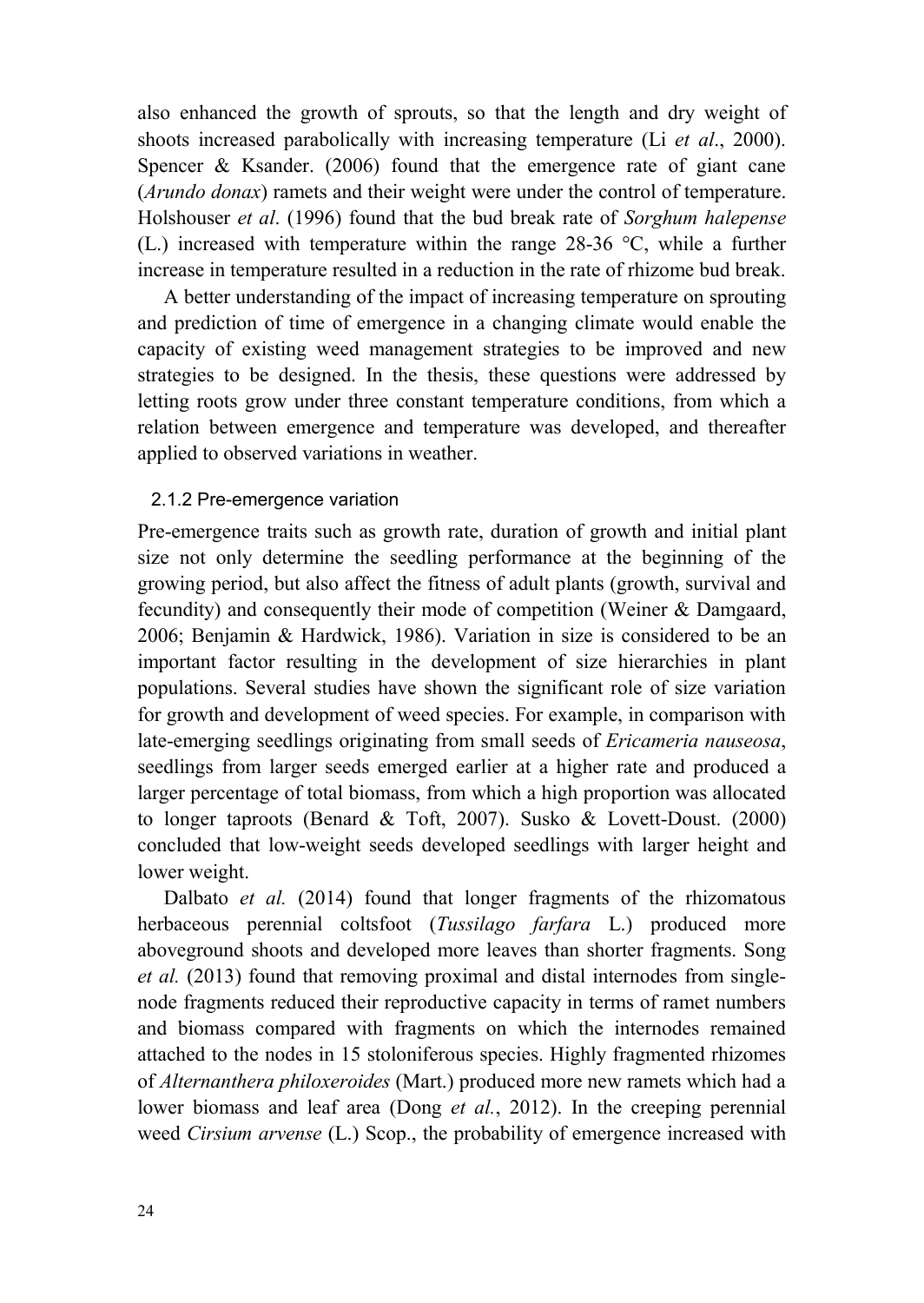also enhanced the growth of sprouts, so that the length and dry weight of shoots increased parabolically with increasing temperature (Li *et al*., 2000). Spencer & Ksander. (2006) found that the emergence rate of giant cane (*Arundo donax*) ramets and their weight were under the control of temperature. Holshouser *et al*. (1996) found that the bud break rate of *Sorghum halepense* (L.) increased with temperature within the range 28-36 °C, while a further increase in temperature resulted in a reduction in the rate of rhizome bud break.

A better understanding of the impact of increasing temperature on sprouting and prediction of time of emergence in a changing climate would enable the capacity of existing weed management strategies to be improved and new strategies to be designed. In the thesis, these questions were addressed by letting roots grow under three constant temperature conditions, from which a relation between emergence and temperature was developed, and thereafter applied to observed variations in weather.

### 2.1.2 Pre-emergence variation

Pre-emergence traits such as growth rate, duration of growth and initial plant size not only determine the seedling performance at the beginning of the growing period, but also affect the fitness of adult plants (growth, survival and fecundity) and consequently their mode of competition (Weiner & Damgaard, 2006; Benjamin & Hardwick, 1986). Variation in size is considered to be an important factor resulting in the development of size hierarchies in plant populations. Several studies have shown the significant role of size variation for growth and development of weed species. For example, in comparison with late-emerging seedlings originating from small seeds of *Ericameria nauseosa*, seedlings from larger seeds emerged earlier at a higher rate and produced a larger percentage of total biomass, from which a high proportion was allocated to longer taproots (Benard & Toft, 2007). Susko & Lovett-Doust. (2000) concluded that low-weight seeds developed seedlings with larger height and lower weight.

Dalbato *et al.* (2014) found that longer fragments of the rhizomatous herbaceous perennial coltsfoot (*Tussilago farfara* L.) produced more aboveground shoots and developed more leaves than shorter fragments. Song *et al.* (2013) found that removing proximal and distal internodes from single-node fragments reduced their reproductive capacity in terms of ramet numbers and biomass compared with fragments on which the internodes remained attached to the nodes in 15 stoloniferous species. Highly fragmented rhizomes of *Alternanthera philoxeroides* (Mart.) produced more new ramets which had a lower biomass and leaf area (Dong *et al.*, 2012). In the creeping perennial weed *Cirsium arvense* (L.) Scop., the probability of emergence increased with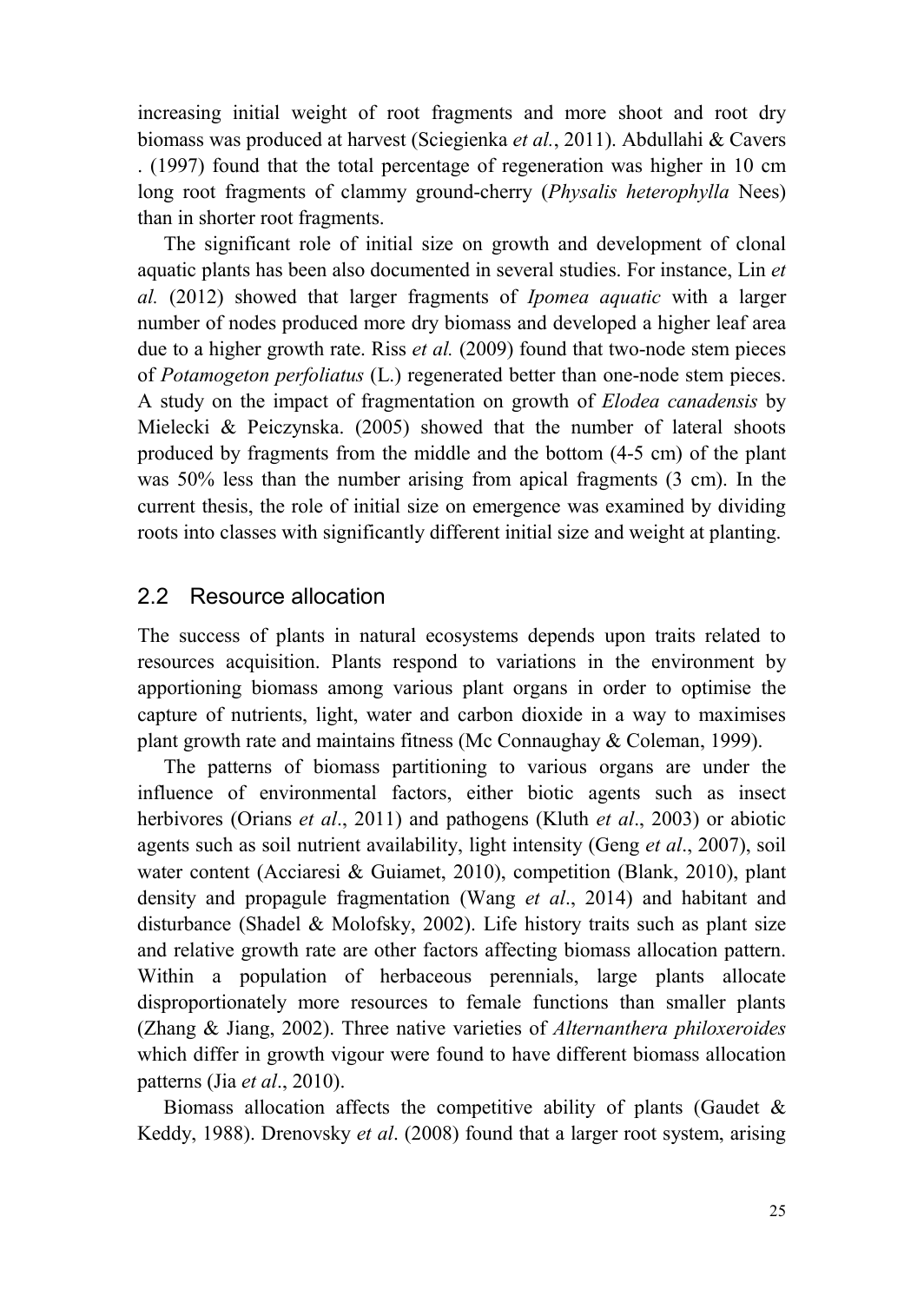increasing initial weight of root fragments and more shoot and root dry biomass was produced at harvest (Sciegienka *et al.*, 2011). Abdullahi & Cavers . (1997) found that the total percentage of regeneration was higher in 10 cm long root fragments of clammy ground-cherry (*Physalis heterophylla* Nees) than in shorter root fragments.

The significant role of initial size on growth and development of clonal aquatic plants has been also documented in several studies. For instance, Lin *et al.* (2012) showed that larger fragments of *Ipomea aquatic* with a larger number of nodes produced more dry biomass and developed a higher leaf area due to a higher growth rate. Riss *et al.* (2009) found that two-node stem pieces of *Potamogeton perfoliatus* (L.) regenerated better than one-node stem pieces. A study on the impact of fragmentation on growth of *Elodea canadensis* by Mielecki & Peiczynska. (2005) showed that the number of lateral shoots produced by fragments from the middle and the bottom (4-5 cm) of the plant was 50% less than the number arising from apical fragments (3 cm). In the current thesis, the role of initial size on emergence was examined by dividing roots into classes with significantly different initial size and weight at planting.

## 2.2 Resource allocation

The success of plants in natural ecosystems depends upon traits related to resources acquisition. Plants respond to variations in the environment by apportioning biomass among various plant organs in order to optimise the capture of nutrients, light, water and carbon dioxide in a way to maximises plant growth rate and maintains fitness (Mc Connaughay & Coleman, 1999).

The patterns of biomass partitioning to various organs are under the influence of environmental factors, either biotic agents such as insect herbivores (Orians *et al*., 2011) and pathogens (Kluth *et al*., 2003) or abiotic agents such as soil nutrient availability, light intensity (Geng *et al*., 2007), soil water content (Acciaresi & Guiamet, 2010), competition (Blank, 2010), plant density and propagule fragmentation (Wang *et al*., 2014) and habitant and disturbance (Shadel & Molofsky, 2002). Life history traits such as plant size and relative growth rate are other factors affecting biomass allocation pattern. Within a population of herbaceous perennials, large plants allocate disproportionately more resources to female functions than smaller plants (Zhang & Jiang, 2002). Three native varieties of *Alternanthera philoxeroides* which differ in growth vigour were found to have different biomass allocation patterns (Jia *et al*., 2010).

Biomass allocation affects the competitive ability of plants (Gaudet & Keddy, 1988). Drenovsky *et al*. (2008) found that a larger root system, arising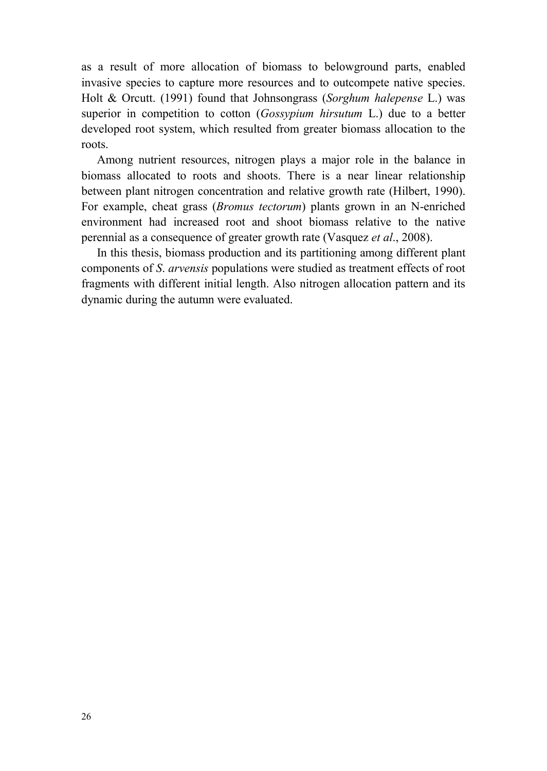as a result of more allocation of biomass to belowground parts, enabled invasive species to capture more resources and to outcompete native species. Holt & Orcutt. (1991) found that Johnsongrass (*Sorghum halepense* L.) was superior in competition to cotton (*Gossypium hirsutum* L.) due to a better developed root system, which resulted from greater biomass allocation to the roots.

Among nutrient resources, nitrogen plays a major role in the balance in biomass allocated to roots and shoots. There is a near linear relationship between plant nitrogen concentration and relative growth rate (Hilbert, 1990). For example, cheat grass (*Bromus tectorum*) plants grown in an N-enriched environment had increased root and shoot biomass relative to the native perennial as a consequence of greater growth rate (Vasquez *et al*., 2008).

In this thesis, biomass production and its partitioning among different plant components of *S. arvensis* populations were studied as treatment effects of root fragments with different initial length. Also nitrogen allocation pattern and its dynamic during the autumn were evaluated.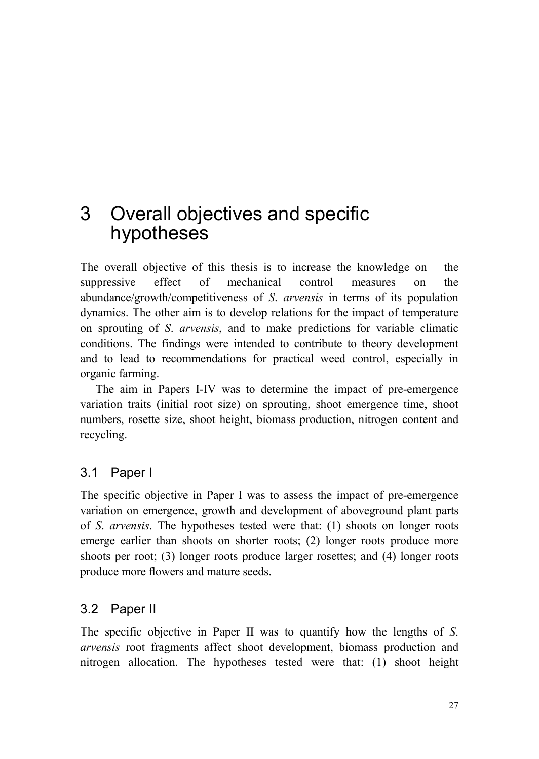# 3 Overall objectives and specific hypotheses

The overall objective of this thesis is to increase the knowledge on the suppressive effect of mechanical control measures on the abundance/growth/competitiveness of *S. arvensis* in terms of its population dynamics. The other aim is to develop relations for the impact of temperature on sprouting of *S. arvensis*, and to make predictions for variable climatic conditions. The findings were intended to contribute to theory development and to lead to recommendations for practical weed control, especially in organic farming.

The aim in Papers I-IV was to determine the impact of pre-emergence variation traits (initial root size) on sprouting, shoot emergence time, shoot numbers, rosette size, shoot height, biomass production, nitrogen content and recycling.

## 3.1 Paper I

The specific objective in Paper I was to assess the impact of pre-emergence variation on emergence, growth and development of aboveground plant parts of *S. arvensis*. The hypotheses tested were that: (1) shoots on longer roots emerge earlier than shoots on shorter roots; (2) longer roots produce more shoots per root; (3) longer roots produce larger rosettes; and (4) longer roots produce more flowers and mature seeds.

## 3.2 Paper II

The specific objective in Paper II was to quantify how the lengths of *S. arvensis* root fragments affect shoot development, biomass production and nitrogen allocation. The hypotheses tested were that: (1) shoot height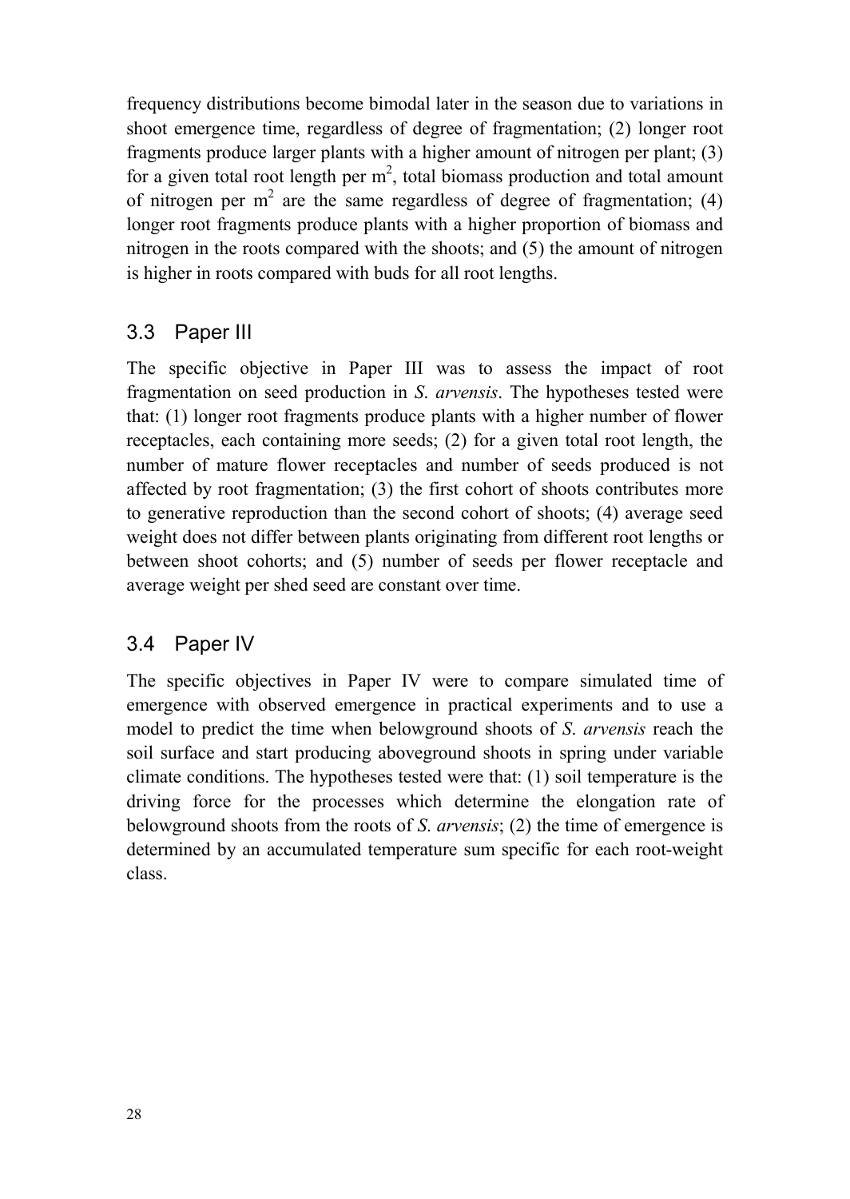frequency distributions become bimodal later in the season due to variations in shoot emergence time, regardless of degree of fragmentation; (2) longer root fragments produce larger plants with a higher amount of nitrogen per plant; (3) for a given total root length per $m^2$, total biomass production and total amount of nitrogen per $m^2$ are the same regardless of degree of fragmentation; (4) longer root fragments produce plants with a higher proportion of biomass and nitrogen in the roots compared with the shoots; and (5) the amount of nitrogen is higher in roots compared with buds for all root lengths.

## 3.3 Paper III

The specific objective in Paper III was to assess the impact of root fragmentation on seed production in *S. arvensis*. The hypotheses tested were that: (1) longer root fragments produce plants with a higher number of flower receptacles, each containing more seeds; (2) for a given total root length, the number of mature flower receptacles and number of seeds produced is not affected by root fragmentation; (3) the first cohort of shoots contributes more to generative reproduction than the second cohort of shoots; (4) average seed weight does not differ between plants originating from different root lengths or between shoot cohorts; and (5) number of seeds per flower receptacle and average weight per shed seed are constant over time.

## 3.4 Paper IV

The specific objectives in Paper IV were to compare simulated time of emergence with observed emergence in practical experiments and to use a model to predict the time when belowground shoots of *S. arvensis* reach the soil surface and start producing aboveground shoots in spring under variable climate conditions. The hypotheses tested were that: (1) soil temperature is the driving force for the processes which determine the elongation rate of belowground shoots from the roots of *S. arvensis*; (2) the time of emergence is determined by an accumulated temperature sum specific for each root-weight class.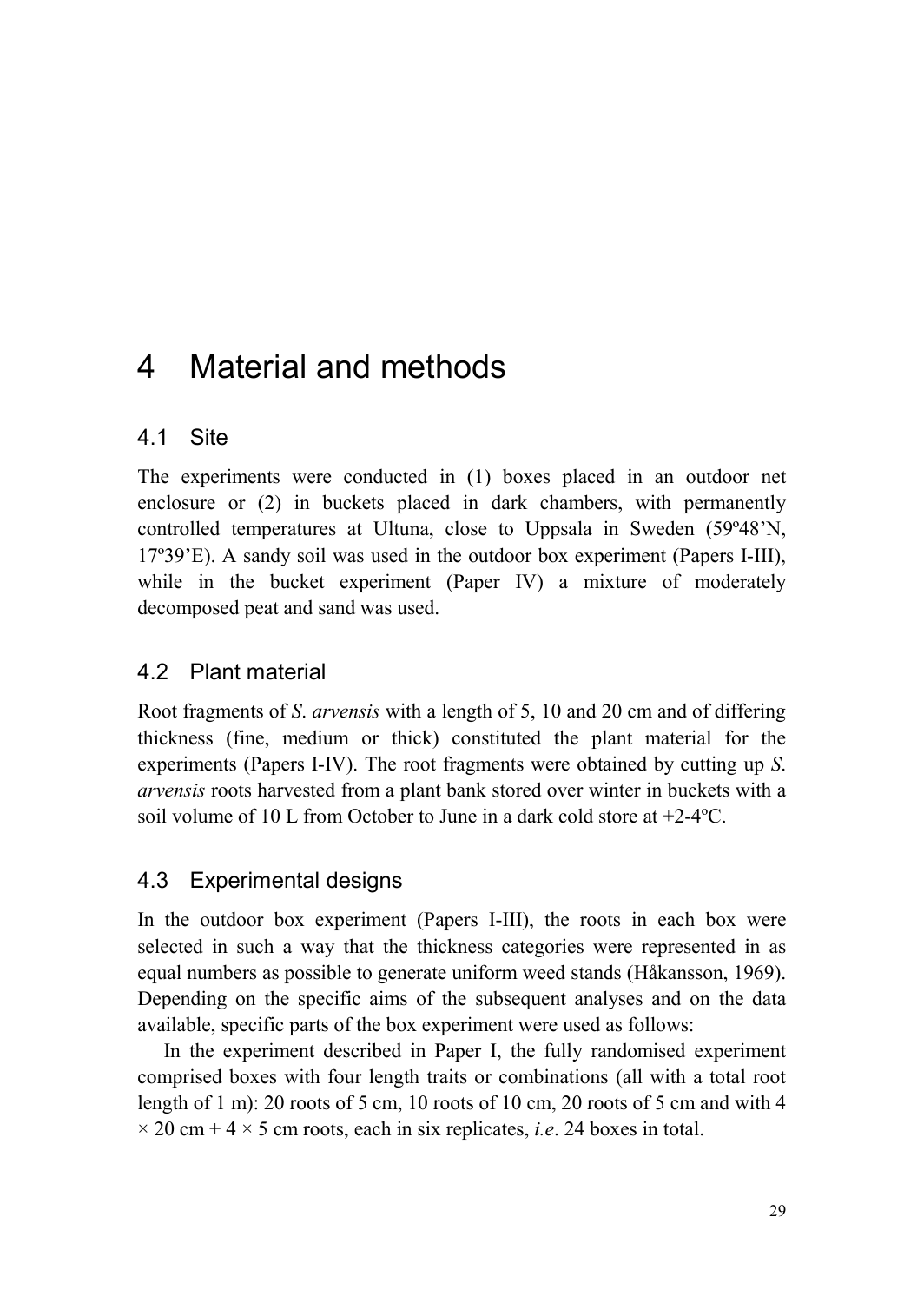# 4 Material and methods

## 4.1 Site

The experiments were conducted in (1) boxes placed in an outdoor net enclosure or (2) in buckets placed in dark chambers, with permanently controlled temperatures at Ultuna, close to Uppsala in Sweden (59º48'N, 17º39'E). A sandy soil was used in the outdoor box experiment (Papers I-III), while in the bucket experiment (Paper IV) a mixture of moderately decomposed peat and sand was used.

## 4.2 Plant material

Root fragments of *S. arvensis* with a length of 5, 10 and 20 cm and of differing thickness (fine, medium or thick) constituted the plant material for the experiments (Papers I-IV). The root fragments were obtained by cutting up *S. arvensis* roots harvested from a plant bank stored over winter in buckets with a soil volume of 10 L from October to June in a dark cold store at +2-4ºC.

## 4.3 Experimental designs

In the outdoor box experiment (Papers I-III), the roots in each box were selected in such a way that the thickness categories were represented in as equal numbers as possible to generate uniform weed stands (Håkansson, 1969). Depending on the specific aims of the subsequent analyses and on the data available, specific parts of the box experiment were used as follows:

In the experiment described in Paper I, the fully randomised experiment comprised boxes with four length traits or combinations (all with a total root length of 1 m): 20 roots of 5 cm, 10 roots of 10 cm, 20 roots of 5 cm and with 4 × 20 cm + 4 × 5 cm roots, each in six replicates, *i.e*. 24 boxes in total.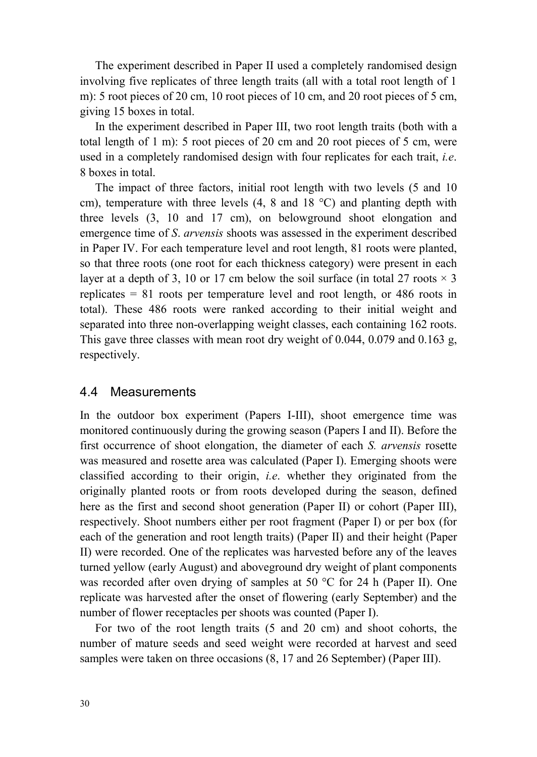The experiment described in Paper II used a completely randomised design involving five replicates of three length traits (all with a total root length of 1 m): 5 root pieces of 20 cm, 10 root pieces of 10 cm, and 20 root pieces of 5 cm, giving 15 boxes in total.

In the experiment described in Paper III, two root length traits (both with a total length of 1 m): 5 root pieces of 20 cm and 20 root pieces of 5 cm, were used in a completely randomised design with four replicates for each trait, *i.e*. 8 boxes in total.

The impact of three factors, initial root length with two levels (5 and 10 cm), temperature with three levels (4, 8 and 18 °C) and planting depth with three levels (3, 10 and 17 cm), on belowground shoot elongation and emergence time of *S. arvensis* shoots was assessed in the experiment described in Paper IV. For each temperature level and root length, 81 roots were planted, so that three roots (one root for each thickness category) were present in each layer at a depth of 3, 10 or 17 cm below the soil surface (in total 27 roots × 3 replicates = 81 roots per temperature level and root length, or 486 roots in total). These 486 roots were ranked according to their initial weight and separated into three non-overlapping weight classes, each containing 162 roots. This gave three classes with mean root dry weight of 0.044, 0.079 and 0.163 g, respectively.

## 4.4 Measurements

In the outdoor box experiment (Papers I-III), shoot emergence time was monitored continuously during the growing season (Papers I and II). Before the first occurrence of shoot elongation, the diameter of each *S. arvensis* rosette was measured and rosette area was calculated (Paper I). Emerging shoots were classified according to their origin, *i.e*. whether they originated from the originally planted roots or from roots developed during the season, defined here as the first and second shoot generation (Paper II) or cohort (Paper III), respectively. Shoot numbers either per root fragment (Paper I) or per box (for each of the generation and root length traits) (Paper II) and their height (Paper II) were recorded. One of the replicates was harvested before any of the leaves turned yellow (early August) and aboveground dry weight of plant components was recorded after oven drying of samples at 50 °C for 24 h (Paper II). One replicate was harvested after the onset of flowering (early September) and the number of flower receptacles per shoots was counted (Paper I).

For two of the root length traits (5 and 20 cm) and shoot cohorts, the number of mature seeds and seed weight were recorded at harvest and seed samples were taken on three occasions (8, 17 and 26 September) (Paper III).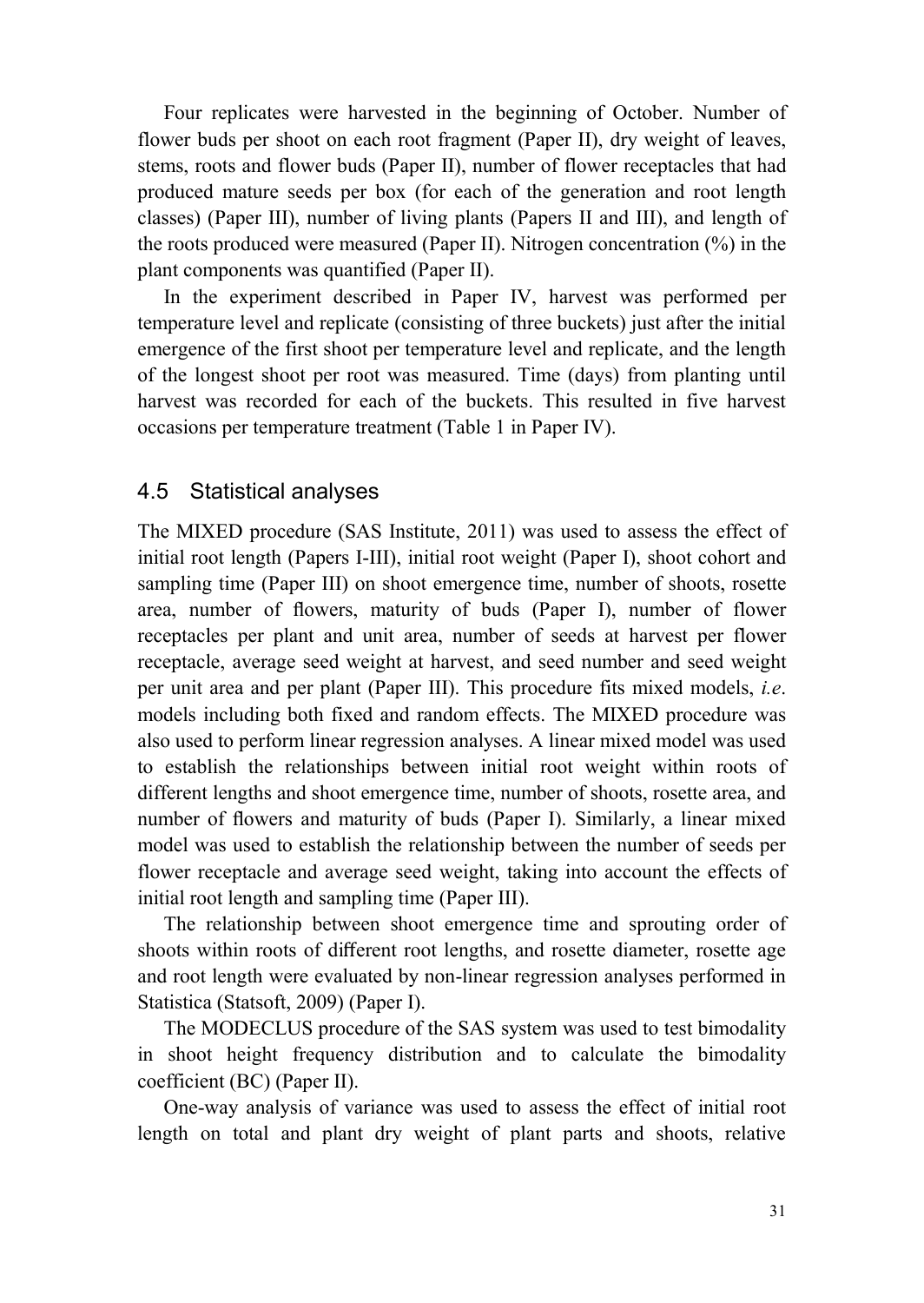Four replicates were harvested in the beginning of October. Number of flower buds per shoot on each root fragment (Paper II), dry weight of leaves, stems, roots and flower buds (Paper II), number of flower receptacles that had produced mature seeds per box (for each of the generation and root length classes) (Paper III), number of living plants (Papers II and III), and length of the roots produced were measured (Paper II). Nitrogen concentration (%) in the plant components was quantified (Paper II).

In the experiment described in Paper IV, harvest was performed per temperature level and replicate (consisting of three buckets) just after the initial emergence of the first shoot per temperature level and replicate, and the length of the longest shoot per root was measured. Time (days) from planting until harvest was recorded for each of the buckets. This resulted in five harvest occasions per temperature treatment (Table 1 in Paper IV).

## 4.5 Statistical analyses

The MIXED procedure (SAS Institute, 2011) was used to assess the effect of initial root length (Papers I-III), initial root weight (Paper I), shoot cohort and sampling time (Paper III) on shoot emergence time, number of shoots, rosette area, number of flowers, maturity of buds (Paper I), number of flower receptacles per plant and unit area, number of seeds at harvest per flower receptacle, average seed weight at harvest, and seed number and seed weight per unit area and per plant (Paper III). This procedure fits mixed models, *i.e*. models including both fixed and random effects. The MIXED procedure was also used to perform linear regression analyses. A linear mixed model was used to establish the relationships between initial root weight within roots of different lengths and shoot emergence time, number of shoots, rosette area, and number of flowers and maturity of buds (Paper I). Similarly, a linear mixed model was used to establish the relationship between the number of seeds per flower receptacle and average seed weight, taking into account the effects of initial root length and sampling time (Paper III).

The relationship between shoot emergence time and sprouting order of shoots within roots of different root lengths, and rosette diameter, rosette age and root length were evaluated by non-linear regression analyses performed in Statistica (Statsoft, 2009) (Paper I).

The MODECLUS procedure of the SAS system was used to test bimodality in shoot height frequency distribution and to calculate the bimodality coefficient (BC) (Paper II).

One-way analysis of variance was used to assess the effect of initial root length on total and plant dry weight of plant parts and shoots, relative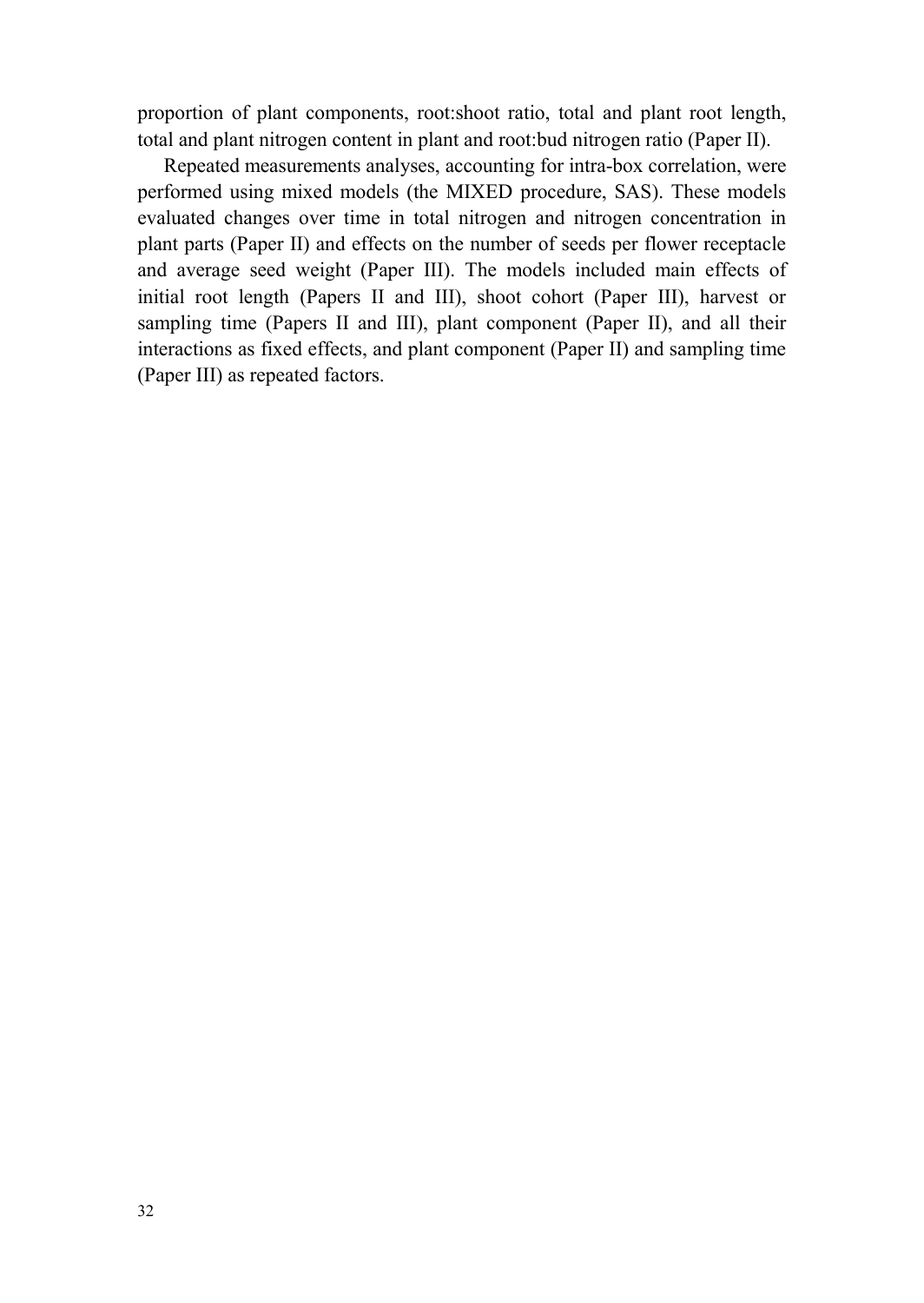proportion of plant components, root:shoot ratio, total and plant root length, total and plant nitrogen content in plant and root:bud nitrogen ratio (Paper II).

Repeated measurements analyses, accounting for intra-box correlation, were performed using mixed models (the MIXED procedure, SAS). These models evaluated changes over time in total nitrogen and nitrogen concentration in plant parts (Paper II) and effects on the number of seeds per flower receptacle and average seed weight (Paper III). The models included main effects of initial root length (Papers II and III), shoot cohort (Paper III), harvest or sampling time (Papers II and III), plant component (Paper II), and all their interactions as fixed effects, and plant component (Paper II) and sampling time (Paper III) as repeated factors.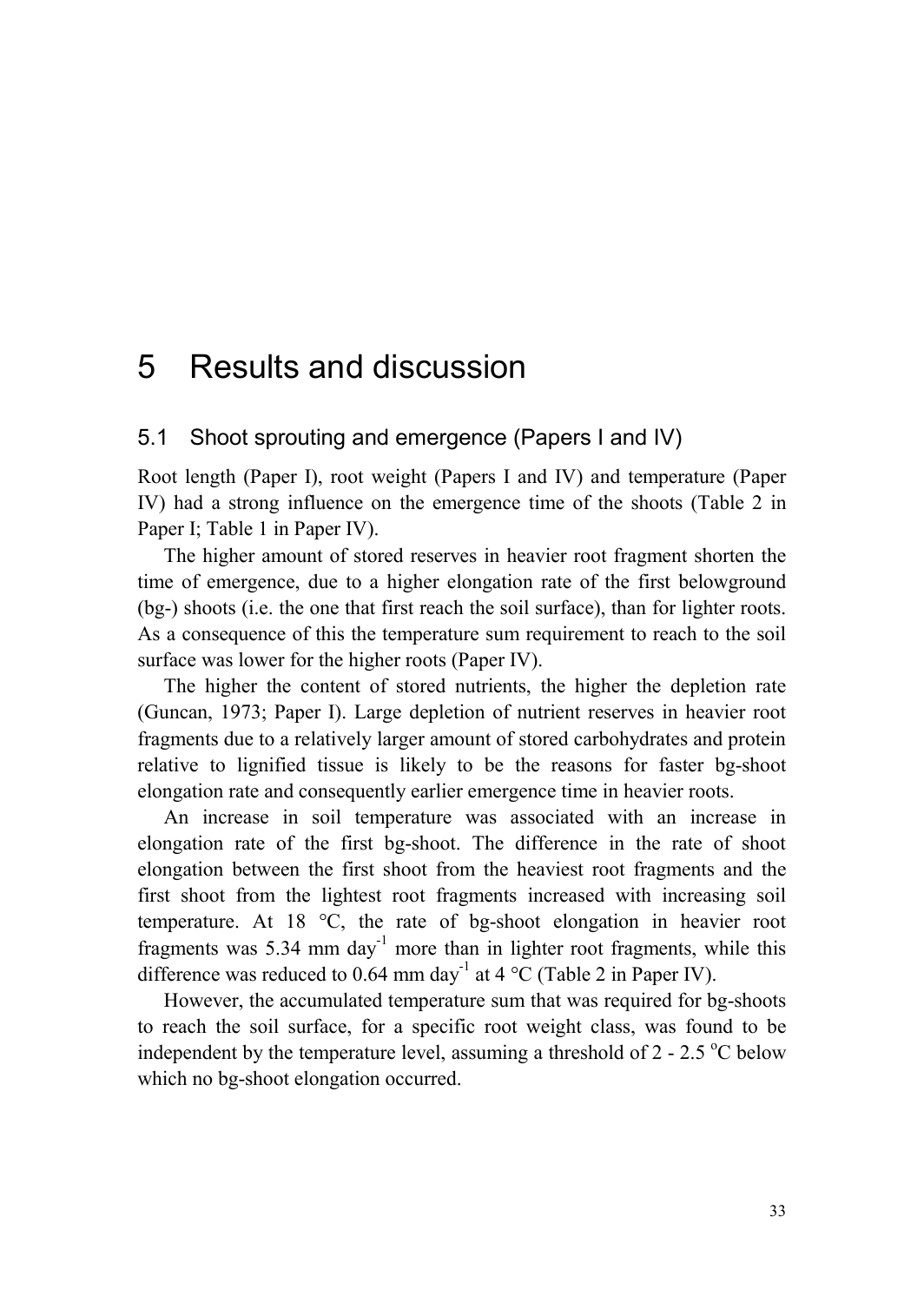# 5 Results and discussion

## 5.1 Shoot sprouting and emergence (Papers I and IV)

Root length (Paper I), root weight (Papers I and IV) and temperature (Paper IV) had a strong influence on the emergence time of the shoots (Table 2 in Paper I; Table 1 in Paper IV).

The higher amount of stored reserves in heavier root fragment shorten the time of emergence, due to a higher elongation rate of the first belowground (bg-) shoots (i.e. the one that first reach the soil surface), than for lighter roots. As a consequence of this the temperature sum requirement to reach to the soil surface was lower for the higher roots (Paper IV).

The higher the content of stored nutrients, the higher the depletion rate (Guncan, 1973; Paper I). Large depletion of nutrient reserves in heavier root fragments due to a relatively larger amount of stored carbohydrates and protein relative to lignified tissue is likely to be the reasons for faster bg-shoot elongation rate and consequently earlier emergence time in heavier roots.

An increase in soil temperature was associated with an increase in elongation rate of the first bg-shoot. The difference in the rate of shoot elongation between the first shoot from the heaviest root fragments and the first shoot from the lightest root fragments increased with increasing soil temperature. At 18 °C, the rate of bg-shoot elongation in heavier root fragments was 5.34 mm $day^{-1}$ more than in lighter root fragments, while this difference was reduced to 0.64 mm $day^{-1}$ at 4 °C (Table 2 in Paper IV).

However, the accumulated temperature sum that was required for bg-shoots to reach the soil surface, for a specific root weight class, was found to be independent by the temperature level, assuming a threshold of 2 - 2.5 °C below which no bg-shoot elongation occurred.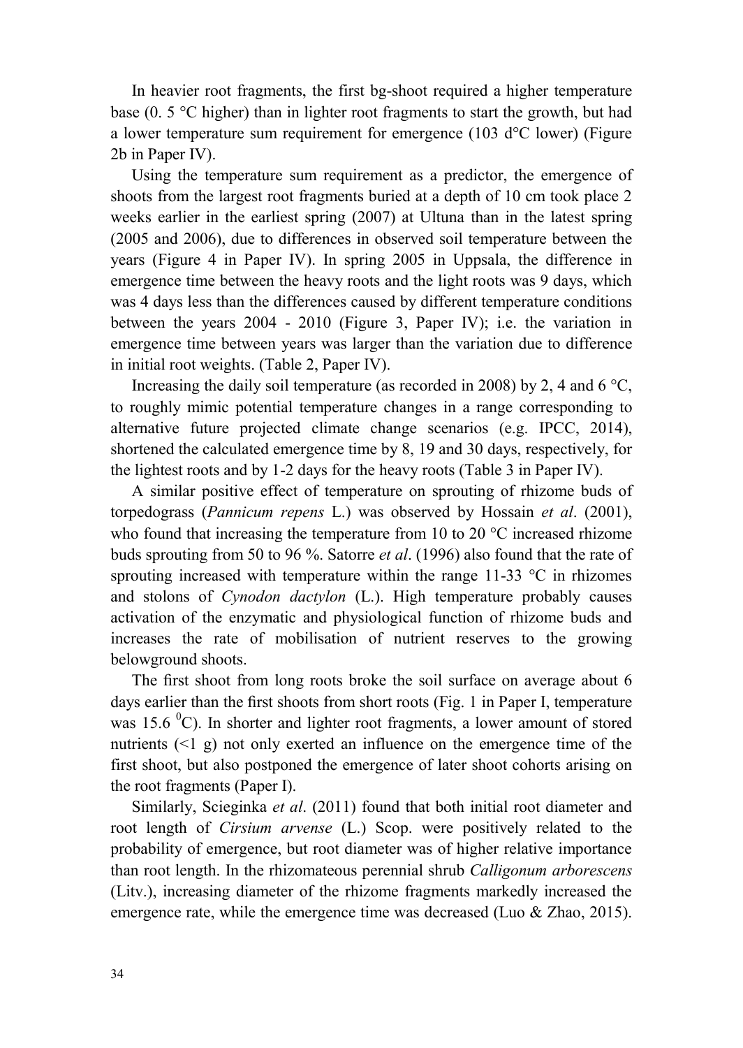In heavier root fragments, the first bg-shoot required a higher temperature base (0. 5 °C higher) than in lighter root fragments to start the growth, but had a lower temperature sum requirement for emergence (103 d°C lower) (Figure 2b in Paper IV).

Using the temperature sum requirement as a predictor, the emergence of shoots from the largest root fragments buried at a depth of 10 cm took place 2 weeks earlier in the earliest spring (2007) at Ultuna than in the latest spring (2005 and 2006), due to differences in observed soil temperature between the years (Figure 4 in Paper IV). In spring 2005 in Uppsala, the difference in emergence time between the heavy roots and the light roots was 9 days, which was 4 days less than the differences caused by different temperature conditions between the years 2004 - 2010 (Figure 3, Paper IV); i.e. the variation in emergence time between years was larger than the variation due to difference in initial root weights. (Table 2, Paper IV).

Increasing the daily soil temperature (as recorded in 2008) by 2, 4 and 6 °C, to roughly mimic potential temperature changes in a range corresponding to alternative future projected climate change scenarios (e.g. IPCC, 2014), shortened the calculated emergence time by 8, 19 and 30 days, respectively, for the lightest roots and by 1-2 days for the heavy roots (Table 3 in Paper IV).

A similar positive effect of temperature on sprouting of rhizome buds of torpedograss (*Pannicum repens* L.) was observed by Hossain *et al*. (2001), who found that increasing the temperature from 10 to 20 °C increased rhizome buds sprouting from 50 to 96 %. Satorre *et al*. (1996) also found that the rate of sprouting increased with temperature within the range 11-33 °C in rhizomes and stolons of *Cynodon dactylon* (L.). High temperature probably causes activation of the enzymatic and physiological function of rhizome buds and increases the rate of mobilisation of nutrient reserves to the growing belowground shoots.

The first shoot from long roots broke the soil surface on average about 6 days earlier than the first shoots from short roots (Fig. 1 in Paper I, temperature was 15.6 $^{0}$C). In shorter and lighter root fragments, a lower amount of stored nutrients (<1 g) not only exerted an influence on the emergence time of the first shoot, but also postponed the emergence of later shoot cohorts arising on the root fragments (Paper I).

Similarly, Scieginka *et al*. (2011) found that both initial root diameter and root length of *Cirsium arvense* (L.) Scop. were positively related to the probability of emergence, but root diameter was of higher relative importance than root length. In the rhizomateous perennial shrub *Calligonum arborescens* (Litv.), increasing diameter of the rhizome fragments markedly increased the emergence rate, while the emergence time was decreased (Luo & Zhao, 2015).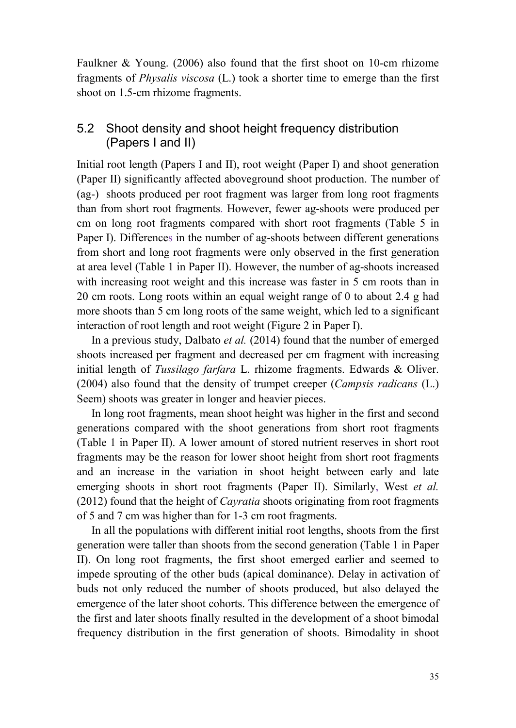Faulkner & Young. (2006) also found that the first shoot on 10-cm rhizome fragments of *Physalis viscosa* (L.) took a shorter time to emerge than the first shoot on 1.5-cm rhizome fragments.

## 5.2 Shoot density and shoot height frequency distribution (Papers I and II)

Initial root length (Papers I and II), root weight (Paper I) and shoot generation (Paper II) significantly affected aboveground shoot production. The number of (ag-) shoots produced per root fragment was larger from long root fragments than from short root fragments. However, fewer ag-shoots were produced per cm on long root fragments compared with short root fragments (Table 5 in Paper I). Differences in the number of ag-shoots between different generations from short and long root fragments were only observed in the first generation at area level (Table 1 in Paper II). However, the number of ag-shoots increased with increasing root weight and this increase was faster in 5 cm roots than in 20 cm roots. Long roots within an equal weight range of 0 to about 2.4 g had more shoots than 5 cm long roots of the same weight, which led to a significant interaction of root length and root weight (Figure 2 in Paper I).

In a previous study, Dalbato *et al.* (2014) found that the number of emerged shoots increased per fragment and decreased per cm fragment with increasing initial length of *Tussilago farfara* L. rhizome fragments. Edwards & Oliver. (2004) also found that the density of trumpet creeper (*Campsis radicans* (L.) Seem) shoots was greater in longer and heavier pieces.

In long root fragments, mean shoot height was higher in the first and second generations compared with the shoot generations from short root fragments (Table 1 in Paper II). A lower amount of stored nutrient reserves in short root fragments may be the reason for lower shoot height from short root fragments and an increase in the variation in shoot height between early and late emerging shoots in short root fragments (Paper II). Similarly, West *et al.* (2012) found that the height of *Cayratia* shoots originating from root fragments of 5 and 7 cm was higher than for 1-3 cm root fragments.

In all the populations with different initial root lengths, shoots from the first generation were taller than shoots from the second generation (Table 1 in Paper II). On long root fragments, the first shoot emerged earlier and seemed to impede sprouting of the other buds (apical dominance). Delay in activation of buds not only reduced the number of shoots produced, but also delayed the emergence of the later shoot cohorts. This difference between the emergence of the first and later shoots finally resulted in the development of a shoot bimodal frequency distribution in the first generation of shoots. Bimodality in shoot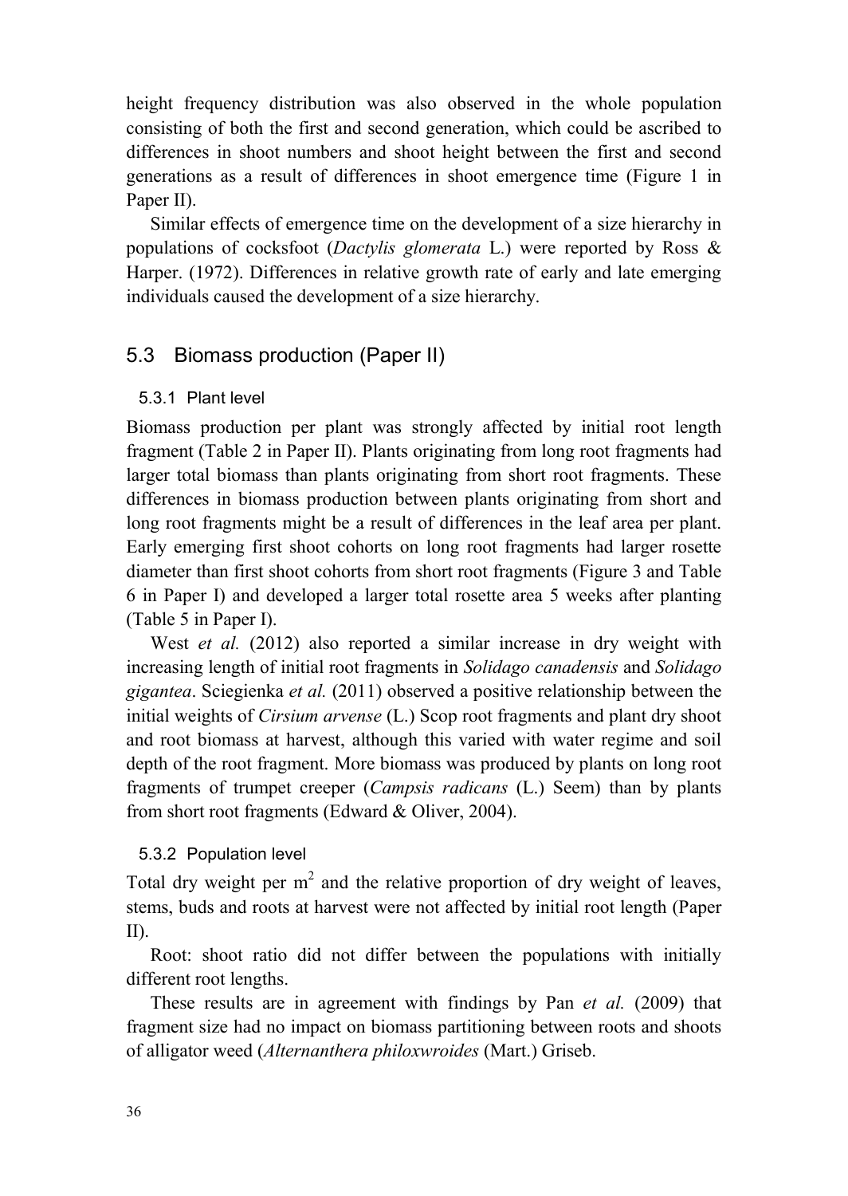height frequency distribution was also observed in the whole population consisting of both the first and second generation, which could be ascribed to differences in shoot numbers and shoot height between the first and second generations as a result of differences in shoot emergence time (Figure 1 in Paper II).

Similar effects of emergence time on the development of a size hierarchy in populations of cocksfoot (*Dactylis glomerata* L.) were reported by Ross & Harper. (1972). Differences in relative growth rate of early and late emerging individuals caused the development of a size hierarchy.

## 5.3 Biomass production (Paper II)

### 5.3.1 Plant level

Biomass production per plant was strongly affected by initial root length fragment (Table 2 in Paper II). Plants originating from long root fragments had larger total biomass than plants originating from short root fragments. These differences in biomass production between plants originating from short and long root fragments might be a result of differences in the leaf area per plant. Early emerging first shoot cohorts on long root fragments had larger rosette diameter than first shoot cohorts from short root fragments (Figure 3 and Table 6 in Paper I) and developed a larger total rosette area 5 weeks after planting (Table 5 in Paper I).

West *et al.* (2012) also reported a similar increase in dry weight with increasing length of initial root fragments in *Solidago canadensis* and *Solidago gigantea*. Sciegienka *et al.* (2011) observed a positive relationship between the initial weights of *Cirsium arvense* (L.) Scop root fragments and plant dry shoot and root biomass at harvest, although this varied with water regime and soil depth of the root fragment. More biomass was produced by plants on long root fragments of trumpet creeper (*Campsis radicans* (L.) Seem) than by plants from short root fragments (Edward & Oliver, 2004).

### 5.3.2 Population level

Total dry weight per $m^2$ and the relative proportion of dry weight of leaves, stems, buds and roots at harvest were not affected by initial root length (Paper II).

Root: shoot ratio did not differ between the populations with initially different root lengths.

These results are in agreement with findings by Pan *et al.* (2009) that fragment size had no impact on biomass partitioning between roots and shoots of alligator weed (*Alternanthera philoxwroides* (Mart.) Griseb.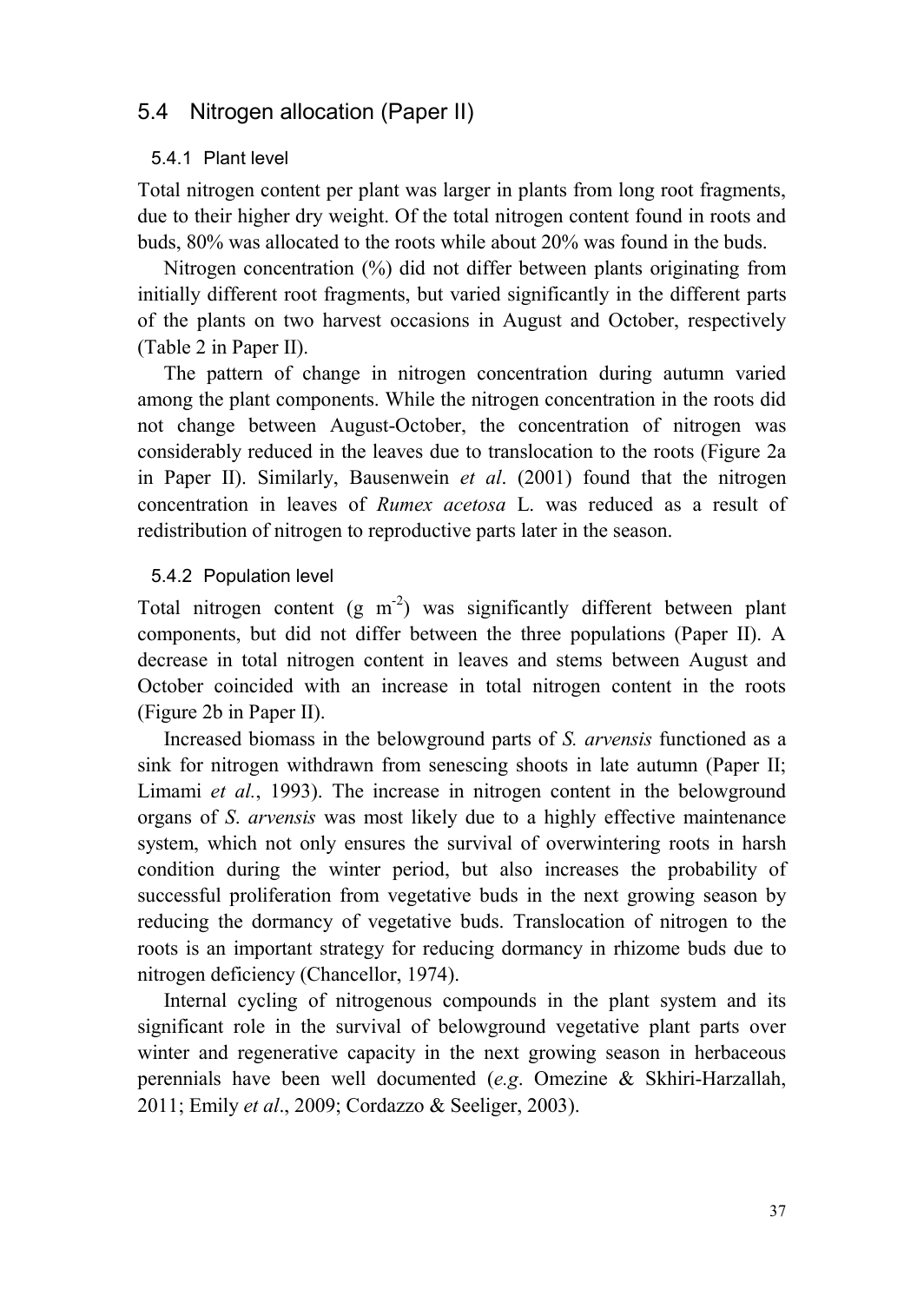## 5.4 Nitrogen allocation (Paper II)

### 5.4.1 Plant level

Total nitrogen content per plant was larger in plants from long root fragments, due to their higher dry weight. Of the total nitrogen content found in roots and buds, 80% was allocated to the roots while about 20% was found in the buds.

Nitrogen concentration (%) did not differ between plants originating from initially different root fragments, but varied significantly in the different parts of the plants on two harvest occasions in August and October, respectively (Table 2 in Paper II).

The pattern of change in nitrogen concentration during autumn varied among the plant components. While the nitrogen concentration in the roots did not change between August-October, the concentration of nitrogen was considerably reduced in the leaves due to translocation to the roots (Figure 2a in Paper II). Similarly, Bausenwein *et al*. (2001) found that the nitrogen concentration in leaves of *Rumex acetosa* L. was reduced as a result of redistribution of nitrogen to reproductive parts later in the season.

### 5.4.2 Population level

Total nitrogen content (g $m^{-2}$) was significantly different between plant components, but did not differ between the three populations (Paper II). A decrease in total nitrogen content in leaves and stems between August and October coincided with an increase in total nitrogen content in the roots (Figure 2b in Paper II).

Increased biomass in the belowground parts of *S. arvensis* functioned as a sink for nitrogen withdrawn from senescing shoots in late autumn (Paper II; Limami *et al.*, 1993). The increase in nitrogen content in the belowground organs of *S. arvensis* was most likely due to a highly effective maintenance system, which not only ensures the survival of overwintering roots in harsh condition during the winter period, but also increases the probability of successful proliferation from vegetative buds in the next growing season by reducing the dormancy of vegetative buds. Translocation of nitrogen to the roots is an important strategy for reducing dormancy in rhizome buds due to nitrogen deficiency (Chancellor, 1974).

Internal cycling of nitrogenous compounds in the plant system and its significant role in the survival of belowground vegetative plant parts over winter and regenerative capacity in the next growing season in herbaceous perennials have been well documented (*e.g*. Omezine & Skhiri-Harzallah, 2011; Emily *et al*., 2009; Cordazzo & Seeliger, 2003).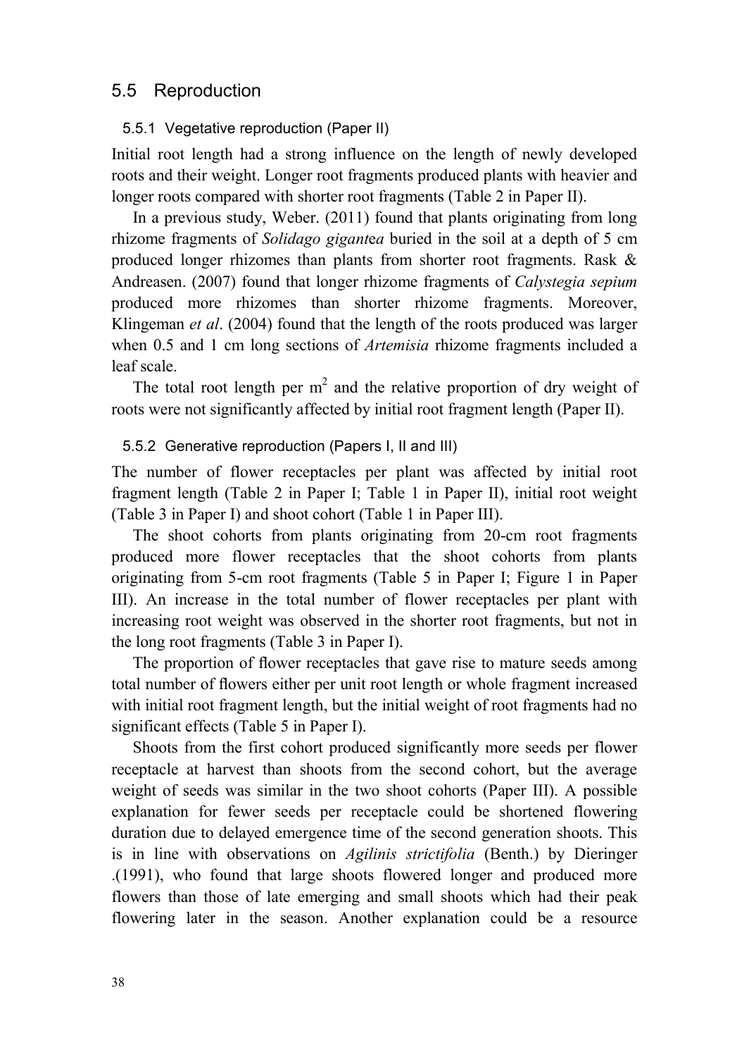## 5.5 Reproduction

### 5.5.1 Vegetative reproduction (Paper II)

Initial root length had a strong influence on the length of newly developed roots and their weight. Longer root fragments produced plants with heavier and longer roots compared with shorter root fragments (Table 2 in Paper II).

In a previous study, Weber. (2011) found that plants originating from long rhizome fragments of *Solidago gigantea* buried in the soil at a depth of 5 cm produced longer rhizomes than plants from shorter root fragments. Rask & Andreasen. (2007) found that longer rhizome fragments of *Calystegia sepium* produced more rhizomes than shorter rhizome fragments. Moreover, Klingeman *et al*. (2004) found that the length of the roots produced was larger when 0.5 and 1 cm long sections of *Artemisia* rhizome fragments included a leaf scale.

The total root length per $m^2$ and the relative proportion of dry weight of roots were not significantly affected by initial root fragment length (Paper II).

### 5.5.2 Generative reproduction (Papers I, II and III)

The number of flower receptacles per plant was affected by initial root fragment length (Table 2 in Paper I; Table 1 in Paper II), initial root weight (Table 3 in Paper I) and shoot cohort (Table 1 in Paper III).

The shoot cohorts from plants originating from 20-cm root fragments produced more flower receptacles that the shoot cohorts from plants originating from 5-cm root fragments (Table 5 in Paper I; Figure 1 in Paper III). An increase in the total number of flower receptacles per plant with increasing root weight was observed in the shorter root fragments, but not in the long root fragments (Table 3 in Paper I).

The proportion of flower receptacles that gave rise to mature seeds among total number of flowers either per unit root length or whole fragment increased with initial root fragment length, but the initial weight of root fragments had no significant effects (Table 5 in Paper I).

Shoots from the first cohort produced significantly more seeds per flower receptacle at harvest than shoots from the second cohort, but the average weight of seeds was similar in the two shoot cohorts (Paper III). A possible explanation for fewer seeds per receptacle could be shortened flowering duration due to delayed emergence time of the second generation shoots. This is in line with observations on *Agilinis strictifolia* (Benth.) by Dieringer .(1991), who found that large shoots flowered longer and produced more flowers than those of late emerging and small shoots which had their peak flowering later in the season. Another explanation could be a resource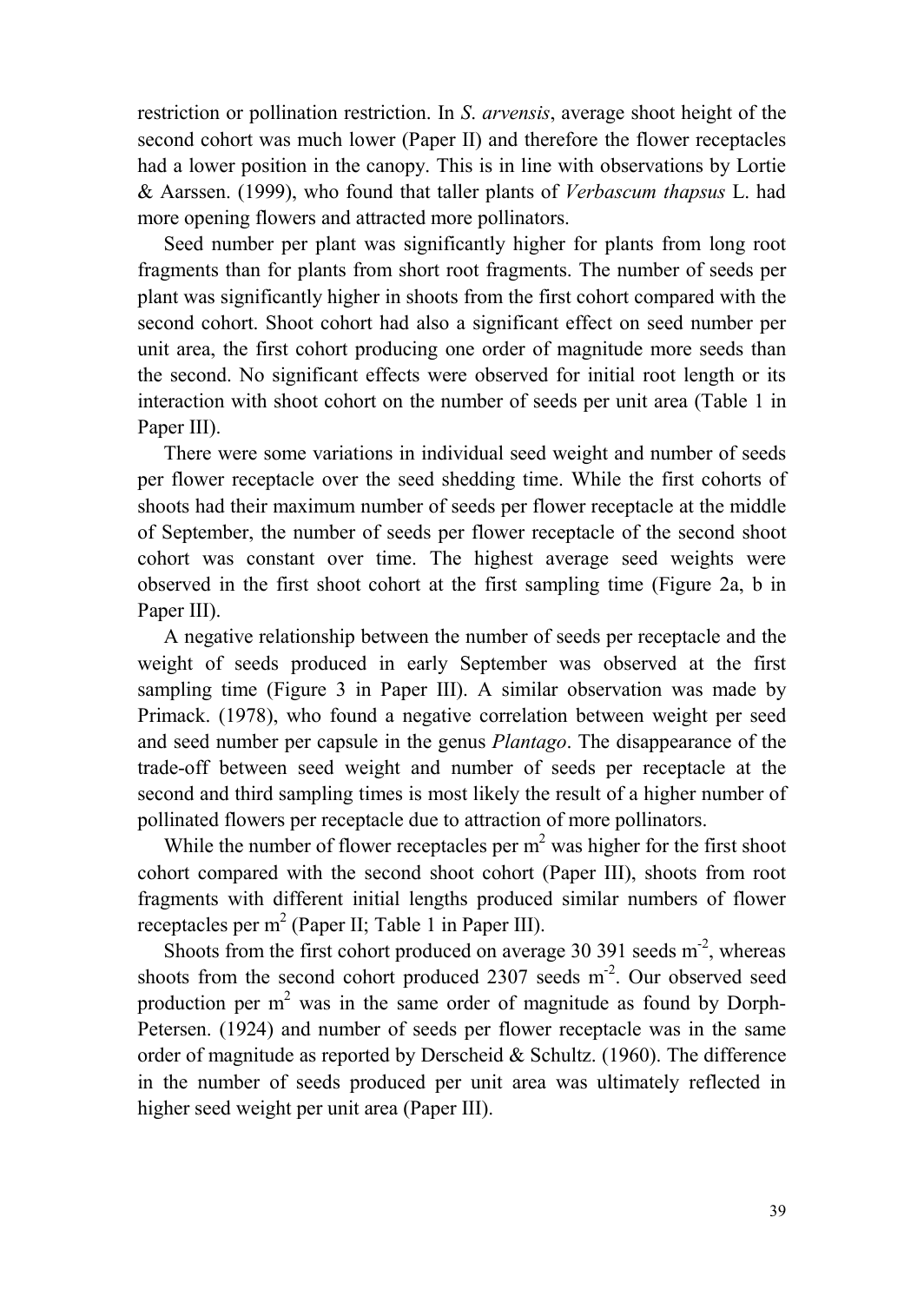restriction or pollination restriction. In *S. arvensis*, average shoot height of the second cohort was much lower (Paper II) and therefore the flower receptacles had a lower position in the canopy. This is in line with observations by Lortie & Aarssen. (1999), who found that taller plants of *Verbascum thapsus* L. had more opening flowers and attracted more pollinators.

Seed number per plant was significantly higher for plants from long root fragments than for plants from short root fragments. The number of seeds per plant was significantly higher in shoots from the first cohort compared with the second cohort. Shoot cohort had also a significant effect on seed number per unit area, the first cohort producing one order of magnitude more seeds than the second. No significant effects were observed for initial root length or its interaction with shoot cohort on the number of seeds per unit area (Table 1 in Paper III).

There were some variations in individual seed weight and number of seeds per flower receptacle over the seed shedding time. While the first cohorts of shoots had their maximum number of seeds per flower receptacle at the middle of September, the number of seeds per flower receptacle of the second shoot cohort was constant over time. The highest average seed weights were observed in the first shoot cohort at the first sampling time (Figure 2a, b in Paper III).

A negative relationship between the number of seeds per receptacle and the weight of seeds produced in early September was observed at the first sampling time (Figure 3 in Paper III). A similar observation was made by Primack. (1978), who found a negative correlation between weight per seed and seed number per capsule in the genus *Plantago*. The disappearance of the trade-off between seed weight and number of seeds per receptacle at the second and third sampling times is most likely the result of a higher number of pollinated flowers per receptacle due to attraction of more pollinators.

While the number of flower receptacles per $m^2$ was higher for the first shoot cohort compared with the second shoot cohort (Paper III), shoots from root fragments with different initial lengths produced similar numbers of flower receptacles per $m^2$ (Paper II; Table 1 in Paper III).

Shoots from the first cohort produced on average 30 391 seeds $m^{-2}$, whereas shoots from the second cohort produced 2307 seeds $m^{-2}$. Our observed seed production per $m^2$ was in the same order of magnitude as found by Dorph-Petersen. (1924) and number of seeds per flower receptacle was in the same order of magnitude as reported by Derscheid & Schultz. (1960). The difference in the number of seeds produced per unit area was ultimately reflected in higher seed weight per unit area (Paper III).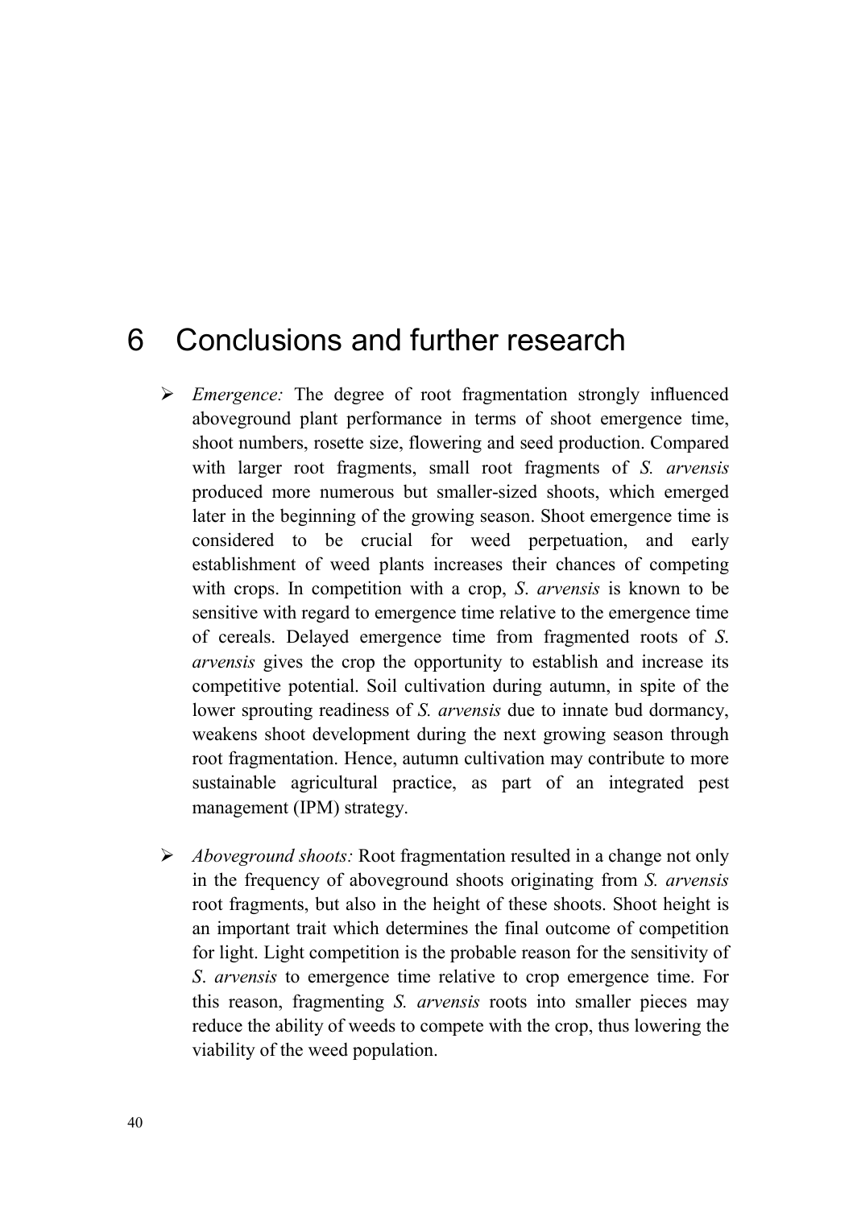# 6 Conclusions and further research

- *Emergence:* The degree of root fragmentation strongly influenced aboveground plant performance in terms of shoot emergence time, shoot numbers, rosette size, flowering and seed production. Compared with larger root fragments, small root fragments of *S. arvensis* produced more numerous but smaller-sized shoots, which emerged later in the beginning of the growing season. Shoot emergence time is considered to be crucial for weed perpetuation, and early establishment of weed plants increases their chances of competing with crops. In competition with a crop, *S. arvensis* is known to be sensitive with regard to emergence time relative to the emergence time of cereals. Delayed emergence time from fragmented roots of *S. arvensis* gives the crop the opportunity to establish and increase its competitive potential. Soil cultivation during autumn, in spite of the lower sprouting readiness of *S. arvensis* due to innate bud dormancy, weakens shoot development during the next growing season through root fragmentation. Hence, autumn cultivation may contribute to more sustainable agricultural practice, as part of an integrated pest management (IPM) strategy.

- *Aboveground shoots:* Root fragmentation resulted in a change not only in the frequency of aboveground shoots originating from *S. arvensis* root fragments, but also in the height of these shoots. Shoot height is an important trait which determines the final outcome of competition for light. Light competition is the probable reason for the sensitivity of *S. arvensis* to emergence time relative to crop emergence time. For this reason, fragmenting *S. arvensis* roots into smaller pieces may reduce the ability of weeds to compete with the crop, thus lowering the viability of the weed population.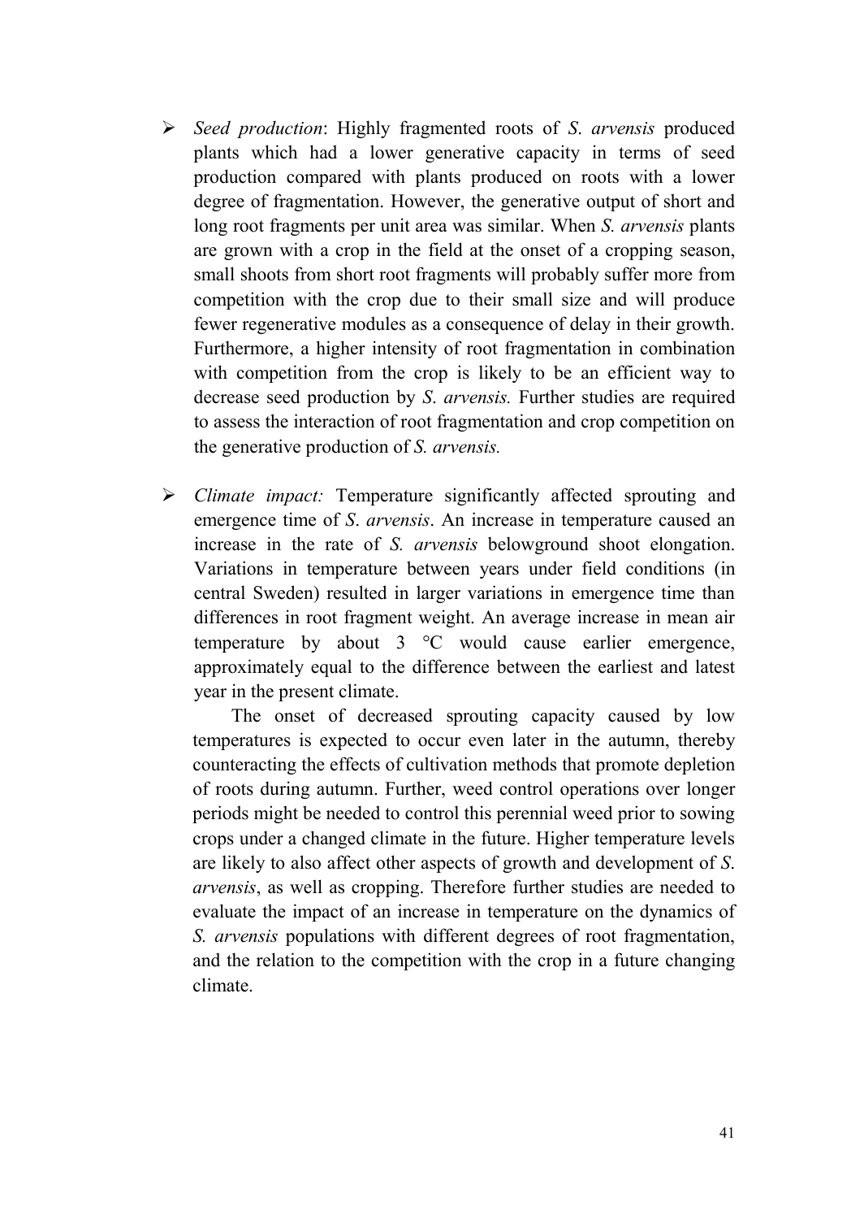- *Seed production*: Highly fragmented roots of *S. arvensis* produced plants which had a lower generative capacity in terms of seed production compared with plants produced on roots with a lower degree of fragmentation. However, the generative output of short and long root fragments per unit area was similar. When *S. arvensis* plants are grown with a crop in the field at the onset of a cropping season, small shoots from short root fragments will probably suffer more from competition with the crop due to their small size and will produce fewer regenerative modules as a consequence of delay in their growth. Furthermore, a higher intensity of root fragmentation in combination with competition from the crop is likely to be an efficient way to decrease seed production by *S. arvensis.* Further studies are required to assess the interaction of root fragmentation and crop competition on the generative production of *S. arvensis.*

- *Climate impact:* Temperature significantly affected sprouting and emergence time of *S. arvensis*. An increase in temperature caused an increase in the rate of *S. arvensis* belowground shoot elongation. Variations in temperature between years under field conditions (in central Sweden) resulted in larger variations in emergence time than differences in root fragment weight. An average increase in mean air temperature by about 3 °C would cause earlier emergence, approximately equal to the difference between the earliest and latest year in the present climate.

  The onset of decreased sprouting capacity caused by low temperatures is expected to occur even later in the autumn, thereby counteracting the effects of cultivation methods that promote depletion of roots during autumn. Further, weed control operations over longer periods might be needed to control this perennial weed prior to sowing crops under a changed climate in the future. Higher temperature levels are likely to also affect other aspects of growth and development of *S. arvensis*, as well as cropping. Therefore further studies are needed to evaluate the impact of an increase in temperature on the dynamics of *S. arvensis* populations with different degrees of root fragmentation, and the relation to the competition with the crop in a future changing climate.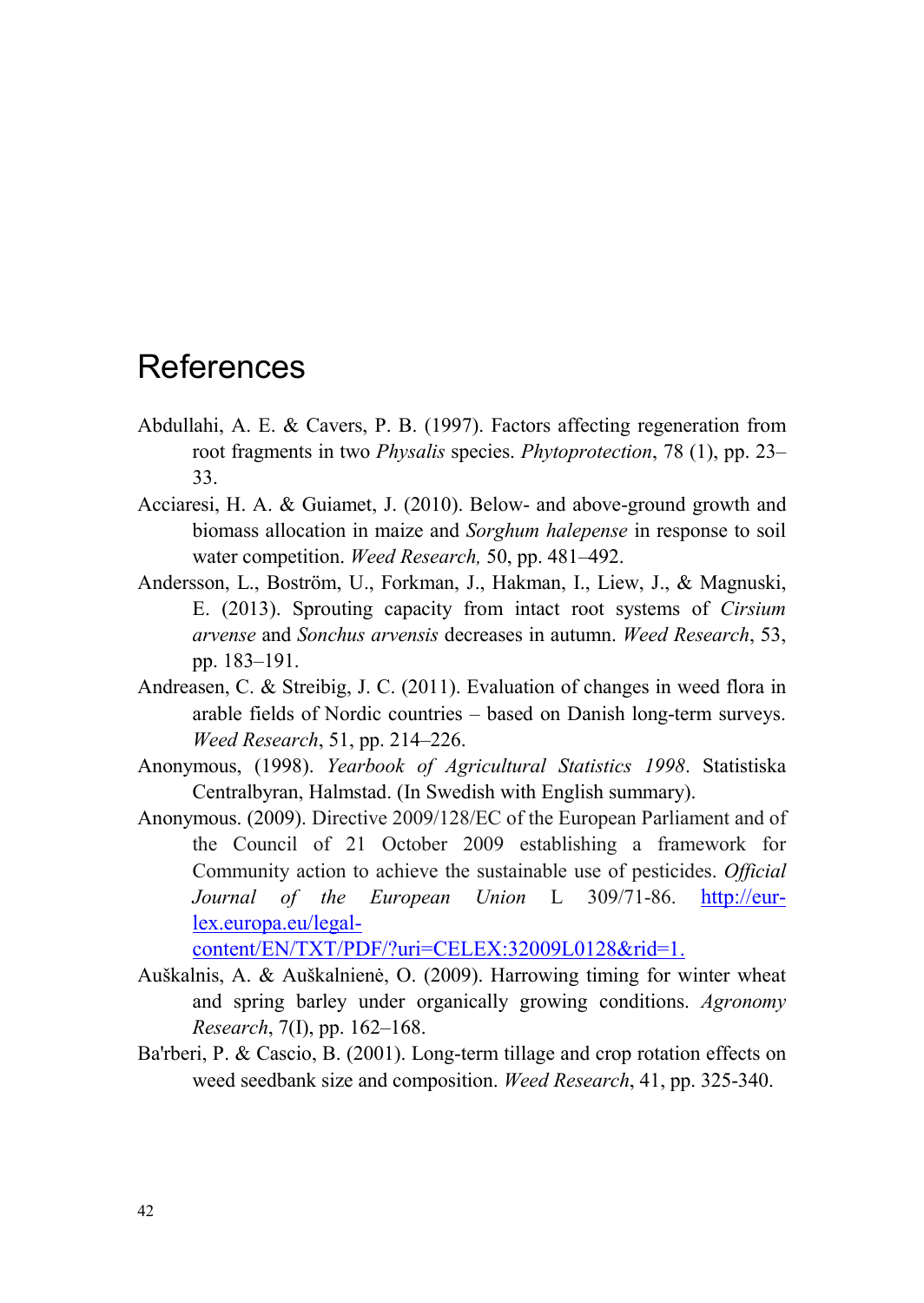# References

Abdullahi, A. E. & Cavers, P. B. (1997). Factors affecting regeneration from root fragments in two *Physalis* species. *Phytoprotection*, 78 (1), pp. 23–33.

Acciaresi, H. A. & Guiamet, J. (2010). Below- and above-ground growth and biomass allocation in maize and *Sorghum halepense* in response to soil water competition. *Weed Research,* 50, pp. 481–492.

Andersson, L., Boström, U., Forkman, J., Hakman, I., Liew, J., & Magnuski, E. (2013). Sprouting capacity from intact root systems of *Cirsium arvense* and *Sonchus arvensis* decreases in autumn. *Weed Research*, 53, pp. 183–191.

Andreasen, C. & Streibig, J. C. (2011). Evaluation of changes in weed flora in arable fields of Nordic countries – based on Danish long-term surveys. *Weed Research*, 51, pp. 214–226.

Anonymous, (1998). *Yearbook of Agricultural Statistics 1998*. Statistiska Centralbyran, Halmstad. (In Swedish with English summary).

Anonymous. (2009). Directive 2009/128/EC of the European Parliament and of the Council of 21 October 2009 establishing a framework for Community action to achieve the sustainable use of pesticides. *Official Journal of the European Union* L 309/71-86. http://eur-lex.europa.eu/legal-content/EN/TXT/PDF/?uri=CELEX:32009L0128&rid=1.

Auškalnis, A. & Auškalnienė, O. (2009). Harrowing timing for winter wheat and spring barley under organically growing conditions. *Agronomy Research*, 7(I), pp. 162–168.

Ba'rberi, P. & Cascio, B. (2001). Long-term tillage and crop rotation effects on weed seedbank size and composition. *Weed Research*, 41, pp. 325-340.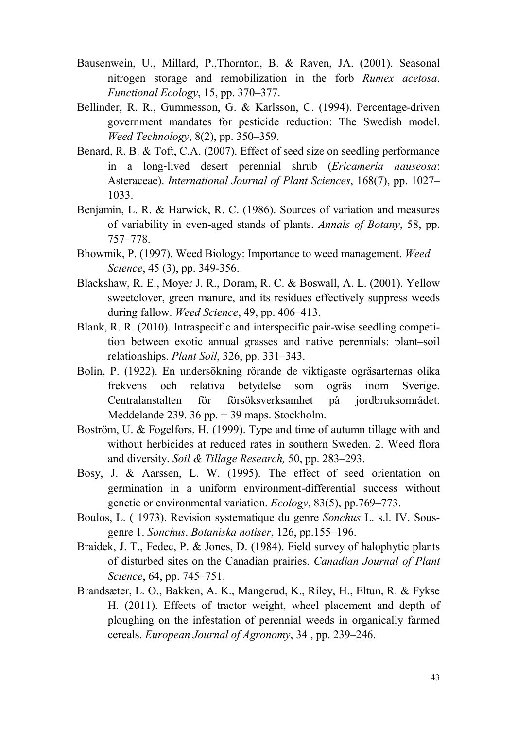Bausenwein, U., Millard, P.,Thornton, B. & Raven, JA. (2001). Seasonal nitrogen storage and remobilization in the forb *Rumex acetosa*. *Functional Ecology*, 15, pp. 370–377.

Bellinder, R. R., Gummesson, G. & Karlsson, C. (1994). Percentage-driven government mandates for pesticide reduction: The Swedish model. *Weed Technology*, 8(2), pp. 350–359.

Benard, R. B. & Toft, C.A. (2007). Effect of seed size on seedling performance in a long-lived desert perennial shrub (*Ericameria nauseosa*: Asteraceae). *International Journal of Plant Sciences*, 168(7), pp. 1027–1033.

Benjamin, L. R. & Harwick, R. C. (1986). Sources of variation and measures of variability in even-aged stands of plants. *Annals of Botany*, 58, pp. 757–778.

Bhowmik, P. (1997). Weed Biology: Importance to weed management. *Weed Science*, 45 (3), pp. 349-356.

Blackshaw, R. E., Moyer J. R., Doram, R. C. & Boswall, A. L. (2001). Yellow sweetclover, green manure, and its residues effectively suppress weeds during fallow. *Weed Science*, 49, pp. 406–413.

Blank, R. R. (2010). Intraspecific and interspecific pair-wise seedling competition between exotic annual grasses and native perennials: plant–soil relationships. *Plant Soil*, 326, pp. 331–343.

Bolin, P. (1922). En undersökning rörande de viktigaste ogräsarternas olika frekvens och relativa betydelse som ogräs inom Sverige. Centralanstalten för försöksverksamhet på jordbruksområdet. Meddelande 239. 36 pp. + 39 maps. Stockholm.

Boström, U. & Fogelfors, H. (1999). Type and time of autumn tillage with and without herbicides at reduced rates in southern Sweden. 2. Weed flora and diversity. *Soil & Tillage Research,* 50, pp. 283–293.

Bosy, J. & Aarssen, L. W. (1995). The effect of seed orientation on germination in a uniform environment-differential success without genetic or environmental variation. *Ecology*, 83(5), pp.769–773.

Boulos, L. ( 1973). Revision systematique du genre *Sonchus* L. s.l. IV. Sous-genre 1. *Sonchus*. *Botaniska notiser*, 126, pp.155–196.

Braidek, J. T., Fedec, P. & Jones, D. (1984). Field survey of halophytic plants of disturbed sites on the Canadian prairies. *Canadian Journal of Plant Science*, 64, pp. 745–751.

Brandsæter, L. O., Bakken, A. K., Mangerud, K., Riley, H., Eltun, R. & Fykse H. (2011). Effects of tractor weight, wheel placement and depth of ploughing on the infestation of perennial weeds in organically farmed cereals. *European Journal of Agronomy*, 34 , pp. 239–246.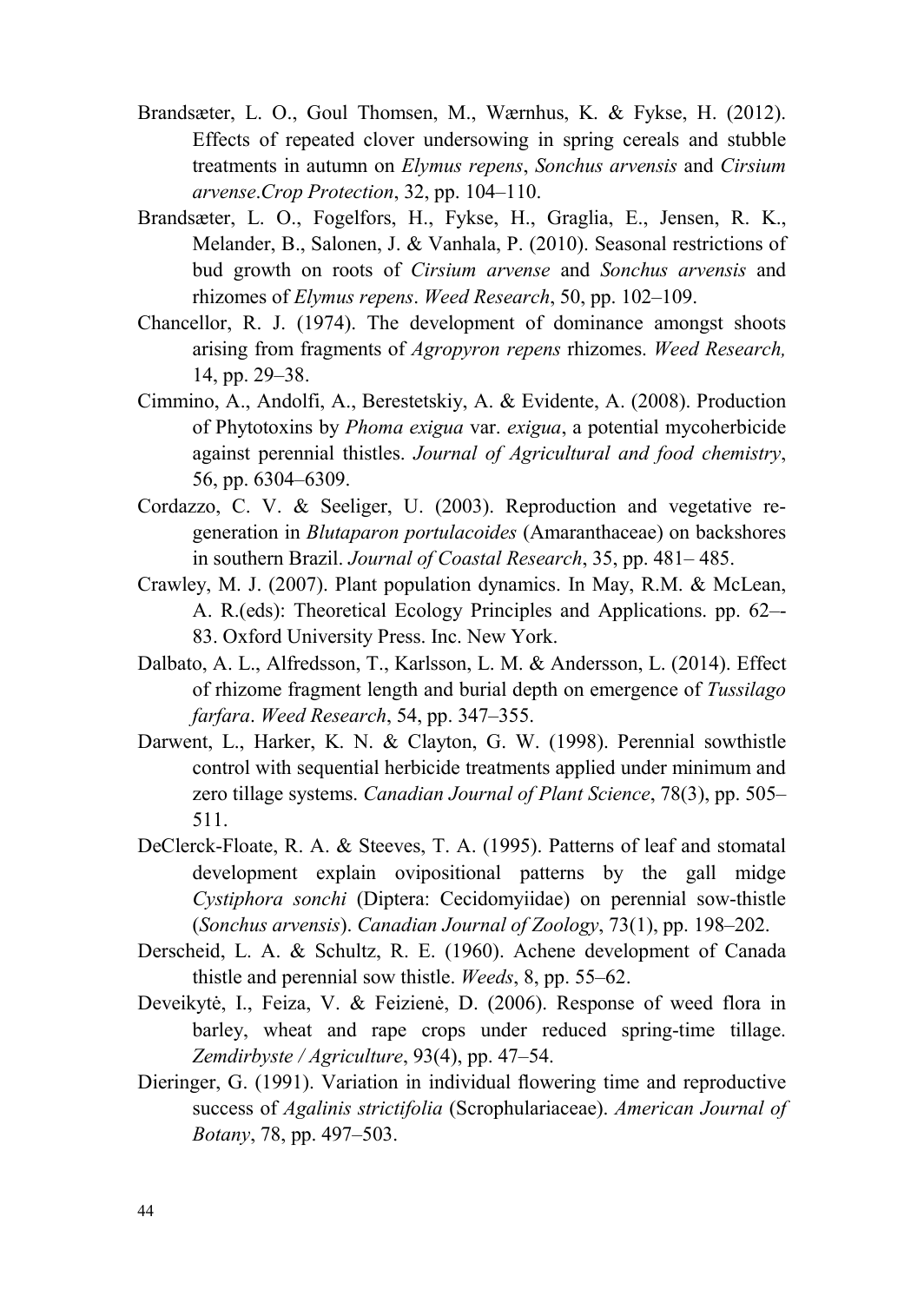Brandsæter, L. O., Goul Thomsen, M., Wærnhus, K. & Fykse, H. (2012). Effects of repeated clover undersowing in spring cereals and stubble treatments in autumn on *Elymus repens*, *Sonchus arvensis* and *Cirsium arvense*.*Crop Protection*, 32, pp. 104–110.

Brandsæter, L. O., Fogelfors, H., Fykse, H., Graglia, E., Jensen, R. K., Melander, B., Salonen, J. & Vanhala, P. (2010). Seasonal restrictions of bud growth on roots of *Cirsium arvense* and *Sonchus arvensis* and rhizomes of *Elymus repens*. *Weed Research*, 50, pp. 102–109.

Chancellor, R. J. (1974). The development of dominance amongst shoots arising from fragments of *Agropyron repens* rhizomes. *Weed Research,* 14, pp. 29–38.

Cimmino, A., Andolfi, A., Berestetskiy, A. & Evidente, A. (2008). Production of Phytotoxins by *Phoma exigua* var. *exigua*, a potential mycoherbicide against perennial thistles. *Journal of Agricultural and food chemistry*, 56, pp. 6304–6309.

Cordazzo, C. V. & Seeliger, U. (2003). Reproduction and vegetative re-generation in *Blutaparon portulacoides* (Amaranthaceae) on backshores in southern Brazil. *Journal of Coastal Research*, 35, pp. 481– 485.

Crawley, M. J. (2007). Plant population dynamics. In May, R.M. & McLean, A. R.(eds): Theoretical Ecology Principles and Applications. pp. 62–-83. Oxford University Press. Inc. New York.

Dalbato, A. L., Alfredsson, T., Karlsson, L. M. & Andersson, L. (2014). Effect of rhizome fragment length and burial depth on emergence of *Tussilago farfara*. *Weed Research*, 54, pp. 347–355.

Darwent, L., Harker, K. N. & Clayton, G. W. (1998). Perennial sowthistle control with sequential herbicide treatments applied under minimum and zero tillage systems. *Canadian Journal of Plant Science*, 78(3), pp. 505–511.

DeClerck-Floate, R. A. & Steeves, T. A. (1995). Patterns of leaf and stomatal development explain ovipositional patterns by the gall midge *Cystiphora sonchi* (Diptera: Cecidomyiidae) on perennial sow-thistle (*Sonchus arvensis*). *Canadian Journal of Zoology*, 73(1), pp. 198–202.

Derscheid, L. A. & Schultz, R. E. (1960). Achene development of Canada thistle and perennial sow thistle. *Weeds*, 8, pp. 55–62.

Deveikytė, I., Feiza, V. & Feizienė, D. (2006). Response of weed flora in barley, wheat and rape crops under reduced spring-time tillage. *Zemdirbyste / Agriculture*, 93(4), pp. 47–54.

Dieringer, G. (1991). Variation in individual flowering time and reproductive success of *Agalinis strictifolia* (Scrophulariaceae). *American Journal of Botany*, 78, pp. 497–503.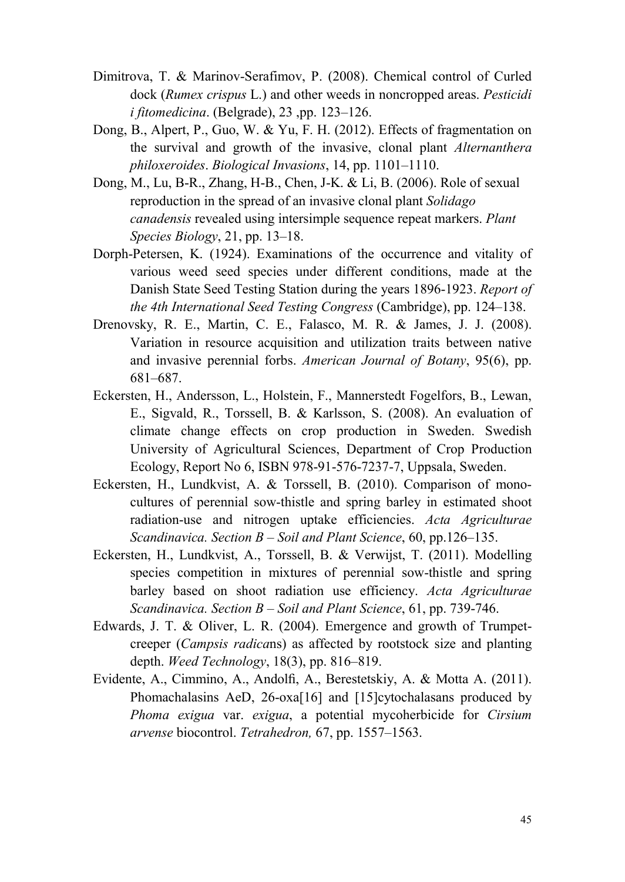Dimitrova, T. & Marinov-Serafimov, P. (2008). Chemical control of Curled dock (*Rumex crispus* L.) and other weeds in noncropped areas. *Pesticidi i fitomedicina*. (Belgrade), 23 ,pp. 123–126.

Dong, B., Alpert, P., Guo, W. & Yu, F. H. (2012). Effects of fragmentation on the survival and growth of the invasive, clonal plant *Alternanthera philoxeroides*. *Biological Invasions*, 14, pp. 1101–1110.

Dong, M., Lu, B-R., Zhang, H-B., Chen, J-K. & Li, B. (2006). Role of sexual reproduction in the spread of an invasive clonal plant *Solidago canadensis* revealed using intersimple sequence repeat markers. *Plant Species Biology*, 21, pp. 13–18.

Dorph-Petersen, K. (1924). Examinations of the occurrence and vitality of various weed seed species under different conditions, made at the Danish State Seed Testing Station during the years 1896-1923. *Report of the 4th International Seed Testing Congress* (Cambridge), pp. 124–138.

Drenovsky, R. E., Martin, C. E., Falasco, M. R. & James, J. J. (2008). Variation in resource acquisition and utilization traits between native and invasive perennial forbs. *American Journal of Botany*, 95(6), pp. 681–687.

Eckersten, H., Andersson, L., Holstein, F., Mannerstedt Fogelfors, B., Lewan, E., Sigvald, R., Torssell, B. & Karlsson, S. (2008). An evaluation of climate change effects on crop production in Sweden. Swedish University of Agricultural Sciences, Department of Crop Production Ecology, Report No 6, ISBN 978-91-576-7237-7, Uppsala, Sweden.

Eckersten, H., Lundkvist, A. & Torssell, B. (2010). Comparison of mono-cultures of perennial sow-thistle and spring barley in estimated shoot radiation-use and nitrogen uptake efficiencies. *Acta Agriculturae Scandinavica. Section B – Soil and Plant Science*, 60, pp.126–135.

Eckersten, H., Lundkvist, A., Torssell, B. & Verwijst, T. (2011). Modelling species competition in mixtures of perennial sow-thistle and spring barley based on shoot radiation use efficiency. *Acta Agriculturae Scandinavica. Section B – Soil and Plant Science*, 61, pp. 739-746.

Edwards, J. T. & Oliver, L. R. (2004). Emergence and growth of Trumpet-creeper (*Campsis radica*ns) as affected by rootstock size and planting depth. *Weed Technology*, 18(3), pp. 816–819.

Evidente, A., Cimmino, A., Andolfi, A., Berestetskiy, A. & Motta A. (2011). Phomachalasins AeD, 26-oxa[16] and [15]cytochalasans produced by *Phoma exigua* var. *exigua*, a potential mycoherbicide for *Cirsium arvense* biocontrol. *Tetrahedron,* 67, pp. 1557–1563.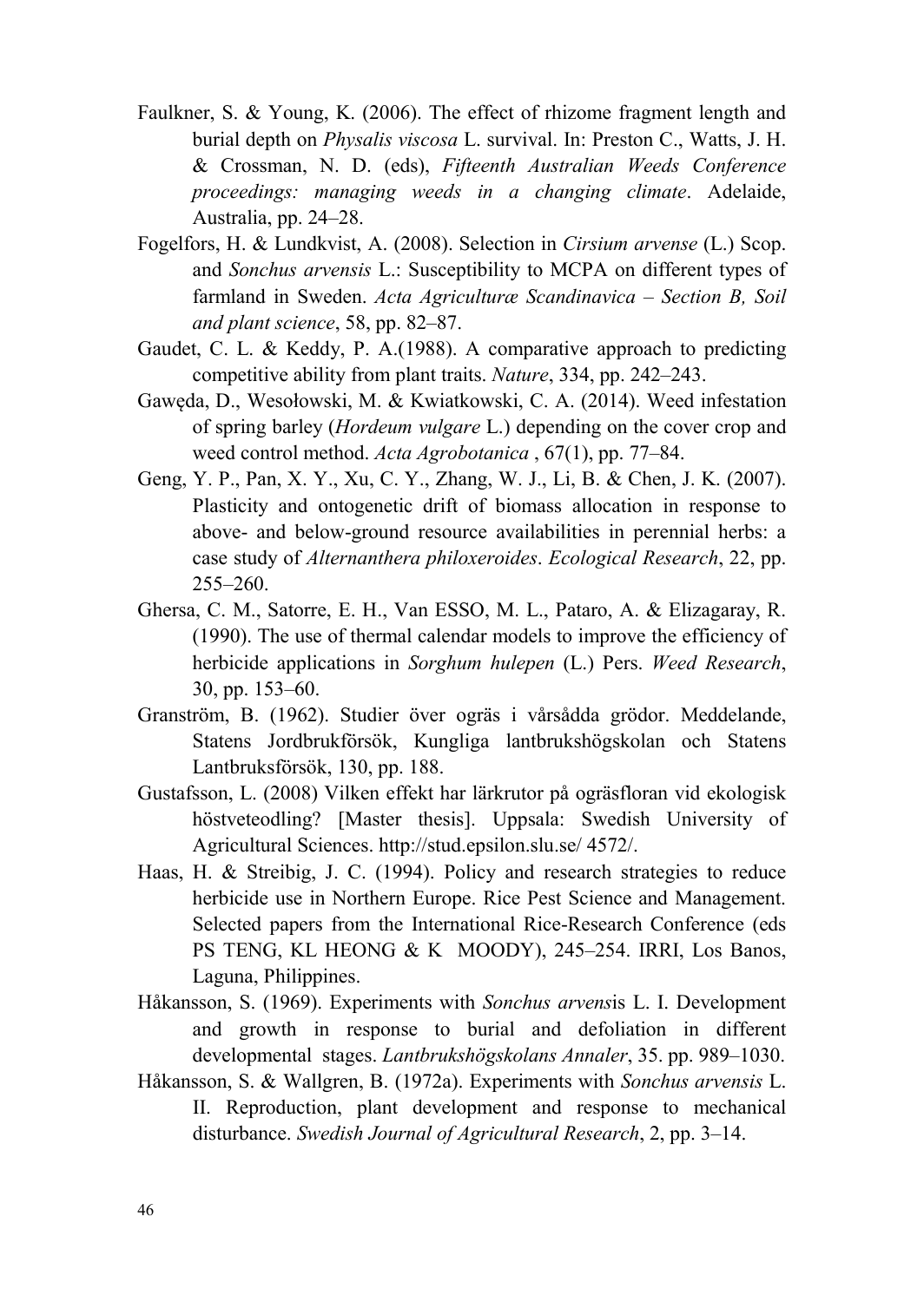Faulkner, S. & Young, K. (2006). The effect of rhizome fragment length and burial depth on *Physalis viscosa* L. survival. In: Preston C., Watts, J. H. & Crossman, N. D. (eds), *Fifteenth Australian Weeds Conference proceedings: managing weeds in a changing climate*. Adelaide, Australia, pp. 24–28.

Fogelfors, H. & Lundkvist, A. (2008). Selection in *Cirsium arvense* (L.) Scop. and *Sonchus arvensis* L.: Susceptibility to MCPA on different types of farmland in Sweden. *Acta Agriculturæ Scandinavica – Section B, Soil and plant science*, 58, pp. 82–87.

Gaudet, C. L. & Keddy, P. A.(1988). A comparative approach to predicting competitive ability from plant traits. *Nature*, 334, pp. 242–243.

Gawęda, D., Wesołowski, M. & Kwiatkowski, C. A. (2014). Weed infestation of spring barley (*Hordeum vulgare* L.) depending on the cover crop and weed control method. *Acta Agrobotanica* , 67(1), pp. 77–84.

Geng, Y. P., Pan, X. Y., Xu, C. Y., Zhang, W. J., Li, B. & Chen, J. K. (2007). Plasticity and ontogenetic drift of biomass allocation in response to above- and below-ground resource availabilities in perennial herbs: a case study of *Alternanthera philoxeroides*. *Ecological Research*, 22, pp. 255–260.

Ghersa, C. M., Satorre, E. H., Van ESSO, M. L., Pataro, A. & Elizagaray, R. (1990). The use of thermal calendar models to improve the efficiency of herbicide applications in *Sorghum hulepen* (L.) Pers. *Weed Research*, 30, pp. 153–60.

Granström, B. (1962). Studier över ogräs i vårsådda grödor. Meddelande, Statens Jordbrukförsök, Kungliga lantbrukshögskolan och Statens Lantbruksförsök, 130, pp. 188.

Gustafsson, L. (2008) Vilken effekt har lärkrutor på ogräsfloran vid ekologisk höstveteodling? [Master thesis]. Uppsala: Swedish University of Agricultural Sciences. http://stud.epsilon.slu.se/ 4572/.

Haas, H. & Streibig, J. C. (1994). Policy and research strategies to reduce herbicide use in Northern Europe. Rice Pest Science and Management. Selected papers from the International Rice-Research Conference (eds PS TENG, KL HEONG & K MOODY), 245–254. IRRI, Los Banos, Laguna, Philippines.

Håkansson, S. (1969). Experiments with *Sonchus arvensis* L. I. Development and growth in response to burial and defoliation in different developmental stages. *Lantbrukshögskolans Annaler*, 35. pp. 989–1030.

Håkansson, S. & Wallgren, B. (1972a). Experiments with *Sonchus arvensis* L. II. Reproduction, plant development and response to mechanical disturbance. *Swedish Journal of Agricultural Research*, 2, pp. 3–14.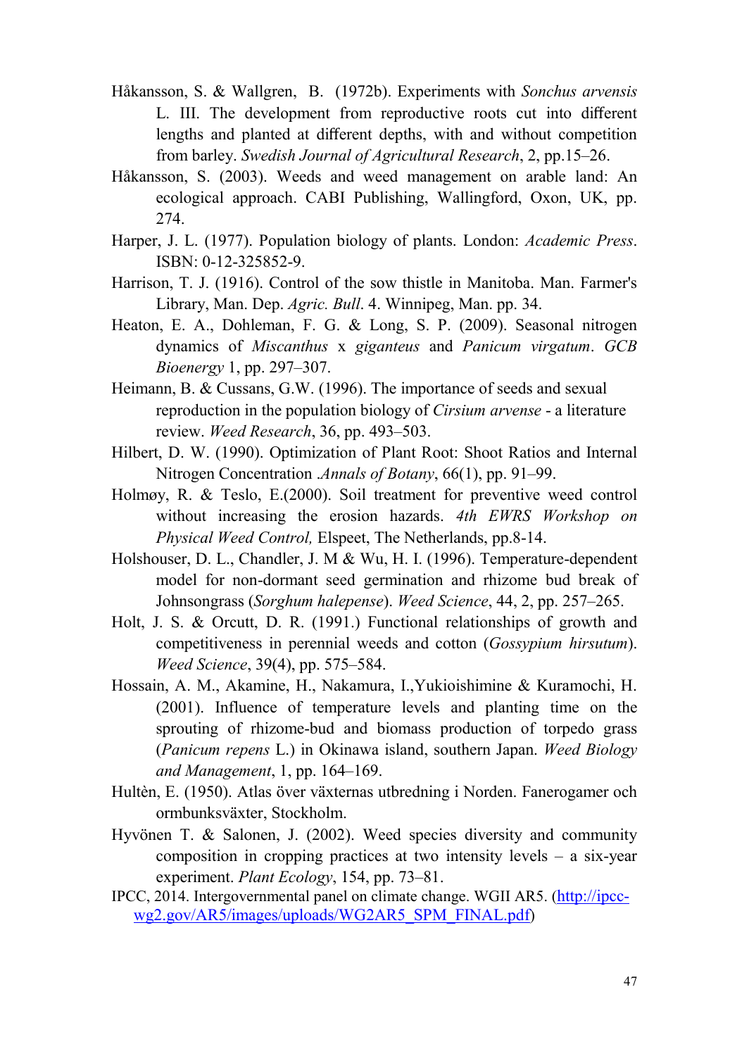Håkansson, S. & Wallgren, B. (1972b). Experiments with *Sonchus arvensis* L. III. The development from reproductive roots cut into different lengths and planted at different depths, with and without competition from barley. *Swedish Journal of Agricultural Research*, 2, pp.15–26.

Håkansson, S. (2003). Weeds and weed management on arable land: An ecological approach. CABI Publishing, Wallingford, Oxon, UK, pp. 274.

Harper, J. L. (1977). Population biology of plants. London: *Academic Press*. ISBN: 0-12-325852-9.

Harrison, T. J. (1916). Control of the sow thistle in Manitoba. Man. Farmer's Library, Man. Dep. *Agric. Bull*. 4. Winnipeg, Man. pp. 34.

Heaton, E. A., Dohleman, F. G. & Long, S. P. (2009). Seasonal nitrogen dynamics of *Miscanthus* x *giganteus* and *Panicum virgatum*. *GCB Bioenergy* 1, pp. 297–307.

Heimann, B. & Cussans, G.W. (1996). The importance of seeds and sexual reproduction in the population biology of *Cirsium arvense* - a literature review. *Weed Research*, 36, pp. 493–503.

Hilbert, D. W. (1990). Optimization of Plant Root: Shoot Ratios and Internal Nitrogen Concentration .*Annals of Botany*, 66(1), pp. 91–99.

Holmøy, R. & Teslo, E.(2000). Soil treatment for preventive weed control without increasing the erosion hazards. *4th EWRS Workshop on Physical Weed Control,* Elspeet, The Netherlands, pp.8-14.

Holshouser, D. L., Chandler, J. M & Wu, H. I. (1996). Temperature-dependent model for non-dormant seed germination and rhizome bud break of Johnsongrass (*Sorghum halepense*). *Weed Science*, 44, 2, pp. 257–265.

Holt, J. S. & Orcutt, D. R. (1991.) Functional relationships of growth and competitiveness in perennial weeds and cotton (*Gossypium hirsutum*). *Weed Science*, 39(4), pp. 575–584.

Hossain, A. M., Akamine, H., Nakamura, I.,Yukioishimine & Kuramochi, H. (2001). Influence of temperature levels and planting time on the sprouting of rhizome-bud and biomass production of torpedo grass (*Panicum repens* L.) in Okinawa island, southern Japan. *Weed Biology and Management*, 1, pp. 164–169.

Hultèn, E. (1950). Atlas över växternas utbredning i Norden. Fanerogamer och ormbunksväxter, Stockholm.

Hyvönen T. & Salonen, J. (2002). Weed species diversity and community composition in cropping practices at two intensity levels – a six-year experiment. *Plant Ecology*, 154, pp. 73–81.

IPCC, 2014. Intergovernmental panel on climate change. WGII AR5. (http://ipcc-wg2.gov/AR5/images/uploads/WG2AR5_SPM_FINAL.pdf)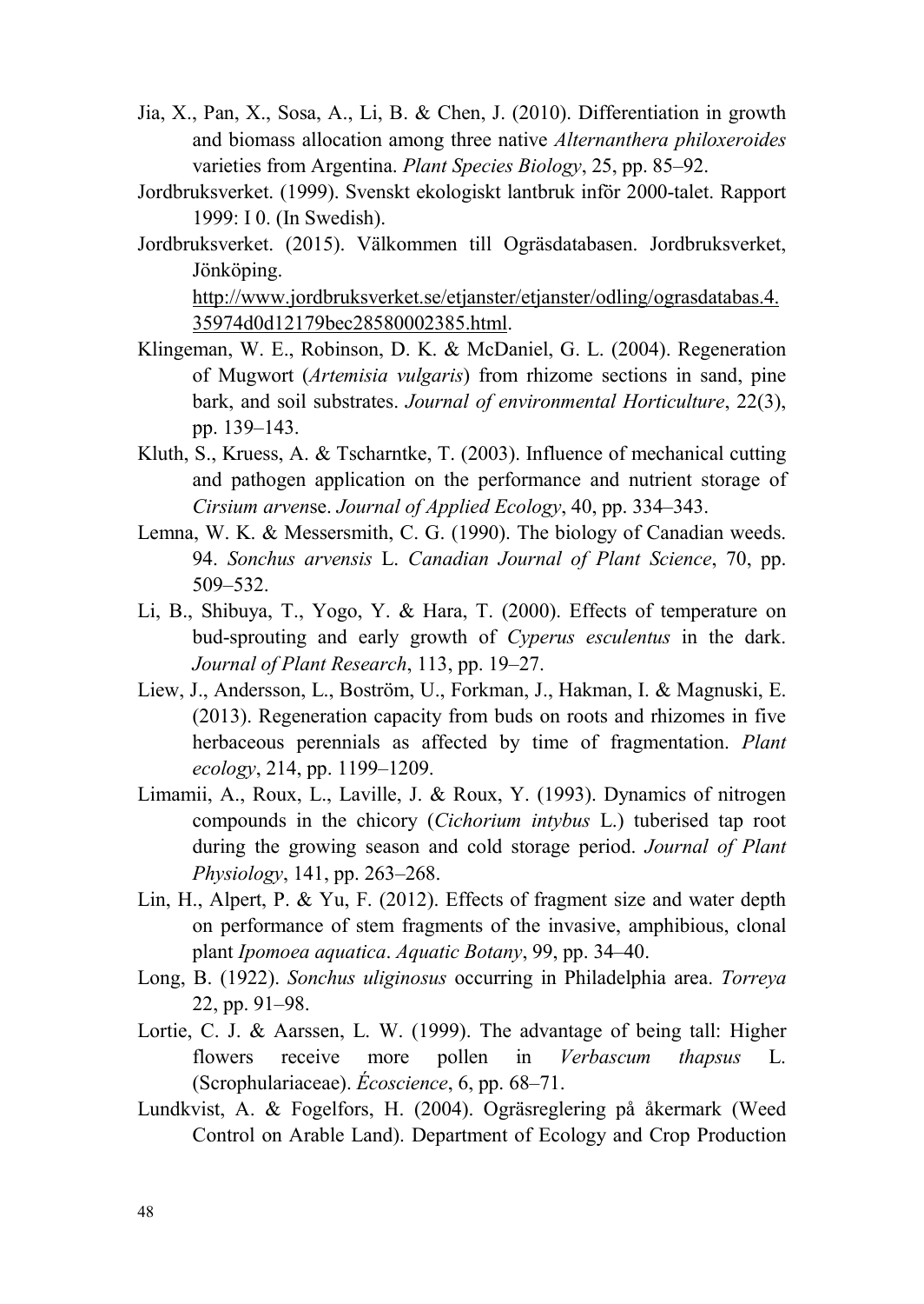Jia, X., Pan, X., Sosa, A., Li, B. & Chen, J. (2010). Differentiation in growth and biomass allocation among three native *Alternanthera philoxeroides* varieties from Argentina. *Plant Species Biology*, 25, pp. 85–92.

Jordbruksverket. (1999). Svenskt ekologiskt lantbruk inför 2000-talet. Rapport 1999: I 0. (In Swedish).

Jordbruksverket. (2015). Välkommen till Ogräsdatabasen. Jordbruksverket, Jönköping. http://www.jordbruksverket.se/etjanster/etjanster/odling/ograsdatabas.4.35974d0d12179bec28580002385.html.

Klingeman, W. E., Robinson, D. K. & McDaniel, G. L. (2004). Regeneration of Mugwort (*Artemisia vulgaris*) from rhizome sections in sand, pine bark, and soil substrates. *Journal of environmental Horticulture*, 22(3), pp. 139–143.

Kluth, S., Kruess, A. & Tscharntke, T. (2003). Influence of mechanical cutting and pathogen application on the performance and nutrient storage of *Cirsium arven*se. *Journal of Applied Ecology*, 40, pp. 334–343.

Lemna, W. K. & Messersmith, C. G. (1990). The biology of Canadian weeds. 94. *Sonchus arvensis* L. *Canadian Journal of Plant Science*, 70, pp. 509–532.

Li, B., Shibuya, T., Yogo, Y. & Hara, T. (2000). Effects of temperature on bud-sprouting and early growth of *Cyperus esculentus* in the dark. *Journal of Plant Research*, 113, pp. 19–27.

Liew, J., Andersson, L., Boström, U., Forkman, J., Hakman, I. & Magnuski, E. (2013). Regeneration capacity from buds on roots and rhizomes in five herbaceous perennials as affected by time of fragmentation. *Plant ecology*, 214, pp. 1199–1209.

Limamii, A., Roux, L., Laville, J. & Roux, Y. (1993). Dynamics of nitrogen compounds in the chicory (*Cichorium intybus* L.) tuberised tap root during the growing season and cold storage period. *Journal of Plant Physiology*, 141, pp. 263–268.

Lin, H., Alpert, P. & Yu, F. (2012). Effects of fragment size and water depth on performance of stem fragments of the invasive, amphibious, clonal plant *Ipomoea aquatica*. *Aquatic Botany*, 99, pp. 34–40.

Long, B. (1922). *Sonchus uliginosus* occurring in Philadelphia area. *Torreya* 22, pp. 91–98.

Lortie, C. J. & Aarssen, L. W. (1999). The advantage of being tall: Higher flowers receive more pollen in *Verbascum thapsus* L. (Scrophulariaceae). *Écoscience*, 6, pp. 68–71.

Lundkvist, A. & Fogelfors, H. (2004). Ogräsreglering på åkermark (Weed Control on Arable Land). Department of Ecology and Crop Production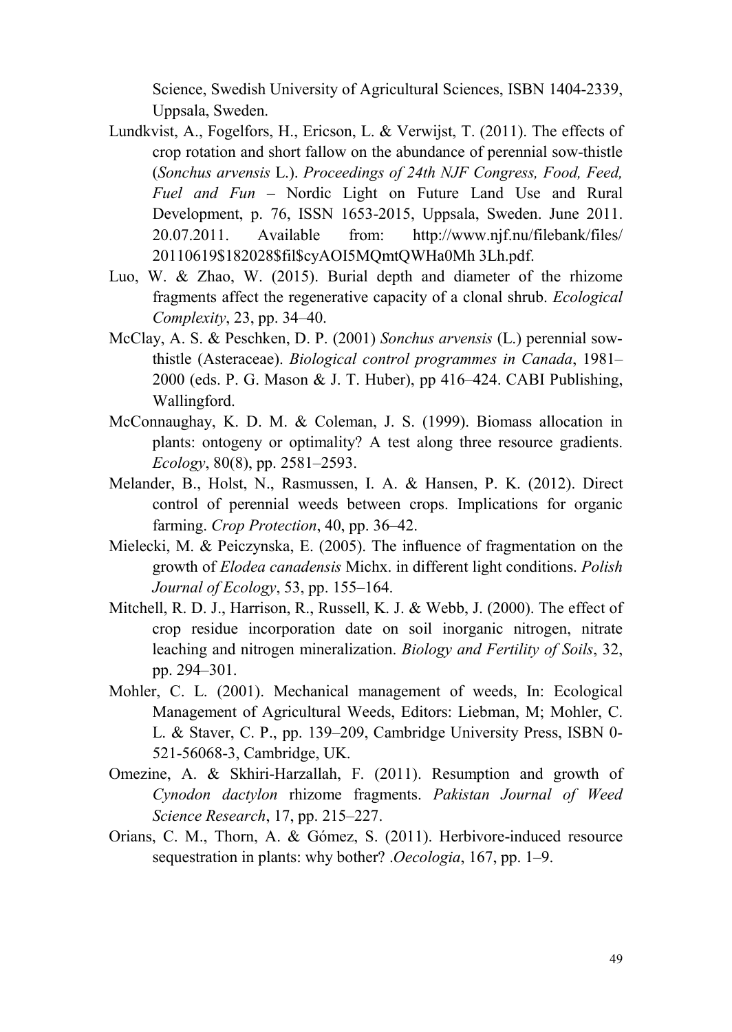Science, Swedish University of Agricultural Sciences, ISBN 1404-2339, Uppsala, Sweden.

Lundkvist, A., Fogelfors, H., Ericson, L. & Verwijst, T. (2011). The effects of crop rotation and short fallow on the abundance of perennial sow-thistle (*Sonchus arvensis* L.). *Proceedings of 24th NJF Congress, Food, Feed, Fuel and Fun* – Nordic Light on Future Land Use and Rural Development, p. 76, ISSN 1653-2015, Uppsala, Sweden. June 2011. 20.07.2011. Available from: http://www.njf.nu/filebank/files/20110619$182028$fil$cyAOI5MQmtQWHa0Mh 3Lh.pdf.

Luo, W. & Zhao, W. (2015). Burial depth and diameter of the rhizome fragments affect the regenerative capacity of a clonal shrub. *Ecological Complexity*, 23, pp. 34–40.

McClay, A. S. & Peschken, D. P. (2001) *Sonchus arvensis* (L.) perennial sow-thistle (Asteraceae). *Biological control programmes in Canada*, 1981–2000 (eds. P. G. Mason & J. T. Huber), pp 416–424. CABI Publishing, Wallingford.

McConnaughay, K. D. M. & Coleman, J. S. (1999). Biomass allocation in plants: ontogeny or optimality? A test along three resource gradients. *Ecology*, 80(8), pp. 2581–2593.

Melander, B., Holst, N., Rasmussen, I. A. & Hansen, P. K. (2012). Direct control of perennial weeds between crops. Implications for organic farming. *Crop Protection*, 40, pp. 36–42.

Mielecki, M. & Peiczynska, E. (2005). The influence of fragmentation on the growth of *Elodea canadensis* Michx. in different light conditions. *Polish Journal of Ecology*, 53, pp. 155–164.

Mitchell, R. D. J., Harrison, R., Russell, K. J. & Webb, J. (2000). The effect of crop residue incorporation date on soil inorganic nitrogen, nitrate leaching and nitrogen mineralization. *Biology and Fertility of Soils*, 32, pp. 294–301.

Mohler, C. L. (2001). Mechanical management of weeds, In: Ecological Management of Agricultural Weeds, Editors: Liebman, M; Mohler, C. L. & Staver, C. P., pp. 139–209, Cambridge University Press, ISBN 0-521-56068-3, Cambridge, UK.

Omezine, A. & Skhiri-Harzallah, F. (2011). Resumption and growth of *Cynodon dactylon* rhizome fragments. *Pakistan Journal of Weed Science Research*, 17, pp. 215–227.

Orians, C. M., Thorn, A. & Gómez, S. (2011). Herbivore-induced resource sequestration in plants: why bother? .*Oecologia*, 167, pp. 1–9.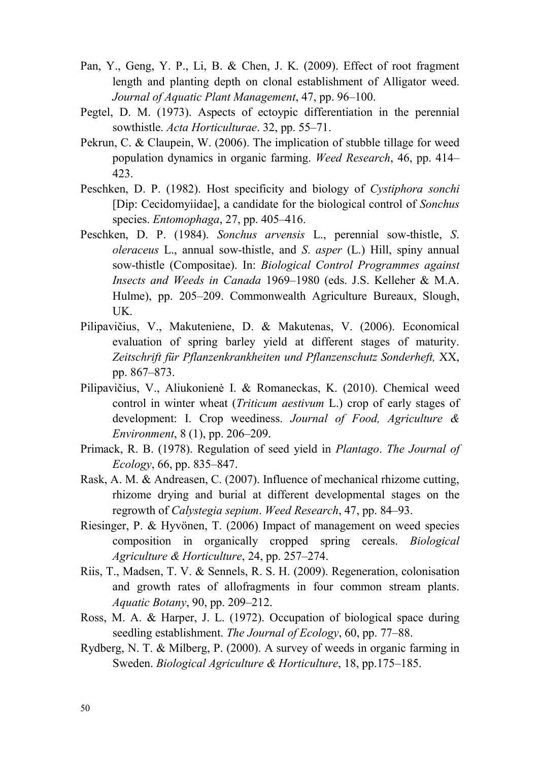Pan, Y., Geng, Y. P., Li, B. & Chen, J. K. (2009). Effect of root fragment length and planting depth on clonal establishment of Alligator weed. *Journal of Aquatic Plant Management*, 47, pp. 96–100.

Pegtel, D. M. (1973). Aspects of ectoypic differentiation in the perennial sowthistle. *Acta Horticulturae*. 32, pp. 55–71.

Pekrun, C. & Claupein, W. (2006). The implication of stubble tillage for weed population dynamics in organic farming. *Weed Research*, 46, pp. 414–423.

Peschken, D. P. (1982). Host specificity and biology of *Cystiphora sonchi* [Dip: Cecidomyiidae], a candidate for the biological control of *Sonchus* species. *Entomophaga*, 27, pp. 405–416.

Peschken, D. P. (1984). *Sonchus arvensis* L., perennial sow-thistle, *S. oleraceus* L., annual sow-thistle, and *S. asper* (L.) Hill, spiny annual sow-thistle (Compositae). In: *Biological Control Programmes against Insects and Weeds in Canada* 1969–1980 (eds. J.S. Kelleher & M.A. Hulme), pp. 205–209. Commonwealth Agriculture Bureaux, Slough, UK.

Pilipavičius, V., Makuteniene, D. & Makutenas, V. (2006). Economical evaluation of spring barley yield at different stages of maturity. *Zeitschrift für Pflanzenkrankheiten und Pflanzenschutz Sonderheft,* XX, pp. 867–873.

Pilipavičius, V., Aliukonienė I. & Romaneckas, K. (2010). Chemical weed control in winter wheat (*Triticum aestivum* L.) crop of early stages of development: I. Crop weediness. *Journal of Food, Agriculture & Environment*, 8 (1), pp. 206–209.

Primack, R. B. (1978). Regulation of seed yield in *Plantago*. *The Journal of Ecology*, 66, pp. 835–847.

Rask, A. M. & Andreasen, C. (2007). Influence of mechanical rhizome cutting, rhizome drying and burial at different developmental stages on the regrowth of *Calystegia sepium*. *Weed Research*, 47, pp. 84–93.

Riesinger, P. & Hyvönen, T. (2006) Impact of management on weed species composition in organically cropped spring cereals. *Biological Agriculture & Horticulture*, 24, pp. 257–274.

Riis, T., Madsen, T. V. & Sennels, R. S. H. (2009). Regeneration, colonisation and growth rates of allofragments in four common stream plants. *Aquatic Botany*, 90, pp. 209–212.

Ross, M. A. & Harper, J. L. (1972). Occupation of biological space during seedling establishment. *The Journal of Ecology*, 60, pp. 77–88.

Rydberg, N. T. & Milberg, P. (2000). A survey of weeds in organic farming in Sweden. *Biological Agriculture & Horticulture*, 18, pp.175–185.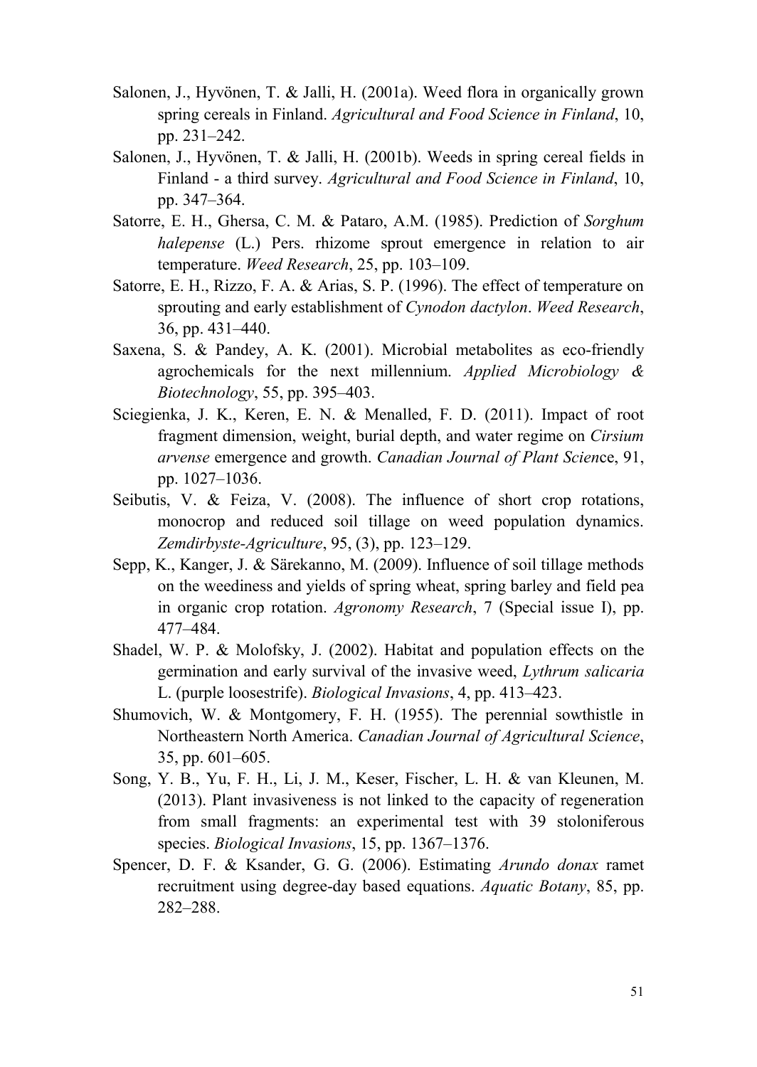Salonen, J., Hyvönen, T. & Jalli, H. (2001a). Weed flora in organically grown spring cereals in Finland. *Agricultural and Food Science in Finland*, 10, pp. 231–242.

Salonen, J., Hyvönen, T. & Jalli, H. (2001b). Weeds in spring cereal fields in Finland - a third survey. *Agricultural and Food Science in Finland*, 10, pp. 347–364.

Satorre, E. H., Ghersa, C. M. & Pataro, A.M. (1985). Prediction of *Sorghum halepense* (L.) Pers. rhizome sprout emergence in relation to air temperature. *Weed Research*, 25, pp. 103–109.

Satorre, E. H., Rizzo, F. A. & Arias, S. P. (1996). The effect of temperature on sprouting and early establishment of *Cynodon dactylon*. *Weed Research*, 36, pp. 431–440.

Saxena, S. & Pandey, A. K. (2001). Microbial metabolites as eco-friendly agrochemicals for the next millennium. *Applied Microbiology & Biotechnology*, 55, pp. 395–403.

Sciegienka, J. K., Keren, E. N. & Menalled, F. D. (2011). Impact of root fragment dimension, weight, burial depth, and water regime on *Cirsium arvense* emergence and growth. *Canadian Journal of Plant Scien*ce, 91, pp. 1027–1036.

Seibutis, V. & Feiza, V. (2008). The influence of short crop rotations, monocrop and reduced soil tillage on weed population dynamics. *Zemdirbyste-Agriculture*, 95, (3), pp. 123–129.

Sepp, K., Kanger, J. & Särekanno, M. (2009). Influence of soil tillage methods on the weediness and yields of spring wheat, spring barley and field pea in organic crop rotation. *Agronomy Research*, 7 (Special issue I), pp. 477–484.

Shadel, W. P. & Molofsky, J. (2002). Habitat and population effects on the germination and early survival of the invasive weed, *Lythrum salicaria* L. (purple loosestrife). *Biological Invasions*, 4, pp. 413–423.

Shumovich, W. & Montgomery, F. H. (1955). The perennial sowthistle in Northeastern North America. *Canadian Journal of Agricultural Science*, 35, pp. 601–605.

Song, Y. B., Yu, F. H., Li, J. M., Keser, Fischer, L. H. & van Kleunen, M. (2013). Plant invasiveness is not linked to the capacity of regeneration from small fragments: an experimental test with 39 stoloniferous species. *Biological Invasions*, 15, pp. 1367–1376.

Spencer, D. F. & Ksander, G. G. (2006). Estimating *Arundo donax* ramet recruitment using degree-day based equations. *Aquatic Botany*, 85, pp. 282–288.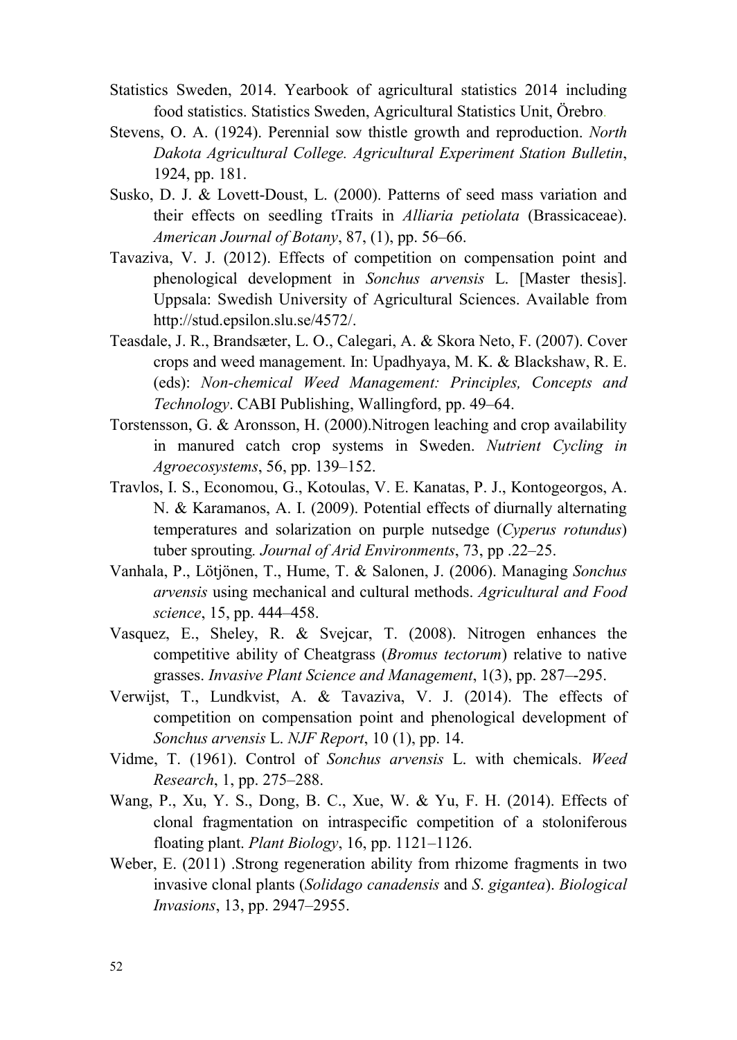Statistics Sweden, 2014. Yearbook of agricultural statistics 2014 including food statistics. Statistics Sweden, Agricultural Statistics Unit, Örebro.

Stevens, O. A. (1924). Perennial sow thistle growth and reproduction. *North Dakota Agricultural College. Agricultural Experiment Station Bulletin*, 1924, pp. 181.

Susko, D. J. & Lovett-Doust, L. (2000). Patterns of seed mass variation and their effects on seedling tTraits in *Alliaria petiolata* (Brassicaceae). *American Journal of Botany*, 87, (1), pp. 56–66.

Tavaziva, V. J. (2012). Effects of competition on compensation point and phenological development in *Sonchus arvensis* L. [Master thesis]. Uppsala: Swedish University of Agricultural Sciences. Available from http://stud.epsilon.slu.se/4572/.

Teasdale, J. R., Brandsæter, L. O., Calegari, A. & Skora Neto, F. (2007). Cover crops and weed management. In: Upadhyaya, M. K. & Blackshaw, R. E. (eds): *Non-chemical Weed Management: Principles, Concepts and Technology*. CABI Publishing, Wallingford, pp. 49–64.

Torstensson, G. & Aronsson, H. (2000).Nitrogen leaching and crop availability in manured catch crop systems in Sweden. *Nutrient Cycling in Agroecosystems*, 56, pp. 139–152.

Travlos, I. S., Economou, G., Kotoulas, V. E. Kanatas, P. J., Kontogeorgos, A. N. & Karamanos, A. I. (2009). Potential effects of diurnally alternating temperatures and solarization on purple nutsedge (*Cyperus rotundus*) tuber sprouting. *Journal of Arid Environments*, 73, pp .22–25.

Vanhala, P., Lötjönen, T., Hume, T. & Salonen, J. (2006). Managing *Sonchus arvensis* using mechanical and cultural methods. *Agricultural and Food science*, 15, pp. 444–458.

Vasquez, E., Sheley, R. & Svejcar, T. (2008). Nitrogen enhances the competitive ability of Cheatgrass (*Bromus tectorum*) relative to native grasses. *Invasive Plant Science and Management*, 1(3), pp. 287–-295.

Verwijst, T., Lundkvist, A. & Tavaziva, V. J. (2014). The effects of competition on compensation point and phenological development of *Sonchus arvensis* L. *NJF Report*, 10 (1), pp. 14.

Vidme, T. (1961). Control of *Sonchus arvensis* L. with chemicals. *Weed Research*, 1, pp. 275–288.

Wang, P., Xu, Y. S., Dong, B. C., Xue, W. & Yu, F. H. (2014). Effects of clonal fragmentation on intraspecific competition of a stoloniferous floating plant. *Plant Biology*, 16, pp. 1121–1126.

Weber, E. (2011) .Strong regeneration ability from rhizome fragments in two invasive clonal plants (*Solidago canadensis* and *S. gigantea*). *Biological Invasions*, 13, pp. 2947–2955.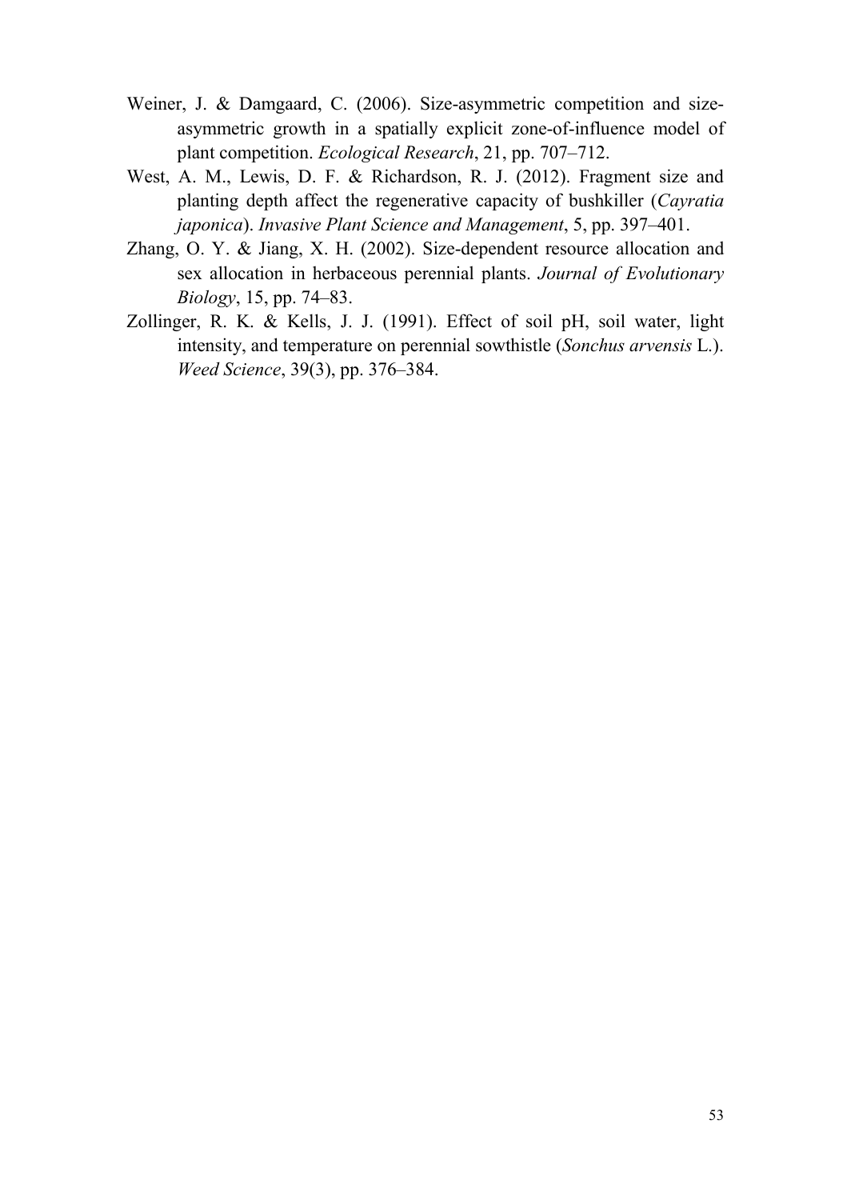Weiner, J. & Damgaard, C. (2006). Size-asymmetric competition and size-asymmetric growth in a spatially explicit zone-of-influence model of plant competition. *Ecological Research*, 21, pp. 707–712.

West, A. M., Lewis, D. F. & Richardson, R. J. (2012). Fragment size and planting depth affect the regenerative capacity of bushkiller (*Cayratia japonica*). *Invasive Plant Science and Management*, 5, pp. 397–401.

Zhang, O. Y. & Jiang, X. H. (2002). Size-dependent resource allocation and sex allocation in herbaceous perennial plants. *Journal of Evolutionary Biology*, 15, pp. 74–83.

Zollinger, R. K. & Kells, J. J. (1991). Effect of soil pH, soil water, light intensity, and temperature on perennial sowthistle (*Sonchus arvensis* L.). *Weed Science*, 39(3), pp. 376–384.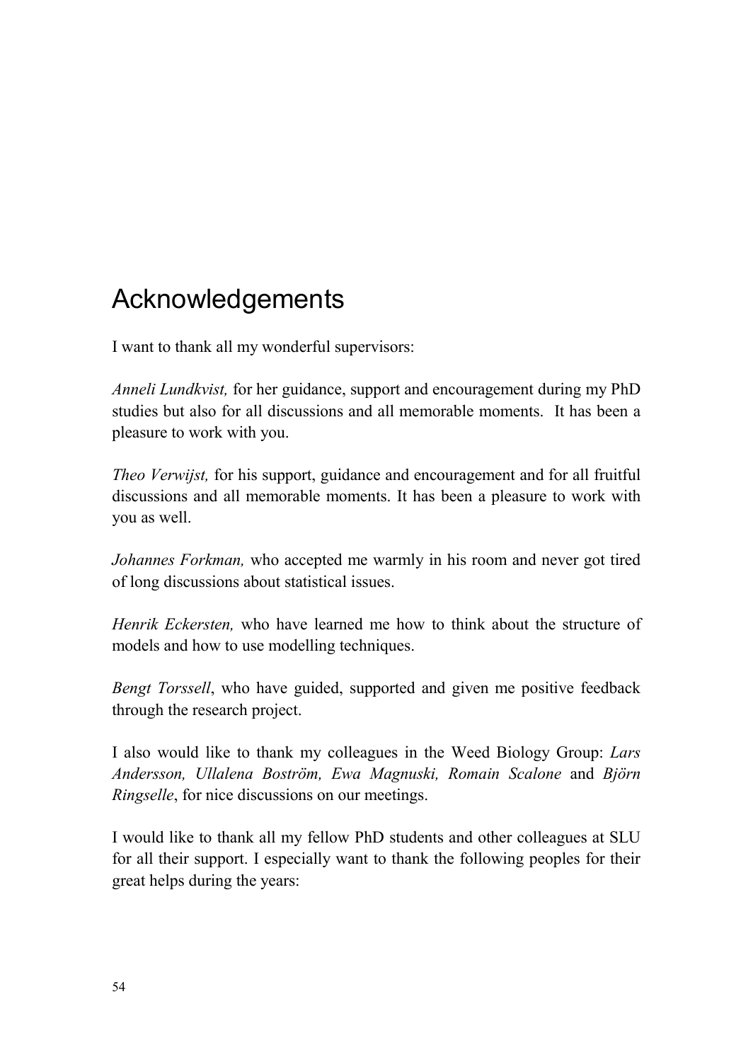# Acknowledgements

I want to thank all my wonderful supervisors:

*Anneli Lundkvist,* for her guidance, support and encouragement during my PhD studies but also for all discussions and all memorable moments.  It has been a pleasure to work with you.

*Theo Verwijst,* for his support, guidance and encouragement and for all fruitful discussions and all memorable moments. It has been a pleasure to work with you as well.

*Johannes Forkman,* who accepted me warmly in his room and never got tired of long discussions about statistical issues.

*Henrik Eckersten,* who have learned me how to think about the structure of models and how to use modelling techniques.

*Bengt Torssell*, who have guided, supported and given me positive feedback through the research project.

I also would like to thank my colleagues in the Weed Biology Group: *Lars Andersson, Ullalena Boström, Ewa Magnuski, Romain Scalone* and *Björn Ringselle*, for nice discussions on our meetings.

I would like to thank all my fellow PhD students and other colleagues at SLU for all their support. I especially want to thank the following peoples for their great helps during the years: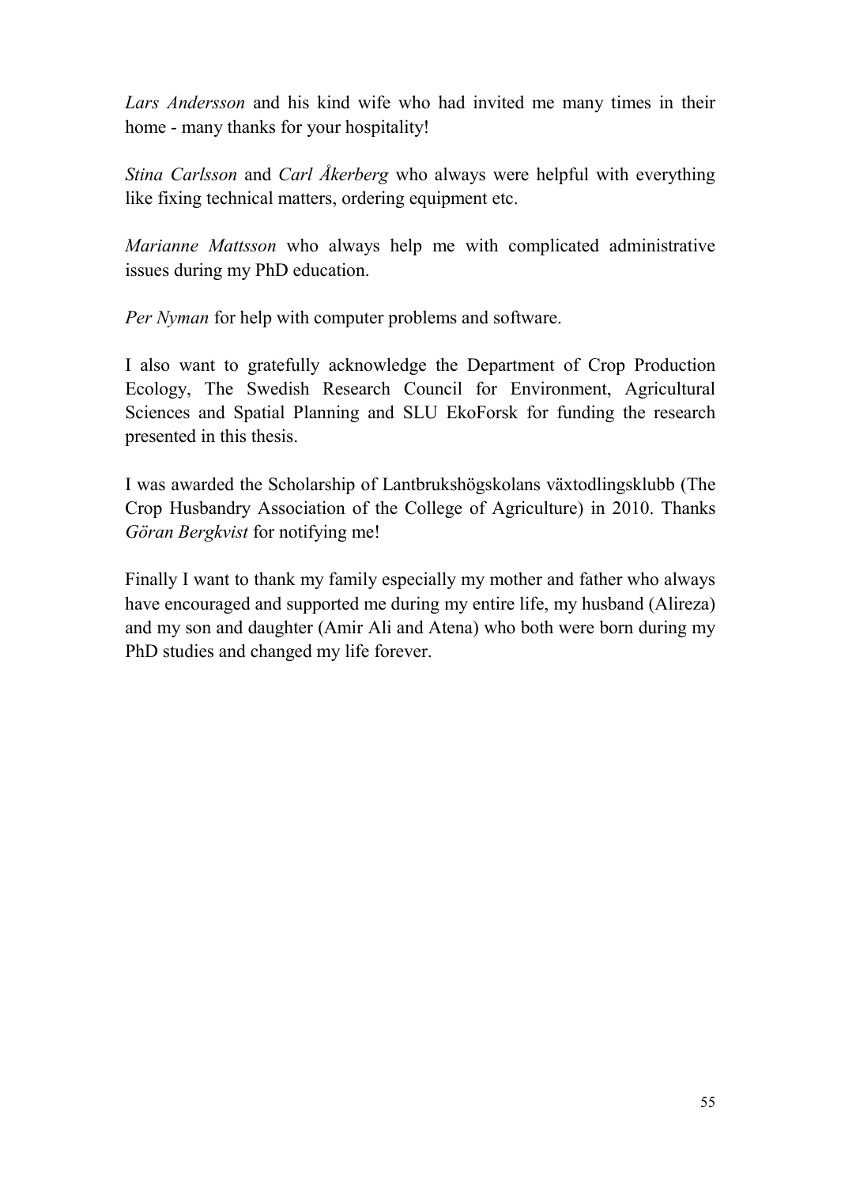*Lars Andersson* and his kind wife who had invited me many times in their home - many thanks for your hospitality!

*Stina Carlsson* and *Carl Åkerberg* who always were helpful with everything like fixing technical matters, ordering equipment etc.

*Marianne Mattsson* who always help me with complicated administrative issues during my PhD education.

*Per Nyman* for help with computer problems and software.

I also want to gratefully acknowledge the Department of Crop Production Ecology, The Swedish Research Council for Environment, Agricultural Sciences and Spatial Planning and SLU EkoForsk for funding the research presented in this thesis.

I was awarded the Scholarship of Lantbrukshögskolans växtodlingsklubb (The Crop Husbandry Association of the College of Agriculture) in 2010. Thanks *Göran Bergkvist* for notifying me!

Finally I want to thank my family especially my mother and father who always have encouraged and supported me during my entire life, my husband (Alireza) and my son and daughter (Amir Ali and Atena) who both were born during my PhD studies and changed my life forever.